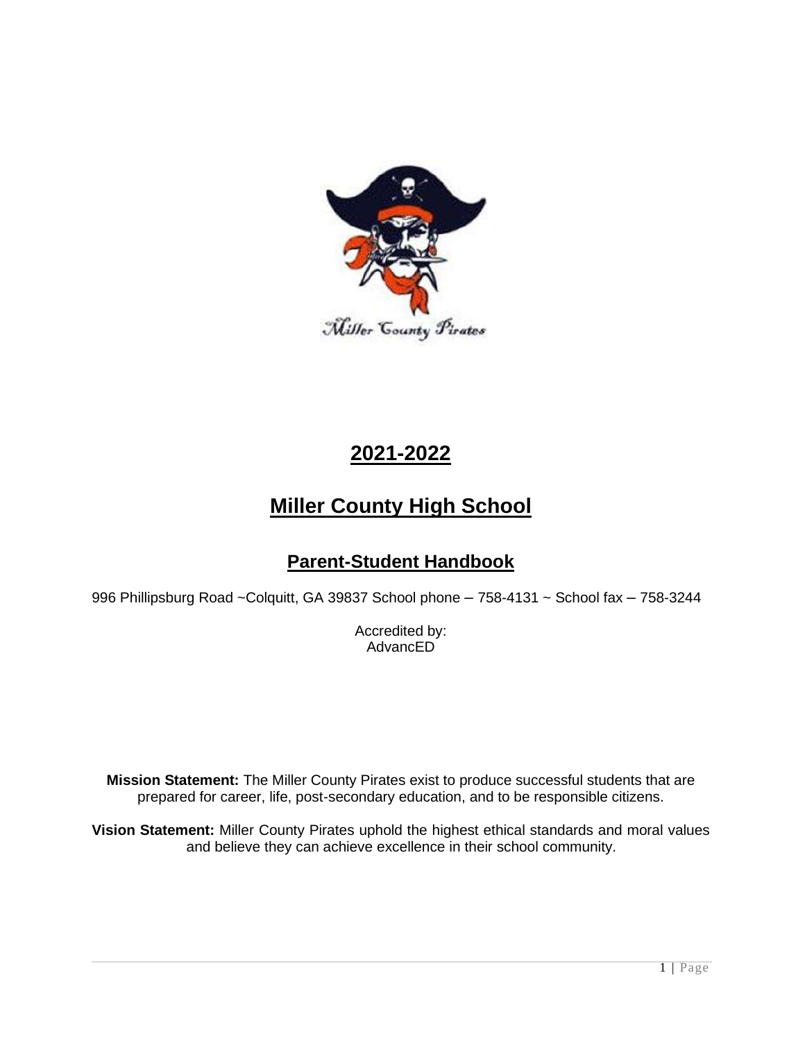# 2021-2022

# Miller County High School

## Parent-Student Handbook

996 Phillipsburg Road ~Colquitt, GA 39837 School phone – 758-4131 ~ School fax – 758-3244

Accredited by:
AdvancED

**Mission Statement:** The Miller County Pirates exist to produce successful students that are prepared for career, life, post-secondary education, and to be responsible citizens.

**Vision Statement:** Miller County Pirates uphold the highest ethical standards and moral values and believe they can achieve excellence in their school community.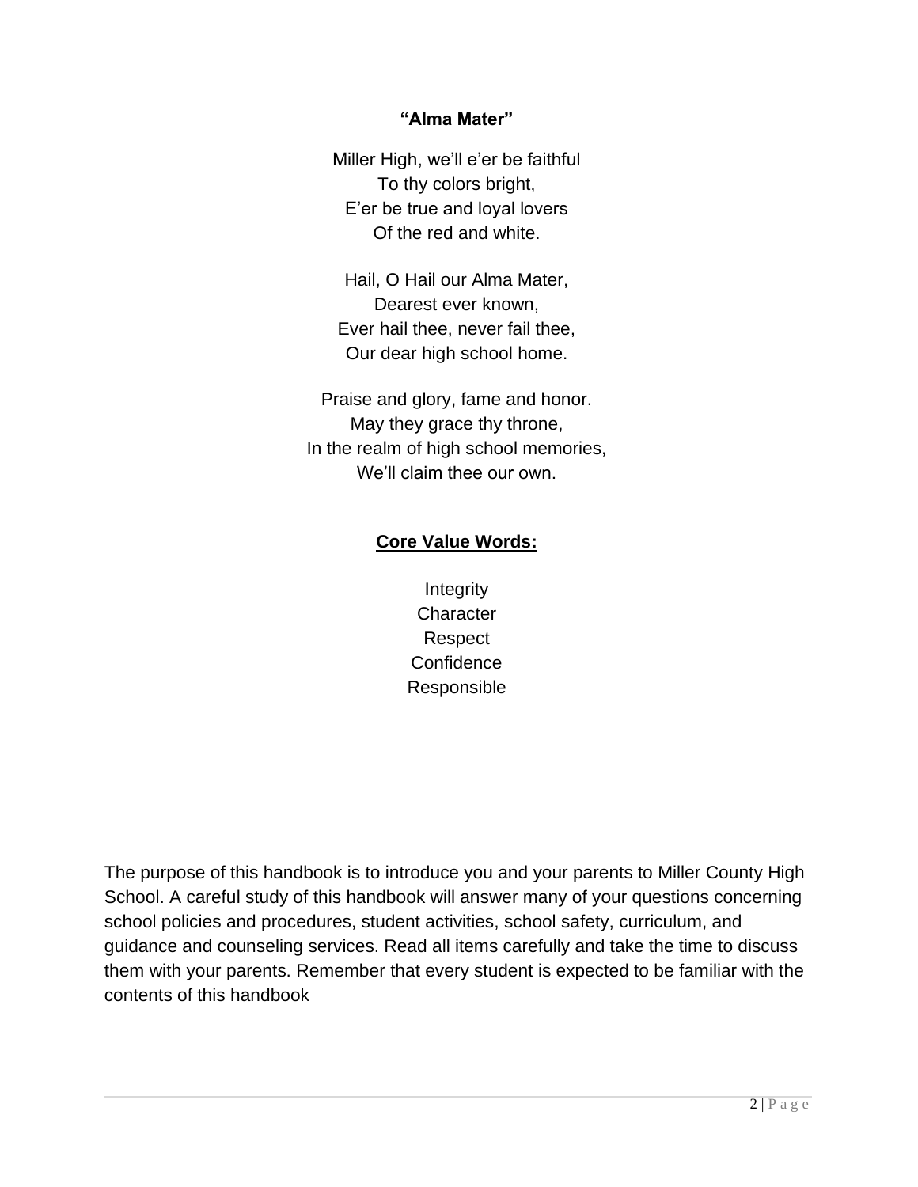**"Alma Mater"**

Miller High, we'll e'er be faithful
To thy colors bright,
E'er be true and loyal lovers
Of the red and white.

Hail, O Hail our Alma Mater,
Dearest ever known,
Ever hail thee, never fail thee,
Our dear high school home.

Praise and glory, fame and honor.
May they grace thy throne,
In the realm of high school memories,
We'll claim thee our own.

**Core Value Words:**

Integrity
Character
Respect
Confidence
Responsible

The purpose of this handbook is to introduce you and your parents to Miller County High School. A careful study of this handbook will answer many of your questions concerning school policies and procedures, student activities, school safety, curriculum, and guidance and counseling services. Read all items carefully and take the time to discuss them with your parents. Remember that every student is expected to be familiar with the contents of this handbook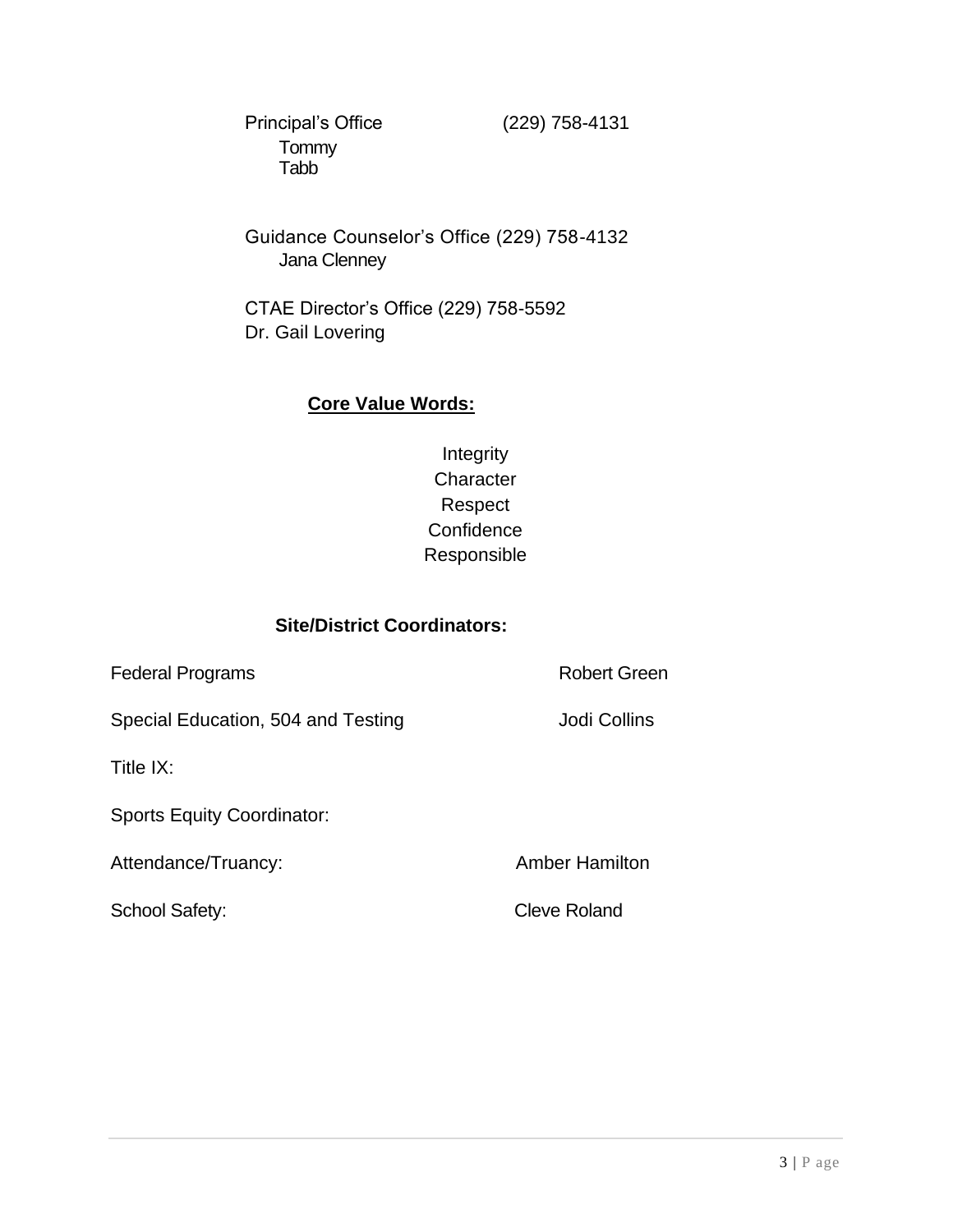Principal's Office (229) 758-4131
Tommy Tabb

Guidance Counselor's Office (229) 758-4132
Jana Clenney

CTAE Director's Office (229) 758-5592
Dr. Gail Lovering

**Core Value Words:**

Integrity
Character
Respect
Confidence
Responsible

**Site/District Coordinators:**

| | |
|---|---|
| Federal Programs | Robert Green |
| Special Education, 504 and Testing | Jodi Collins |
| Title IX: | |
| Sports Equity Coordinator: | |
| Attendance/Truancy: | Amber Hamilton |
| School Safety: | Cleve Roland |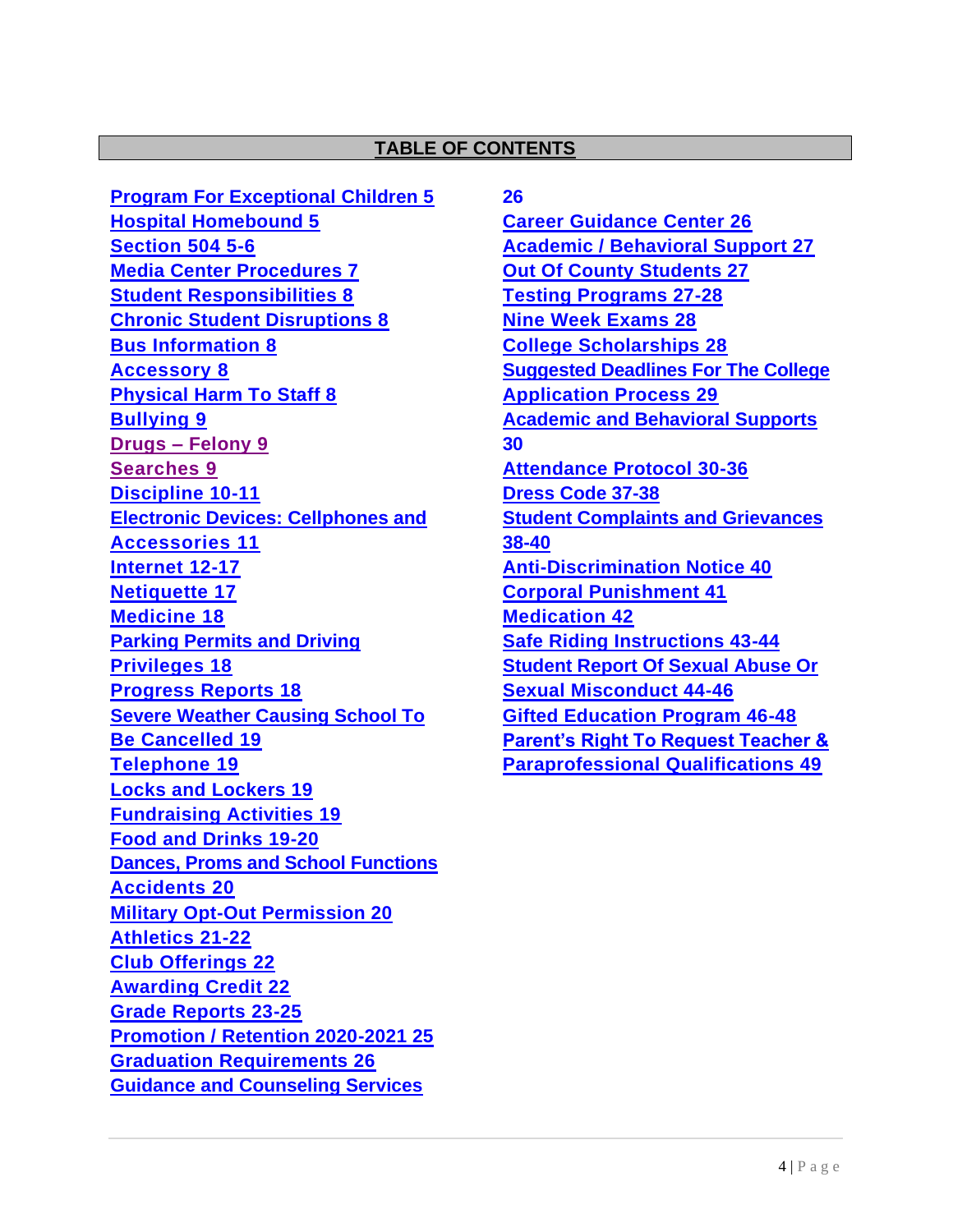## TABLE OF CONTENTS

- Program For Exceptional Children 5
- Hospital Homebound 5
- Section 504 5-6
- Media Center Procedures 7
- Student Responsibilities 8
- Chronic Student Disruptions 8
- Bus Information 8
- Accessory 8
- Physical Harm To Staff 8
- Bullying 9
- Drugs – Felony 9
- Searches 9
- Discipline 10-11
- Electronic Devices: Cellphones and Accessories 11
- Internet 12-17
- Netiquette 17
- Medicine 18
- Parking Permits and Driving Privileges 18
- Progress Reports 18
- Severe Weather Causing School To Be Cancelled 19
- Telephone 19
- Locks and Lockers 19
- Fundraising Activities 19
- Food and Drinks 19-20
- Dances, Proms and School Functions
- Accidents 20
- Military Opt-Out Permission 20
- Athletics 21-22
- Club Offerings 22
- Awarding Credit 22
- Grade Reports 23-25
- Promotion / Retention 2020-2021 25
- Graduation Requirements 26
- Guidance and Counseling Services 26
- Career Guidance Center 26
- Academic / Behavioral Support 27
- Out Of County Students 27
- Testing Programs 27-28
- Nine Week Exams 28
- College Scholarships 28
- Suggested Deadlines For The College Application Process 29
- Academic and Behavioral Supports 30
- Attendance Protocol 30-36
- Dress Code 37-38
- Student Complaints and Grievances 38-40
- Anti-Discrimination Notice 40
- Corporal Punishment 41
- Medication 42
- Safe Riding Instructions 43-44
- Student Report Of Sexual Abuse Or Sexual Misconduct 44-46
- Gifted Education Program 46-48
- Parent's Right To Request Teacher & Paraprofessional Qualifications 49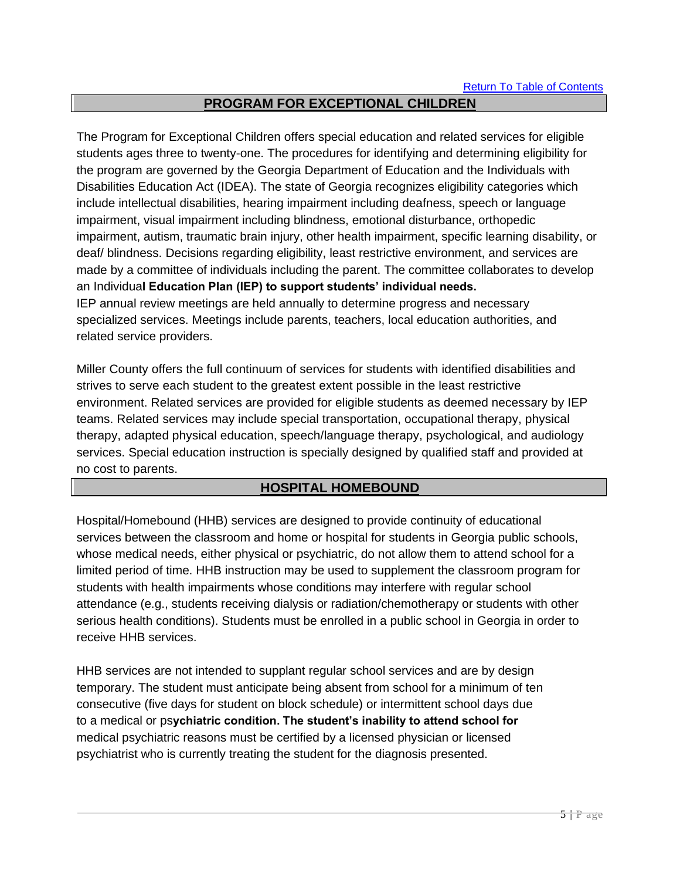[Return To Table of Contents]

## PROGRAM FOR EXCEPTIONAL CHILDREN

The Program for Exceptional Children offers special education and related services for eligible students ages three to twenty-one. The procedures for identifying and determining eligibility for the program are governed by the Georgia Department of Education and the Individuals with Disabilities Education Act (IDEA). The state of Georgia recognizes eligibility categories which include intellectual disabilities, hearing impairment including deafness, speech or language impairment, visual impairment including blindness, emotional disturbance, orthopedic impairment, autism, traumatic brain injury, other health impairment, specific learning disability, or deaf/ blindness. Decisions regarding eligibility, least restrictive environment, and services are made by a committee of individuals including the parent. The committee collaborates to develop an Individua**l Education Plan (IEP) to support students' individual needs.**
IEP annual review meetings are held annually to determine progress and necessary specialized services. Meetings include parents, teachers, local education authorities, and related service providers.

Miller County offers the full continuum of services for students with identified disabilities and strives to serve each student to the greatest extent possible in the least restrictive environment. Related services are provided for eligible students as deemed necessary by IEP teams. Related services may include special transportation, occupational therapy, physical therapy, adapted physical education, speech/language therapy, psychological, and audiology services. Special education instruction is specially designed by qualified staff and provided at no cost to parents.

## HOSPITAL HOMEBOUND

Hospital/Homebound (HHB) services are designed to provide continuity of educational services between the classroom and home or hospital for students in Georgia public schools, whose medical needs, either physical or psychiatric, do not allow them to attend school for a limited period of time. HHB instruction may be used to supplement the classroom program for students with health impairments whose conditions may interfere with regular school attendance (e.g., students receiving dialysis or radiation/chemotherapy or students with other serious health conditions). Students must be enrolled in a public school in Georgia in order to receive HHB services.

HHB services are not intended to supplant regular school services and are by design temporary. The student must anticipate being absent from school for a minimum of ten consecutive (five days for student on block schedule) or intermittent school days due to a medical or ps**ychiatric condition. The student's inability to attend school for** medical psychiatric reasons must be certified by a licensed physician or licensed psychiatrist who is currently treating the student for the diagnosis presented.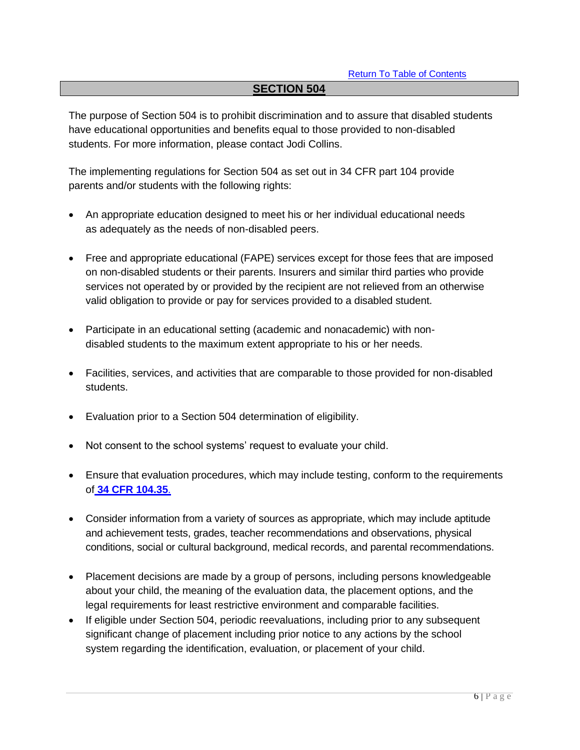Return To Table of Contents

## SECTION 504

The purpose of Section 504 is to prohibit discrimination and to assure that disabled students have educational opportunities and benefits equal to those provided to non-disabled students. For more information, please contact Jodi Collins.

The implementing regulations for Section 504 as set out in 34 CFR part 104 provide parents and/or students with the following rights:

- An appropriate education designed to meet his or her individual educational needs as adequately as the needs of non-disabled peers.
- Free and appropriate educational (FAPE) services except for those fees that are imposed on non-disabled students or their parents. Insurers and similar third parties who provide services not operated by or provided by the recipient are not relieved from an otherwise valid obligation to provide or pay for services provided to a disabled student.
- Participate in an educational setting (academic and nonacademic) with non-disabled students to the maximum extent appropriate to his or her needs.
- Facilities, services, and activities that are comparable to those provided for non-disabled students.
- Evaluation prior to a Section 504 determination of eligibility.
- Not consent to the school systems' request to evaluate your child.
- Ensure that evaluation procedures, which may include testing, conform to the requirements of **34 CFR 104.35**.
- Consider information from a variety of sources as appropriate, which may include aptitude and achievement tests, grades, teacher recommendations and observations, physical conditions, social or cultural background, medical records, and parental recommendations.
- Placement decisions are made by a group of persons, including persons knowledgeable about your child, the meaning of the evaluation data, the placement options, and the legal requirements for least restrictive environment and comparable facilities.
- If eligible under Section 504, periodic reevaluations, including prior to any subsequent significant change of placement including prior notice to any actions by the school system regarding the identification, evaluation, or placement of your child.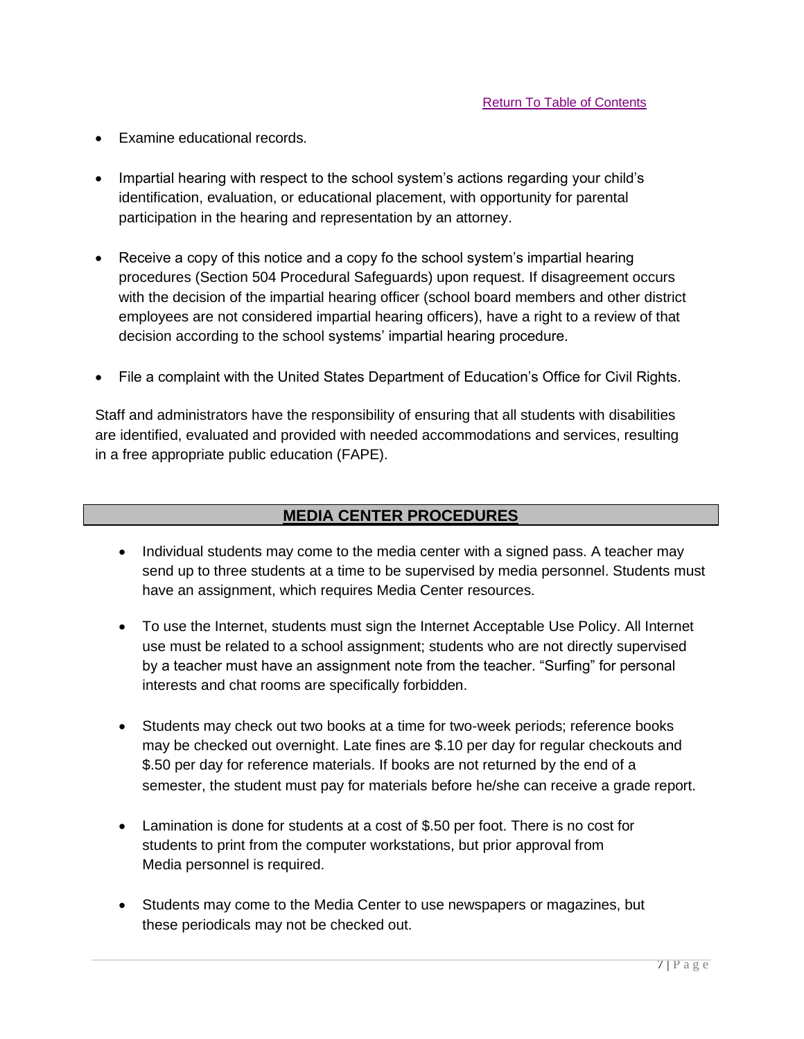[Return To Table of Contents]

- Examine educational records.
- Impartial hearing with respect to the school system's actions regarding your child's identification, evaluation, or educational placement, with opportunity for parental participation in the hearing and representation by an attorney.
- Receive a copy of this notice and a copy fo the school system's impartial hearing procedures (Section 504 Procedural Safeguards) upon request. If disagreement occurs with the decision of the impartial hearing officer (school board members and other district employees are not considered impartial hearing officers), have a right to a review of that decision according to the school systems' impartial hearing procedure.
- File a complaint with the United States Department of Education's Office for Civil Rights.

Staff and administrators have the responsibility of ensuring that all students with disabilities are identified, evaluated and provided with needed accommodations and services, resulting in a free appropriate public education (FAPE).

## MEDIA CENTER PROCEDURES

- Individual students may come to the media center with a signed pass. A teacher may send up to three students at a time to be supervised by media personnel. Students must have an assignment, which requires Media Center resources.
- To use the Internet, students must sign the Internet Acceptable Use Policy. All Internet use must be related to a school assignment; students who are not directly supervised by a teacher must have an assignment note from the teacher. "Surfing" for personal interests and chat rooms are specifically forbidden.
- Students may check out two books at a time for two-week periods; reference books may be checked out overnight. Late fines are $.10 per day for regular checkouts and $.50 per day for reference materials. If books are not returned by the end of a semester, the student must pay for materials before he/she can receive a grade report.
- Lamination is done for students at a cost of $.50 per foot. There is no cost for students to print from the computer workstations, but prior approval from Media personnel is required.
- Students may come to the Media Center to use newspapers or magazines, but these periodicals may not be checked out.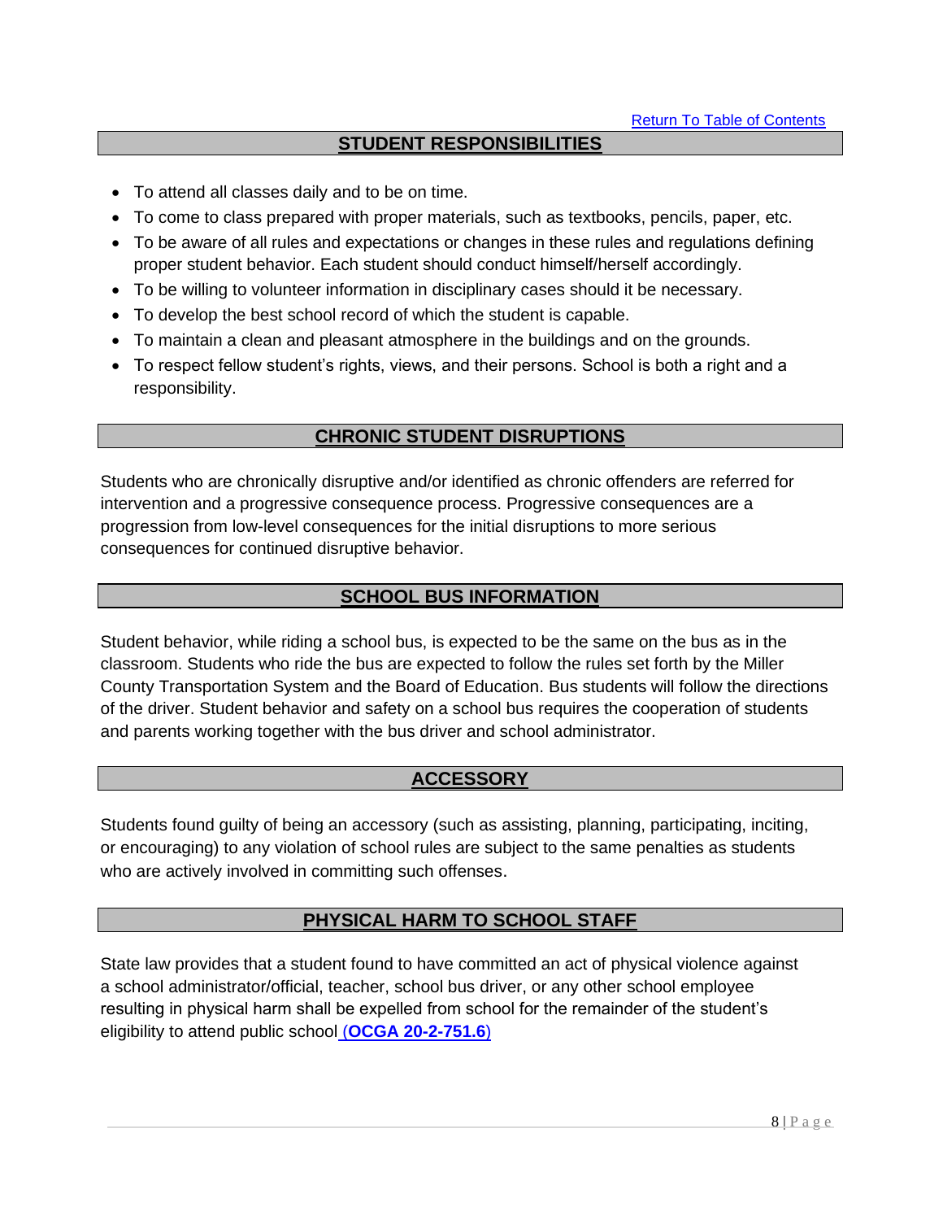[Return To Table of Contents]

## STUDENT RESPONSIBILITIES

- To attend all classes daily and to be on time.
- To come to class prepared with proper materials, such as textbooks, pencils, paper, etc.
- To be aware of all rules and expectations or changes in these rules and regulations defining proper student behavior. Each student should conduct himself/herself accordingly.
- To be willing to volunteer information in disciplinary cases should it be necessary.
- To develop the best school record of which the student is capable.
- To maintain a clean and pleasant atmosphere in the buildings and on the grounds.
- To respect fellow student's rights, views, and their persons. School is both a right and a responsibility.

## CHRONIC STUDENT DISRUPTIONS

Students who are chronically disruptive and/or identified as chronic offenders are referred for intervention and a progressive consequence process. Progressive consequences are a progression from low-level consequences for the initial disruptions to more serious consequences for continued disruptive behavior.

## SCHOOL BUS INFORMATION

Student behavior, while riding a school bus, is expected to be the same on the bus as in the classroom. Students who ride the bus are expected to follow the rules set forth by the Miller County Transportation System and the Board of Education. Bus students will follow the directions of the driver. Student behavior and safety on a school bus requires the cooperation of students and parents working together with the bus driver and school administrator.

## ACCESSORY

Students found guilty of being an accessory (such as assisting, planning, participating, inciting, or encouraging) to any violation of school rules are subject to the same penalties as students who are actively involved in committing such offenses.

## PHYSICAL HARM TO SCHOOL STAFF

State law provides that a student found to have committed an act of physical violence against a school administrator/official, teacher, school bus driver, or any other school employee resulting in physical harm shall be expelled from school for the remainder of the student's eligibility to attend public school (**OCGA 20-2-751.6**)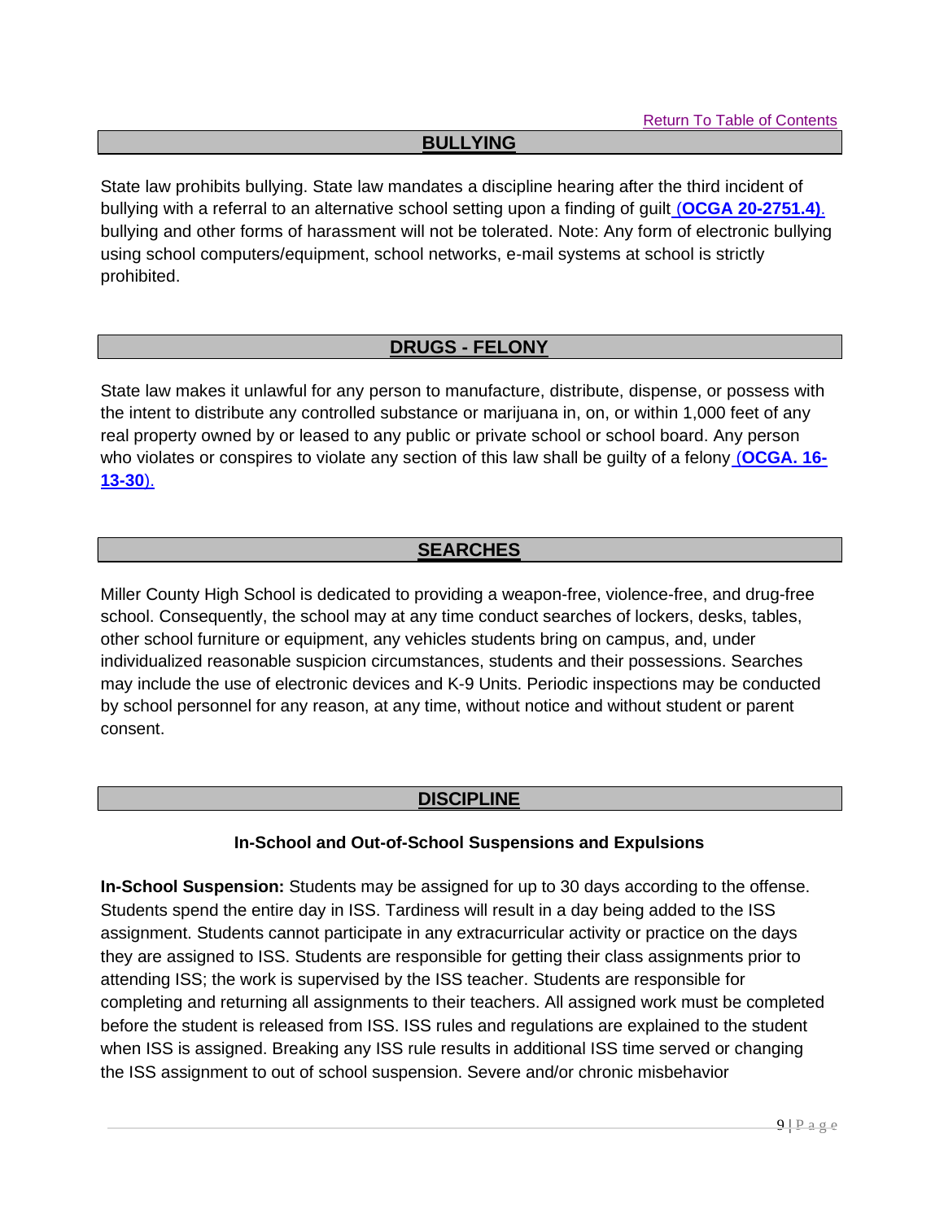Return To Table of Contents

## BULLYING

State law prohibits bullying. State law mandates a discipline hearing after the third incident of bullying with a referral to an alternative school setting upon a finding of guilt **(OCGA 20-2751.4)**. bullying and other forms of harassment will not be tolerated. Note: Any form of electronic bullying using school computers/equipment, school networks, e-mail systems at school is strictly prohibited.

## DRUGS - FELONY

State law makes it unlawful for any person to manufacture, distribute, dispense, or possess with the intent to distribute any controlled substance or marijuana in, on, or within 1,000 feet of any real property owned by or leased to any public or private school or school board. Any person who violates or conspires to violate any section of this law shall be guilty of a felony **(OCGA. 16-13-30)**.

## SEARCHES

Miller County High School is dedicated to providing a weapon-free, violence-free, and drug-free school. Consequently, the school may at any time conduct searches of lockers, desks, tables, other school furniture or equipment, any vehicles students bring on campus, and, under individualized reasonable suspicion circumstances, students and their possessions. Searches may include the use of electronic devices and K-9 Units. Periodic inspections may be conducted by school personnel for any reason, at any time, without notice and without student or parent consent.

## DISCIPLINE

### In-School and Out-of-School Suspensions and Expulsions

**In-School Suspension:** Students may be assigned for up to 30 days according to the offense. Students spend the entire day in ISS. Tardiness will result in a day being added to the ISS assignment. Students cannot participate in any extracurricular activity or practice on the days they are assigned to ISS. Students are responsible for getting their class assignments prior to attending ISS; the work is supervised by the ISS teacher. Students are responsible for completing and returning all assignments to their teachers. All assigned work must be completed before the student is released from ISS. ISS rules and regulations are explained to the student when ISS is assigned. Breaking any ISS rule results in additional ISS time served or changing the ISS assignment to out of school suspension. Severe and/or chronic misbehavior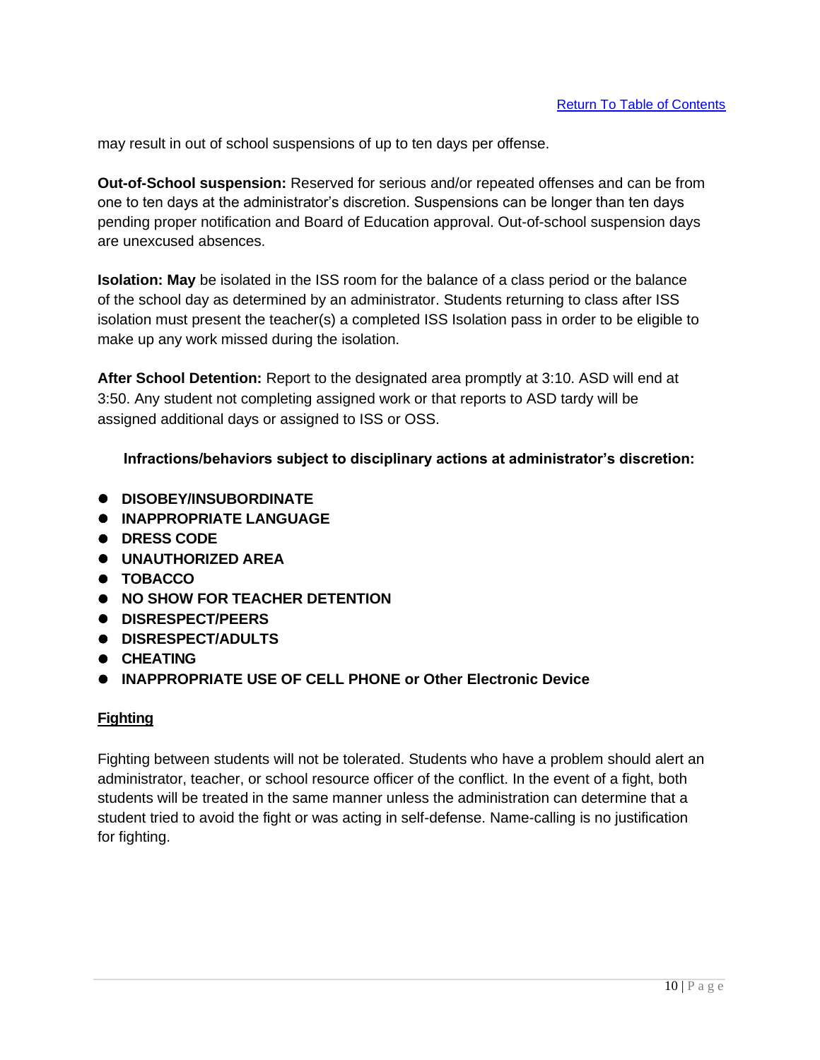may result in out of school suspensions of up to ten days per offense.

**Out-of-School suspension:** Reserved for serious and/or repeated offenses and can be from one to ten days at the administrator's discretion. Suspensions can be longer than ten days pending proper notification and Board of Education approval. Out-of-school suspension days are unexcused absences.

**Isolation: May** be isolated in the ISS room for the balance of a class period or the balance of the school day as determined by an administrator. Students returning to class after ISS isolation must present the teacher(s) a completed ISS Isolation pass in order to be eligible to make up any work missed during the isolation.

**After School Detention:** Report to the designated area promptly at 3:10. ASD will end at 3:50. Any student not completing assigned work or that reports to ASD tardy will be assigned additional days or assigned to ISS or OSS.

**Infractions/behaviors subject to disciplinary actions at administrator's discretion:**

- **DISOBEY/INSUBORDINATE**
- **INAPPROPRIATE LANGUAGE**
- **DRESS CODE**
- **UNAUTHORIZED AREA**
- **TOBACCO**
- **NO SHOW FOR TEACHER DETENTION**
- **DISRESPECT/PEERS**
- **DISRESPECT/ADULTS**
- **CHEATING**
- **INAPPROPRIATE USE OF CELL PHONE or Other Electronic Device**

## Fighting

Fighting between students will not be tolerated. Students who have a problem should alert an administrator, teacher, or school resource officer of the conflict. In the event of a fight, both students will be treated in the same manner unless the administration can determine that a student tried to avoid the fight or was acting in self-defense. Name-calling is no justification for fighting.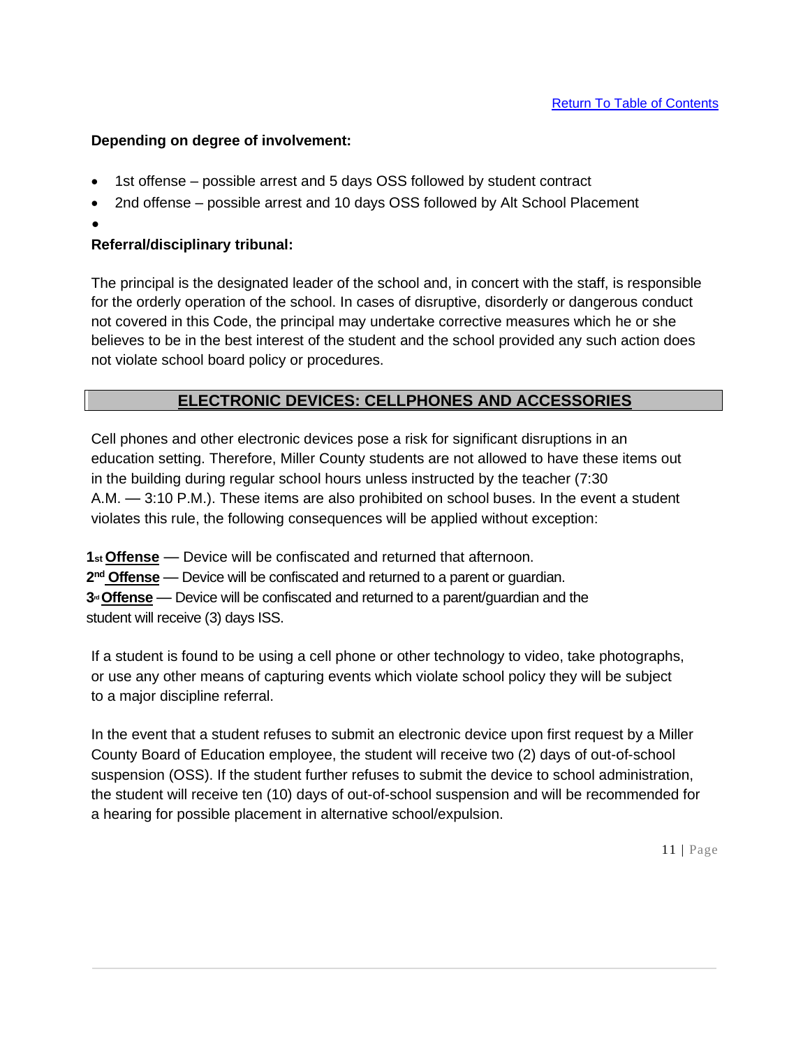[Return To Table of Contents](#)

**Depending on degree of involvement:**

- 1st offense – possible arrest and 5 days OSS followed by student contract
- 2nd offense – possible arrest and 10 days OSS followed by Alt School Placement

**Referral/disciplinary tribunal:**

The principal is the designated leader of the school and, in concert with the staff, is responsible for the orderly operation of the school. In cases of disruptive, disorderly or dangerous conduct not covered in this Code, the principal may undertake corrective measures which he or she believes to be in the best interest of the student and the school provided any such action does not violate school board policy or procedures.

## ELECTRONIC DEVICES: CELLPHONES AND ACCESSORIES

Cell phones and other electronic devices pose a risk for significant disruptions in an education setting. Therefore, Miller County students are not allowed to have these items out in the building during regular school hours unless instructed by the teacher (7:30 A.M. — 3:10 P.M.). These items are also prohibited on school buses. In the event a student violates this rule, the following consequences will be applied without exception:

**1st Offense** — Device will be confiscated and returned that afternoon.
**2nd Offense** — Device will be confiscated and returned to a parent or guardian.
**3rd Offense** — Device will be confiscated and returned to a parent/guardian and the student will receive (3) days ISS.

If a student is found to be using a cell phone or other technology to video, take photographs, or use any other means of capturing events which violate school policy they will be subject to a major discipline referral.

In the event that a student refuses to submit an electronic device upon first request by a Miller County Board of Education employee, the student will receive two (2) days of out-of-school suspension (OSS). If the student further refuses to submit the device to school administration, the student will receive ten (10) days of out-of-school suspension and will be recommended for a hearing for possible placement in alternative school/expulsion.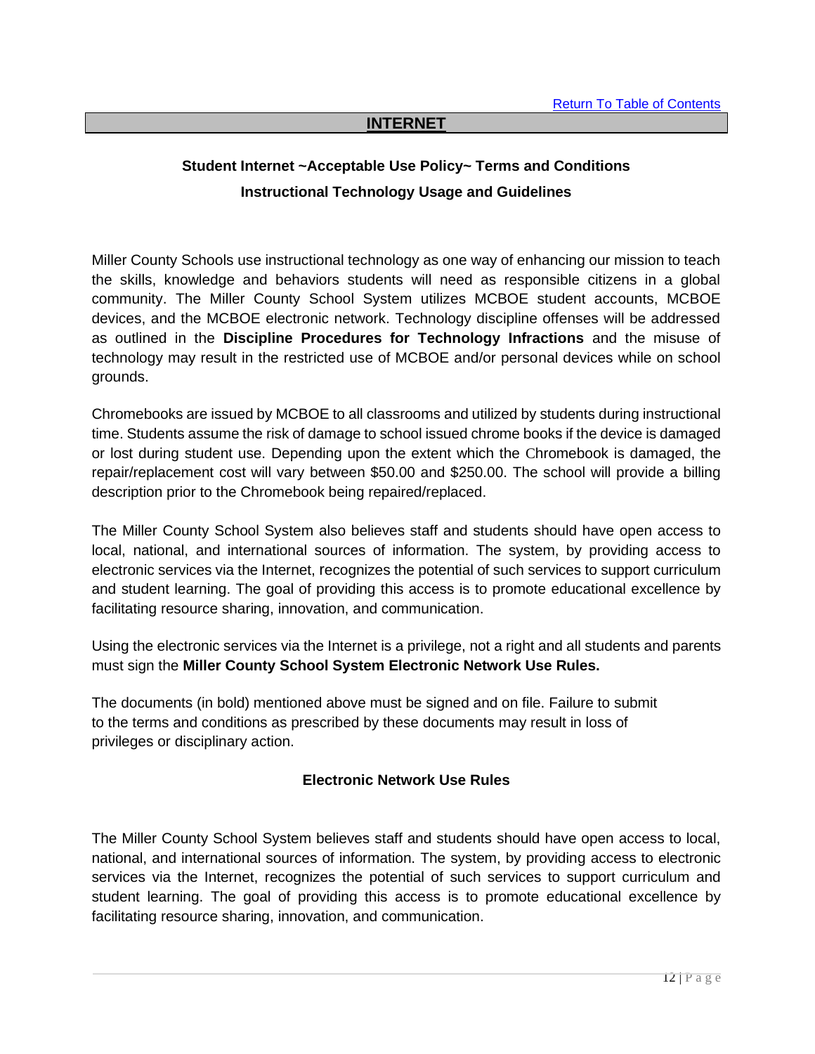[Return To Table of Contents]

## INTERNET

### Student Internet ~Acceptable Use Policy~ Terms and Conditions

### Instructional Technology Usage and Guidelines

Miller County Schools use instructional technology as one way of enhancing our mission to teach the skills, knowledge and behaviors students will need as responsible citizens in a global community. The Miller County School System utilizes MCBOE student accounts, MCBOE devices, and the MCBOE electronic network. Technology discipline offenses will be addressed as outlined in the **Discipline Procedures for Technology Infractions** and the misuse of technology may result in the restricted use of MCBOE and/or personal devices while on school grounds.

Chromebooks are issued by MCBOE to all classrooms and utilized by students during instructional time. Students assume the risk of damage to school issued chrome books if the device is damaged or lost during student use. Depending upon the extent which the Chromebook is damaged, the repair/replacement cost will vary between $50.00 and $250.00. The school will provide a billing description prior to the Chromebook being repaired/replaced.

The Miller County School System also believes staff and students should have open access to local, national, and international sources of information. The system, by providing access to electronic services via the Internet, recognizes the potential of such services to support curriculum and student learning. The goal of providing this access is to promote educational excellence by facilitating resource sharing, innovation, and communication.

Using the electronic services via the Internet is a privilege, not a right and all students and parents must sign the **Miller County School System Electronic Network Use Rules.**

The documents (in bold) mentioned above must be signed and on file. Failure to submit to the terms and conditions as prescribed by these documents may result in loss of privileges or disciplinary action.

### Electronic Network Use Rules

The Miller County School System believes staff and students should have open access to local, national, and international sources of information. The system, by providing access to electronic services via the Internet, recognizes the potential of such services to support curriculum and student learning. The goal of providing this access is to promote educational excellence by facilitating resource sharing, innovation, and communication.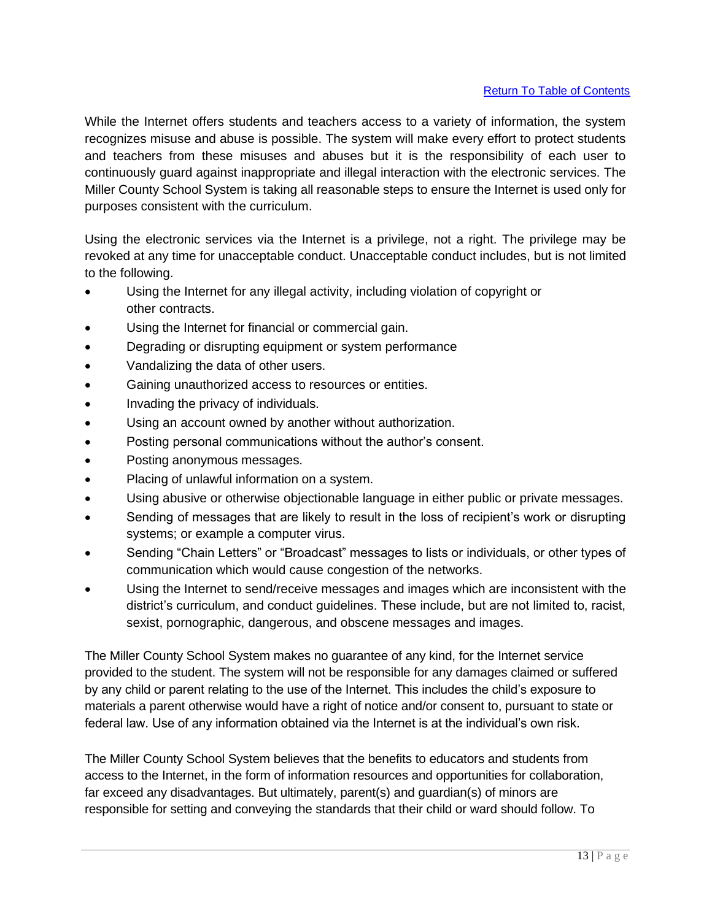[Return To Table of Contents]

While the Internet offers students and teachers access to a variety of information, the system recognizes misuse and abuse is possible. The system will make every effort to protect students and teachers from these misuses and abuses but it is the responsibility of each user to continuously guard against inappropriate and illegal interaction with the electronic services. The Miller County School System is taking all reasonable steps to ensure the Internet is used only for purposes consistent with the curriculum.

Using the electronic services via the Internet is a privilege, not a right. The privilege may be revoked at any time for unacceptable conduct. Unacceptable conduct includes, but is not limited to the following.

- Using the Internet for any illegal activity, including violation of copyright or other contracts.
- Using the Internet for financial or commercial gain.
- Degrading or disrupting equipment or system performance
- Vandalizing the data of other users.
- Gaining unauthorized access to resources or entities.
- Invading the privacy of individuals.
- Using an account owned by another without authorization.
- Posting personal communications without the author's consent.
- Posting anonymous messages.
- Placing of unlawful information on a system.
- Using abusive or otherwise objectionable language in either public or private messages.
- Sending of messages that are likely to result in the loss of recipient's work or disrupting systems; or example a computer virus.
- Sending "Chain Letters" or "Broadcast" messages to lists or individuals, or other types of communication which would cause congestion of the networks.
- Using the Internet to send/receive messages and images which are inconsistent with the district's curriculum, and conduct guidelines. These include, but are not limited to, racist, sexist, pornographic, dangerous, and obscene messages and images.

The Miller County School System makes no guarantee of any kind, for the Internet service provided to the student. The system will not be responsible for any damages claimed or suffered by any child or parent relating to the use of the Internet. This includes the child's exposure to materials a parent otherwise would have a right of notice and/or consent to, pursuant to state or federal law. Use of any information obtained via the Internet is at the individual's own risk.

The Miller County School System believes that the benefits to educators and students from access to the Internet, in the form of information resources and opportunities for collaboration, far exceed any disadvantages. But ultimately, parent(s) and guardian(s) of minors are responsible for setting and conveying the standards that their child or ward should follow. To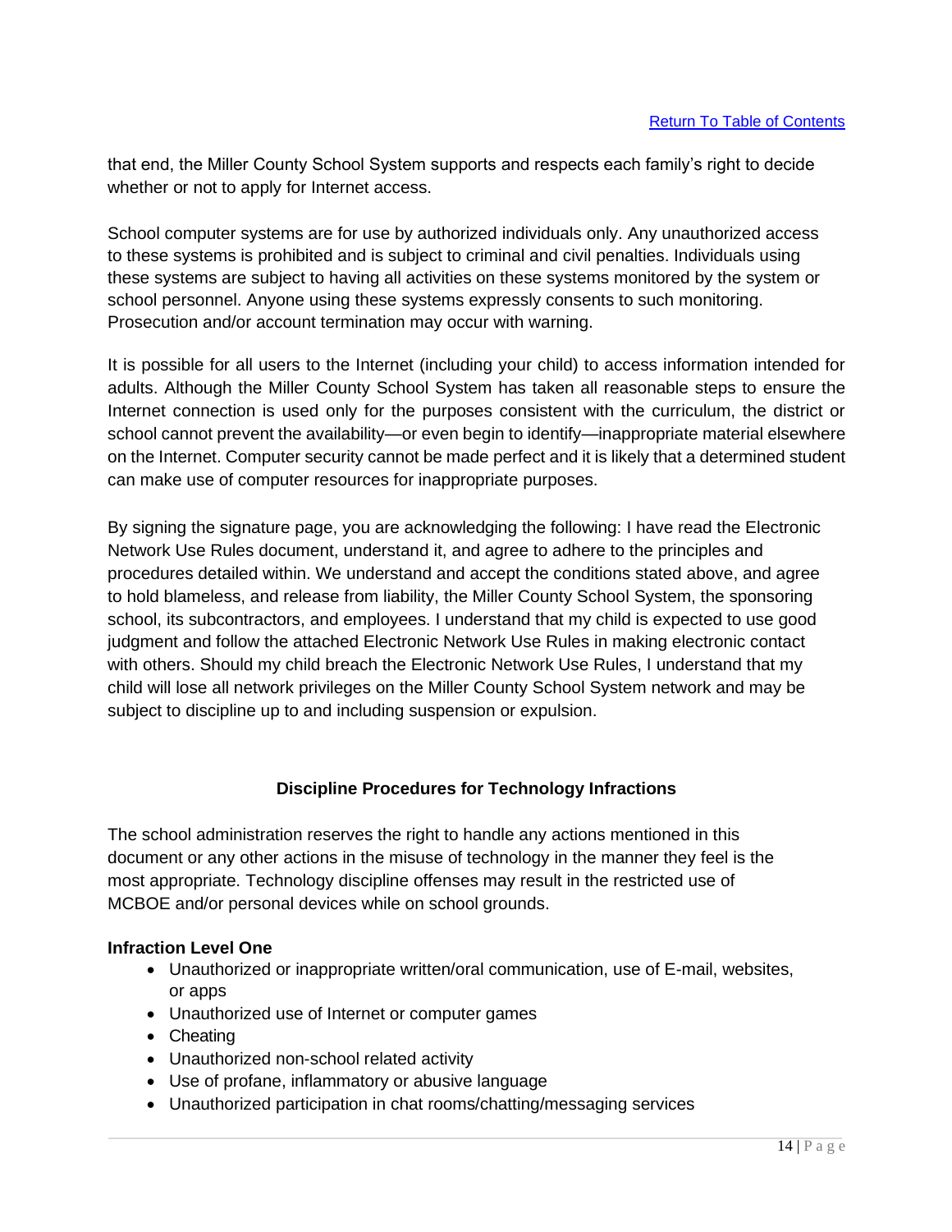that end, the Miller County School System supports and respects each family's right to decide whether or not to apply for Internet access.

School computer systems are for use by authorized individuals only. Any unauthorized access to these systems is prohibited and is subject to criminal and civil penalties. Individuals using these systems are subject to having all activities on these systems monitored by the system or school personnel. Anyone using these systems expressly consents to such monitoring. Prosecution and/or account termination may occur with warning.

It is possible for all users to the Internet (including your child) to access information intended for adults. Although the Miller County School System has taken all reasonable steps to ensure the Internet connection is used only for the purposes consistent with the curriculum, the district or school cannot prevent the availability—or even begin to identify—inappropriate material elsewhere on the Internet. Computer security cannot be made perfect and it is likely that a determined student can make use of computer resources for inappropriate purposes.

By signing the signature page, you are acknowledging the following: I have read the Electronic Network Use Rules document, understand it, and agree to adhere to the principles and procedures detailed within. We understand and accept the conditions stated above, and agree to hold blameless, and release from liability, the Miller County School System, the sponsoring school, its subcontractors, and employees. I understand that my child is expected to use good judgment and follow the attached Electronic Network Use Rules in making electronic contact with others. Should my child breach the Electronic Network Use Rules, I understand that my child will lose all network privileges on the Miller County School System network and may be subject to discipline up to and including suspension or expulsion.

## Discipline Procedures for Technology Infractions

The school administration reserves the right to handle any actions mentioned in this document or any other actions in the misuse of technology in the manner they feel is the most appropriate. Technology discipline offenses may result in the restricted use of MCBOE and/or personal devices while on school grounds.

**Infraction Level One**

- Unauthorized or inappropriate written/oral communication, use of E-mail, websites, or apps
- Unauthorized use of Internet or computer games
- Cheating
- Unauthorized non-school related activity
- Use of profane, inflammatory or abusive language
- Unauthorized participation in chat rooms/chatting/messaging services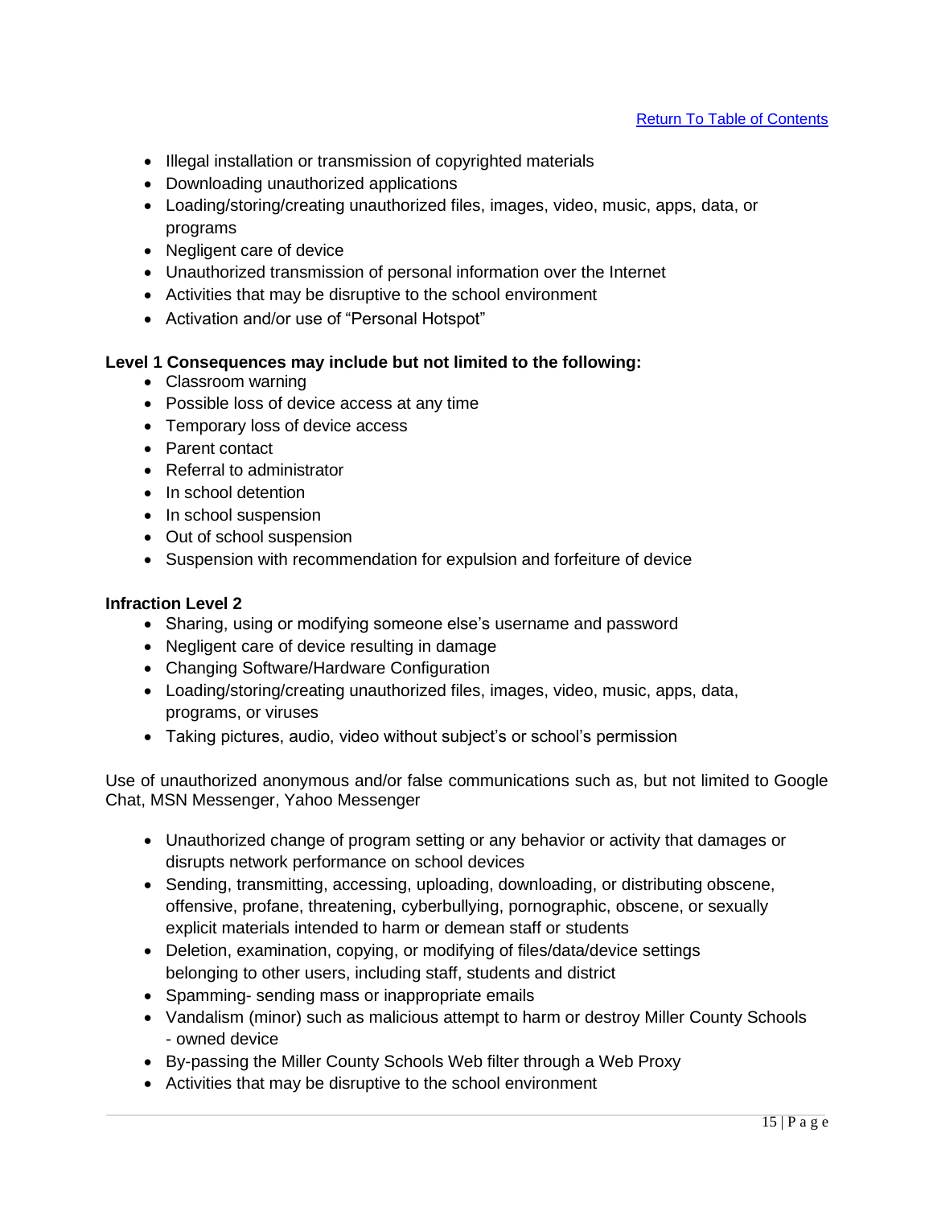[Return To Table of Contents]

- Illegal installation or transmission of copyrighted materials
- Downloading unauthorized applications
- Loading/storing/creating unauthorized files, images, video, music, apps, data, or programs
- Negligent care of device
- Unauthorized transmission of personal information over the Internet
- Activities that may be disruptive to the school environment
- Activation and/or use of "Personal Hotspot"

**Level 1 Consequences may include but not limited to the following:**

- Classroom warning
- Possible loss of device access at any time
- Temporary loss of device access
- Parent contact
- Referral to administrator
- In school detention
- In school suspension
- Out of school suspension
- Suspension with recommendation for expulsion and forfeiture of device

**Infraction Level 2**

- Sharing, using or modifying someone else's username and password
- Negligent care of device resulting in damage
- Changing Software/Hardware Configuration
- Loading/storing/creating unauthorized files, images, video, music, apps, data, programs, or viruses
- Taking pictures, audio, video without subject's or school's permission

Use of unauthorized anonymous and/or false communications such as, but not limited to Google Chat, MSN Messenger, Yahoo Messenger

- Unauthorized change of program setting or any behavior or activity that damages or disrupts network performance on school devices
- Sending, transmitting, accessing, uploading, downloading, or distributing obscene, offensive, profane, threatening, cyberbullying, pornographic, obscene, or sexually explicit materials intended to harm or demean staff or students
- Deletion, examination, copying, or modifying of files/data/device settings belonging to other users, including staff, students and district
- Spamming- sending mass or inappropriate emails
- Vandalism (minor) such as malicious attempt to harm or destroy Miller County Schools - owned device
- By-passing the Miller County Schools Web filter through a Web Proxy
- Activities that may be disruptive to the school environment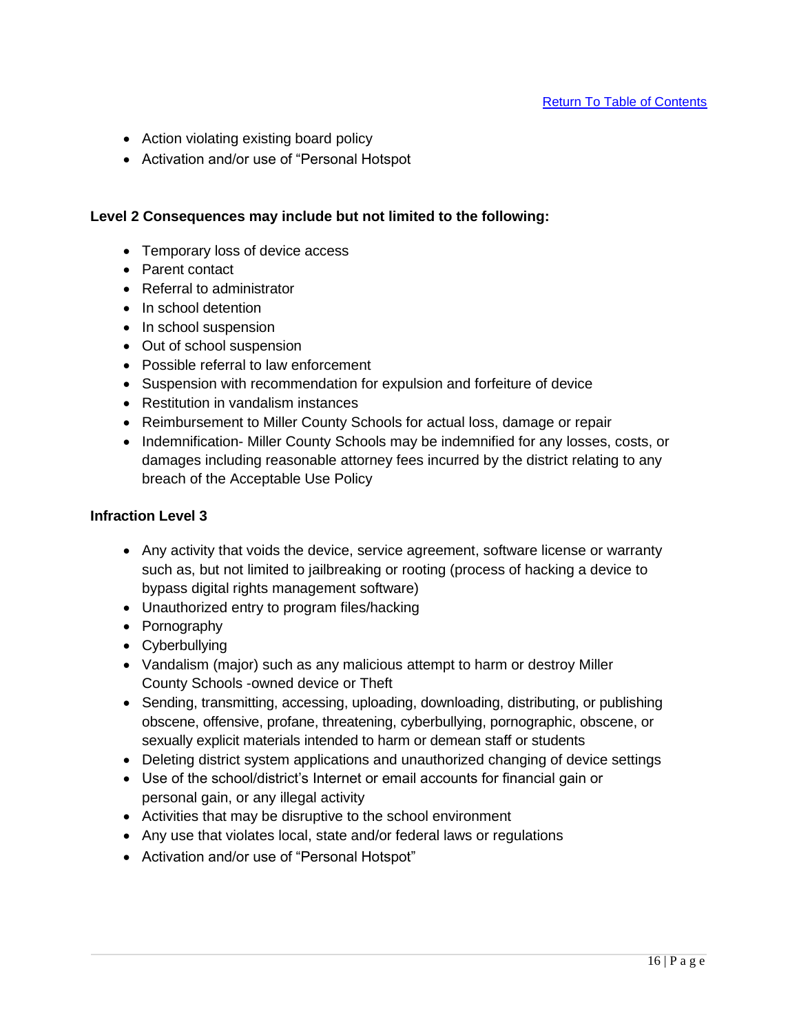- Action violating existing board policy
- Activation and/or use of "Personal Hotspot

**Level 2 Consequences may include but not limited to the following:**

- Temporary loss of device access
- Parent contact
- Referral to administrator
- In school detention
- In school suspension
- Out of school suspension
- Possible referral to law enforcement
- Suspension with recommendation for expulsion and forfeiture of device
- Restitution in vandalism instances
- Reimbursement to Miller County Schools for actual loss, damage or repair
- Indemnification- Miller County Schools may be indemnified for any losses, costs, or damages including reasonable attorney fees incurred by the district relating to any breach of the Acceptable Use Policy

**Infraction Level 3**

- Any activity that voids the device, service agreement, software license or warranty such as, but not limited to jailbreaking or rooting (process of hacking a device to bypass digital rights management software)
- Unauthorized entry to program files/hacking
- Pornography
- Cyberbullying
- Vandalism (major) such as any malicious attempt to harm or destroy Miller County Schools -owned device or Theft
- Sending, transmitting, accessing, uploading, downloading, distributing, or publishing obscene, offensive, profane, threatening, cyberbullying, pornographic, obscene, or sexually explicit materials intended to harm or demean staff or students
- Deleting district system applications and unauthorized changing of device settings
- Use of the school/district's Internet or email accounts for financial gain or personal gain, or any illegal activity
- Activities that may be disruptive to the school environment
- Any use that violates local, state and/or federal laws or regulations
- Activation and/or use of "Personal Hotspot"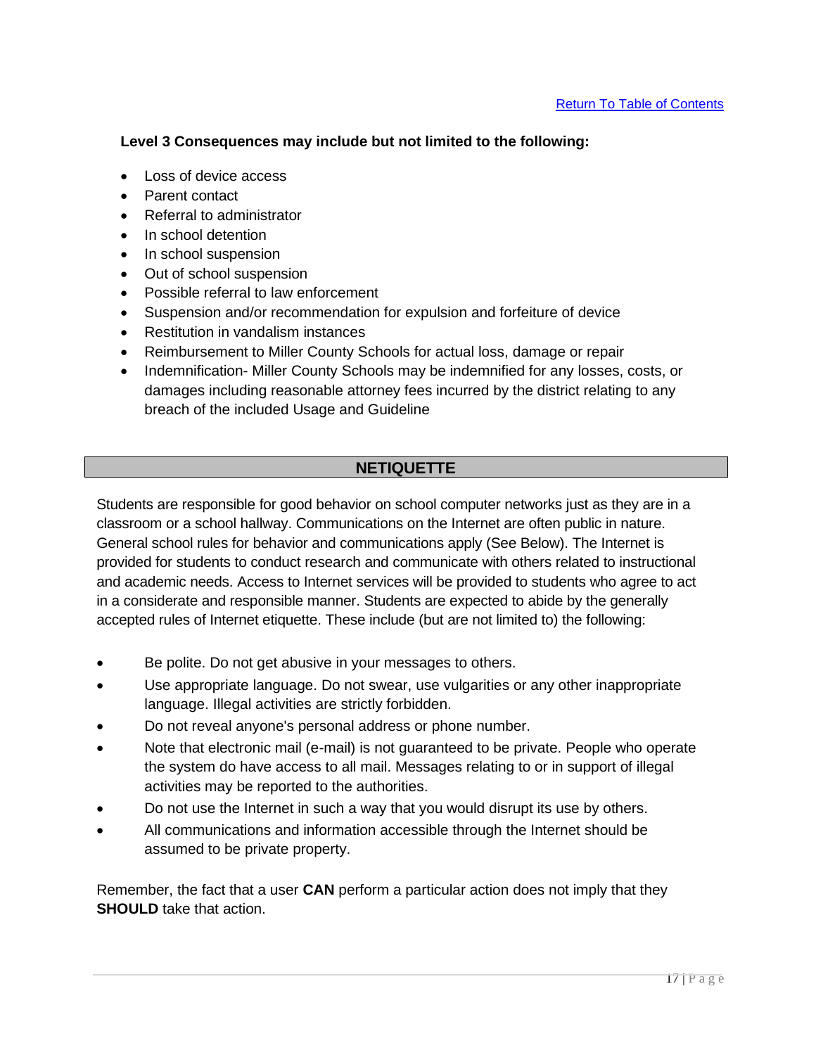[Return To Table of Contents]

**Level 3 Consequences may include but not limited to the following:**

- Loss of device access
- Parent contact
- Referral to administrator
- In school detention
- In school suspension
- Out of school suspension
- Possible referral to law enforcement
- Suspension and/or recommendation for expulsion and forfeiture of device
- Restitution in vandalism instances
- Reimbursement to Miller County Schools for actual loss, damage or repair
- Indemnification- Miller County Schools may be indemnified for any losses, costs, or damages including reasonable attorney fees incurred by the district relating to any breach of the included Usage and Guideline

## NETIQUETTE

Students are responsible for good behavior on school computer networks just as they are in a classroom or a school hallway. Communications on the Internet are often public in nature. General school rules for behavior and communications apply (See Below). The Internet is provided for students to conduct research and communicate with others related to instructional and academic needs. Access to Internet services will be provided to students who agree to act in a considerate and responsible manner. Students are expected to abide by the generally accepted rules of Internet etiquette. These include (but are not limited to) the following:

- Be polite. Do not get abusive in your messages to others.
- Use appropriate language. Do not swear, use vulgarities or any other inappropriate language. Illegal activities are strictly forbidden.
- Do not reveal anyone's personal address or phone number.
- Note that electronic mail (e-mail) is not guaranteed to be private. People who operate the system do have access to all mail. Messages relating to or in support of illegal activities may be reported to the authorities.
- Do not use the Internet in such a way that you would disrupt its use by others.
- All communications and information accessible through the Internet should be assumed to be private property.

Remember, the fact that a user **CAN** perform a particular action does not imply that they **SHOULD** take that action.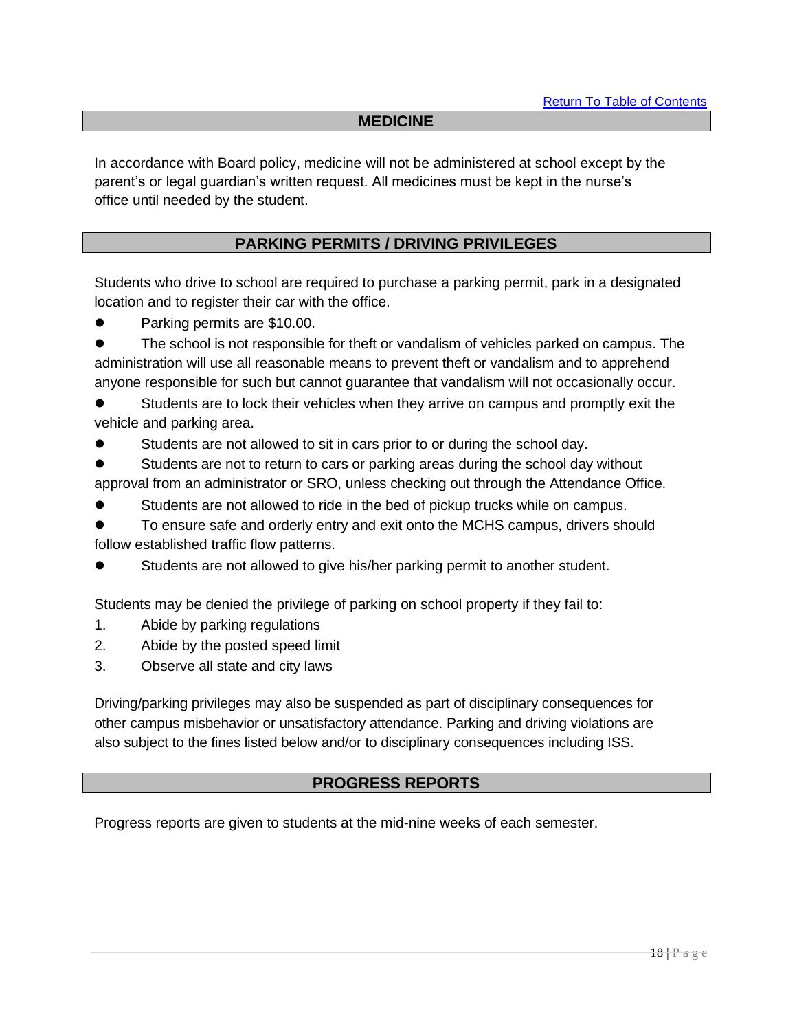[Return To Table of Contents]

## MEDICINE

In accordance with Board policy, medicine will not be administered at school except by the parent's or legal guardian's written request. All medicines must be kept in the nurse's office until needed by the student.

## PARKING PERMITS / DRIVING PRIVILEGES

Students who drive to school are required to purchase a parking permit, park in a designated location and to register their car with the office.

- Parking permits are $10.00.
- The school is not responsible for theft or vandalism of vehicles parked on campus. The administration will use all reasonable means to prevent theft or vandalism and to apprehend anyone responsible for such but cannot guarantee that vandalism will not occasionally occur.
- Students are to lock their vehicles when they arrive on campus and promptly exit the vehicle and parking area.
- Students are not allowed to sit in cars prior to or during the school day.
- Students are not to return to cars or parking areas during the school day without approval from an administrator or SRO, unless checking out through the Attendance Office.
- Students are not allowed to ride in the bed of pickup trucks while on campus.
- To ensure safe and orderly entry and exit onto the MCHS campus, drivers should follow established traffic flow patterns.
- Students are not allowed to give his/her parking permit to another student.

Students may be denied the privilege of parking on school property if they fail to:

1. Abide by parking regulations
2. Abide by the posted speed limit
3. Observe all state and city laws

Driving/parking privileges may also be suspended as part of disciplinary consequences for other campus misbehavior or unsatisfactory attendance. Parking and driving violations are also subject to the fines listed below and/or to disciplinary consequences including ISS.

## PROGRESS REPORTS

Progress reports are given to students at the mid-nine weeks of each semester.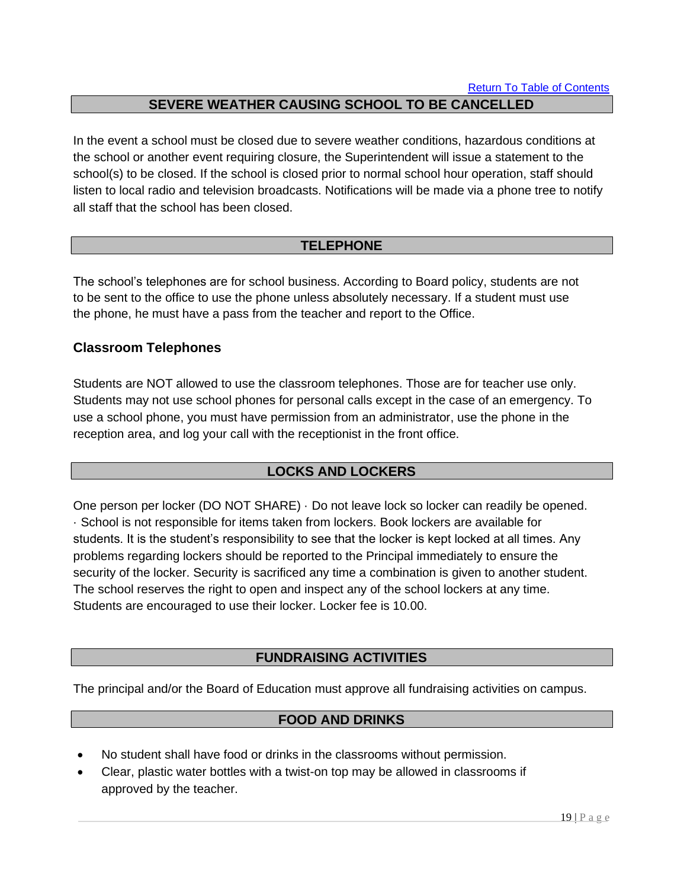[Return To Table of Contents]

## SEVERE WEATHER CAUSING SCHOOL TO BE CANCELLED

In the event a school must be closed due to severe weather conditions, hazardous conditions at the school or another event requiring closure, the Superintendent will issue a statement to the school(s) to be closed. If the school is closed prior to normal school hour operation, staff should listen to local radio and television broadcasts. Notifications will be made via a phone tree to notify all staff that the school has been closed.

## TELEPHONE

The school's telephones are for school business. According to Board policy, students are not to be sent to the office to use the phone unless absolutely necessary. If a student must use the phone, he must have a pass from the teacher and report to the Office.

### Classroom Telephones

Students are NOT allowed to use the classroom telephones. Those are for teacher use only. Students may not use school phones for personal calls except in the case of an emergency. To use a school phone, you must have permission from an administrator, use the phone in the reception area, and log your call with the receptionist in the front office.

## LOCKS AND LOCKERS

One person per locker (DO NOT SHARE) · Do not leave lock so locker can readily be opened. · School is not responsible for items taken from lockers. Book lockers are available for students. It is the student's responsibility to see that the locker is kept locked at all times. Any problems regarding lockers should be reported to the Principal immediately to ensure the security of the locker. Security is sacrificed any time a combination is given to another student. The school reserves the right to open and inspect any of the school lockers at any time. Students are encouraged to use their locker. Locker fee is 10.00.

## FUNDRAISING ACTIVITIES

The principal and/or the Board of Education must approve all fundraising activities on campus.

## FOOD AND DRINKS

- No student shall have food or drinks in the classrooms without permission.
- Clear, plastic water bottles with a twist-on top may be allowed in classrooms if approved by the teacher.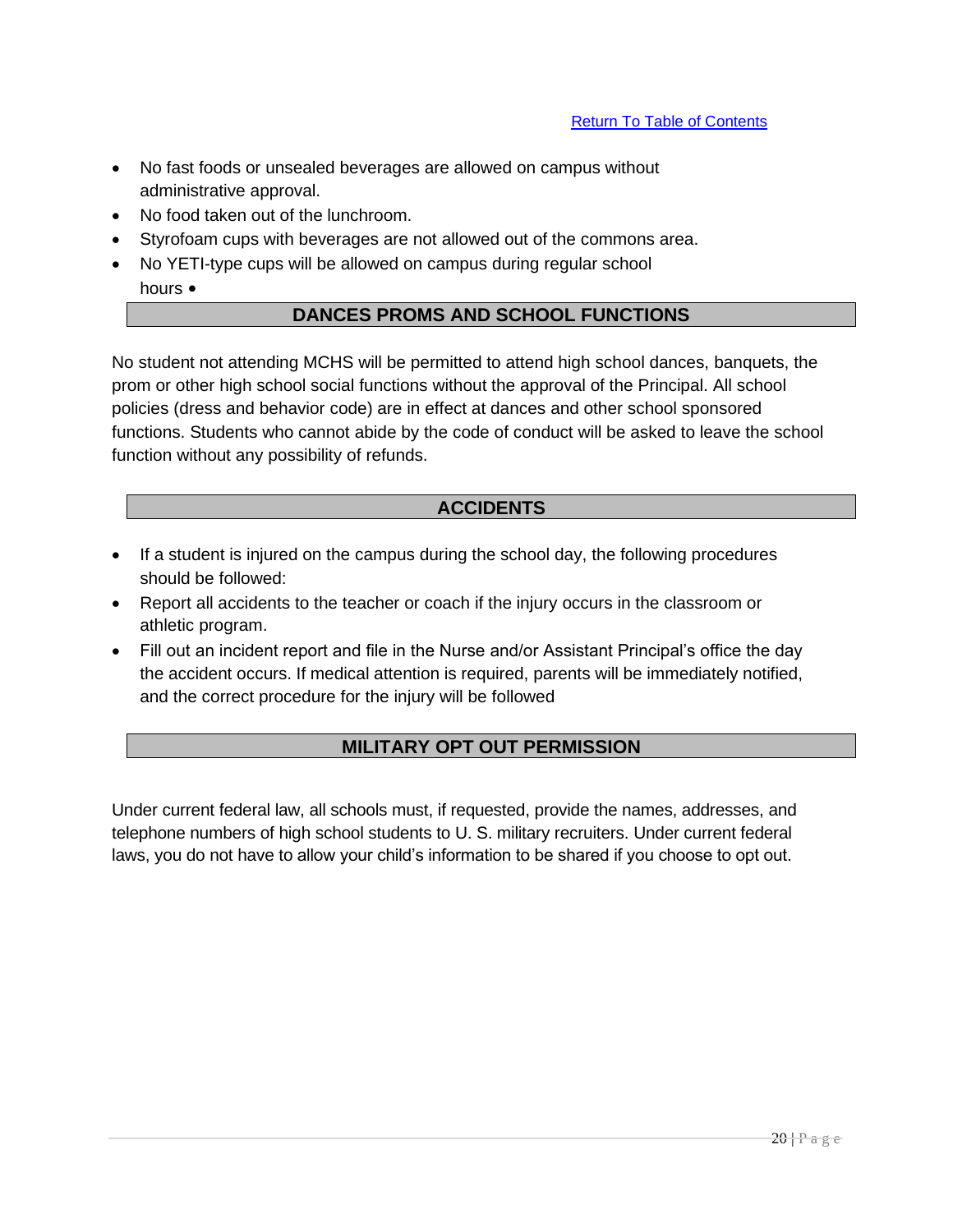[Return To Table of Contents](#)

- No fast foods or unsealed beverages are allowed on campus without administrative approval.
- No food taken out of the lunchroom.
- Styrofoam cups with beverages are not allowed out of the commons area.
- No YETI-type cups will be allowed on campus during regular school hours •

## DANCES PROMS AND SCHOOL FUNCTIONS

No student not attending MCHS will be permitted to attend high school dances, banquets, the prom or other high school social functions without the approval of the Principal. All school policies (dress and behavior code) are in effect at dances and other school sponsored functions. Students who cannot abide by the code of conduct will be asked to leave the school function without any possibility of refunds.

## ACCIDENTS

- If a student is injured on the campus during the school day, the following procedures should be followed:
- Report all accidents to the teacher or coach if the injury occurs in the classroom or athletic program.
- Fill out an incident report and file in the Nurse and/or Assistant Principal's office the day the accident occurs. If medical attention is required, parents will be immediately notified, and the correct procedure for the injury will be followed

## MILITARY OPT OUT PERMISSION

Under current federal law, all schools must, if requested, provide the names, addresses, and telephone numbers of high school students to U. S. military recruiters. Under current federal laws, you do not have to allow your child's information to be shared if you choose to opt out.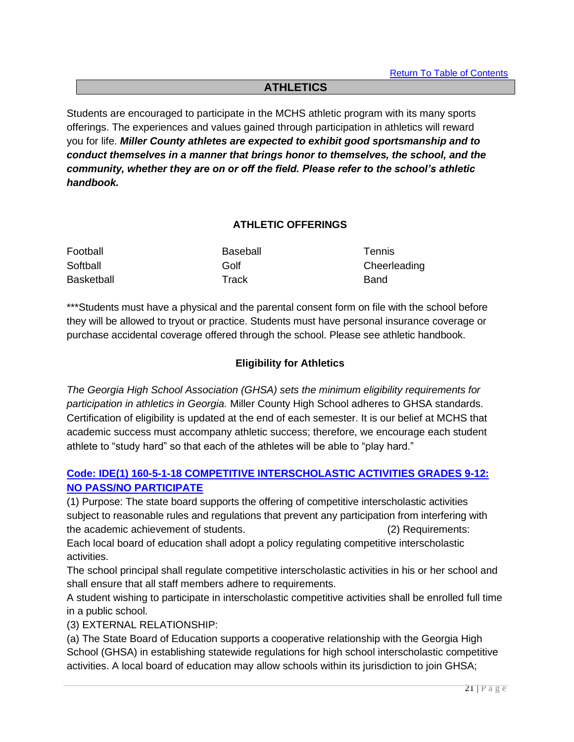[Return To Table of Contents]

## ATHLETICS

Students are encouraged to participate in the MCHS athletic program with its many sports offerings. The experiences and values gained through participation in athletics will reward you for life. ***Miller County athletes are expected to exhibit good sportsmanship and to conduct themselves in a manner that brings honor to themselves, the school, and the community, whether they are on or off the field. Please refer to the school's athletic handbook.***

### ATHLETIC OFFERINGS

| | | |
|---|---|---|
| Football | Baseball | Tennis |
| Softball | Golf | Cheerleading |
| Basketball | Track | Band |

***Students must have a physical and the parental consent form on file with the school before they will be allowed to tryout or practice. Students must have personal insurance coverage or purchase accidental coverage offered through the school. Please see athletic handbook.

### Eligibility for Athletics

*The Georgia High School Association (GHSA) sets the minimum eligibility requirements for participation in athletics in Georgia.* Miller County High School adheres to GHSA standards. Certification of eligibility is updated at the end of each semester. It is our belief at MCHS that academic success must accompany athletic success; therefore, we encourage each student athlete to "study hard" so that each of the athletes will be able to "play hard."

**Code: IDE(1) 160-5-1-18 COMPETITIVE INTERSCHOLASTIC ACTIVITIES GRADES 9-12: NO PASS/NO PARTICIPATE**

(1) Purpose: The state board supports the offering of competitive interscholastic activities subject to reasonable rules and regulations that prevent any participation from interfering with the academic achievement of students. (2) Requirements:

Each local board of education shall adopt a policy regulating competitive interscholastic activities.

The school principal shall regulate competitive interscholastic activities in his or her school and shall ensure that all staff members adhere to requirements.

A student wishing to participate in interscholastic competitive activities shall be enrolled full time in a public school.

(3) EXTERNAL RELATIONSHIP:

(a) The State Board of Education supports a cooperative relationship with the Georgia High School (GHSA) in establishing statewide regulations for high school interscholastic competitive activities. A local board of education may allow schools within its jurisdiction to join GHSA;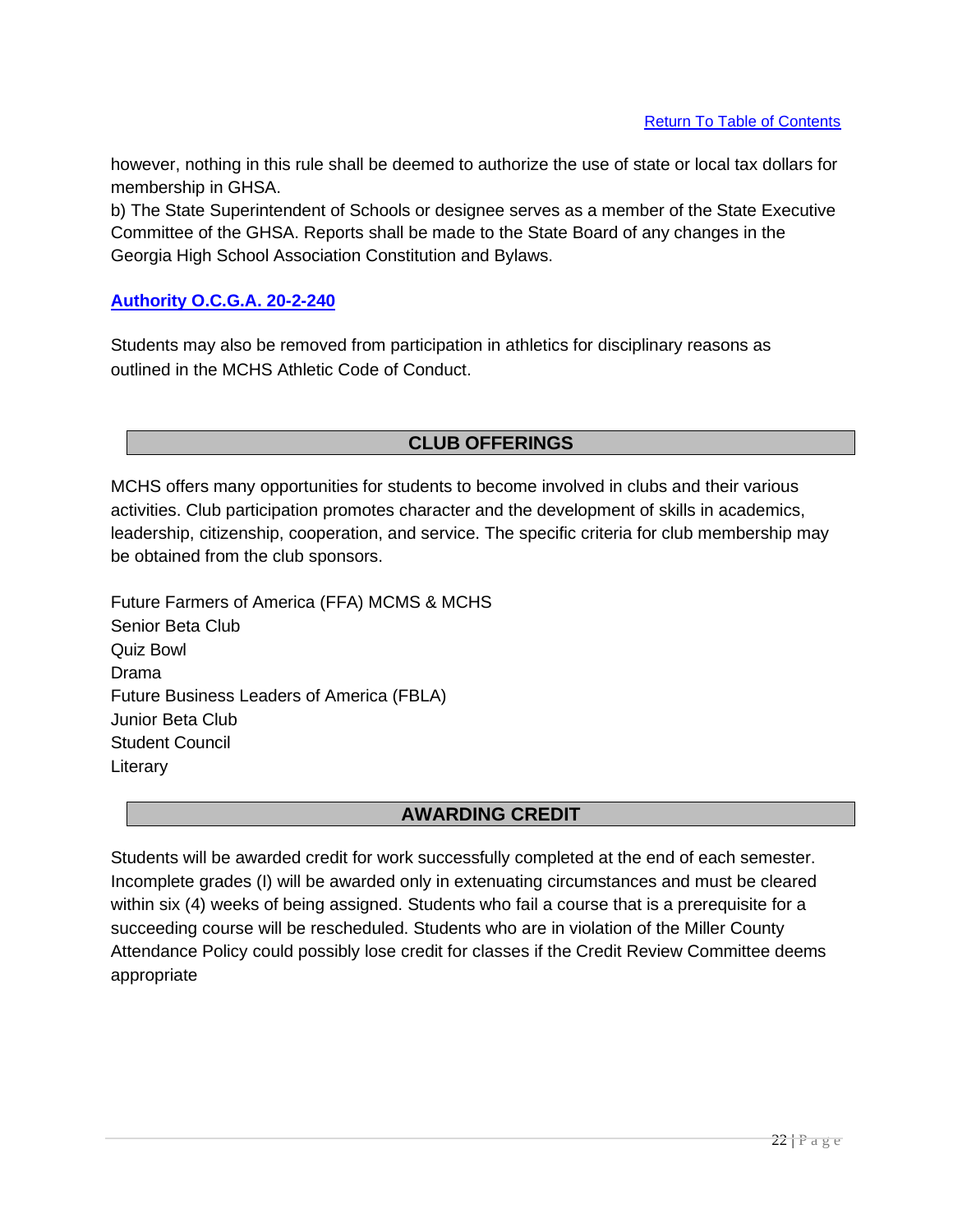[Return To Table of Contents]

however, nothing in this rule shall be deemed to authorize the use of state or local tax dollars for membership in GHSA.
b) The State Superintendent of Schools or designee serves as a member of the State Executive Committee of the GHSA. Reports shall be made to the State Board of any changes in the Georgia High School Association Constitution and Bylaws.

**Authority O.C.G.A. 20-2-240**

Students may also be removed from participation in athletics for disciplinary reasons as outlined in the MCHS Athletic Code of Conduct.

## CLUB OFFERINGS

MCHS offers many opportunities for students to become involved in clubs and their various activities. Club participation promotes character and the development of skills in academics, leadership, citizenship, cooperation, and service. The specific criteria for club membership may be obtained from the club sponsors.

Future Farmers of America (FFA) MCMS & MCHS
Senior Beta Club
Quiz Bowl
Drama
Future Business Leaders of America (FBLA)
Junior Beta Club
Student Council
Literary

## AWARDING CREDIT

Students will be awarded credit for work successfully completed at the end of each semester. Incomplete grades (I) will be awarded only in extenuating circumstances and must be cleared within six (4) weeks of being assigned. Students who fail a course that is a prerequisite for a succeeding course will be rescheduled. Students who are in violation of the Miller County Attendance Policy could possibly lose credit for classes if the Credit Review Committee deems appropriate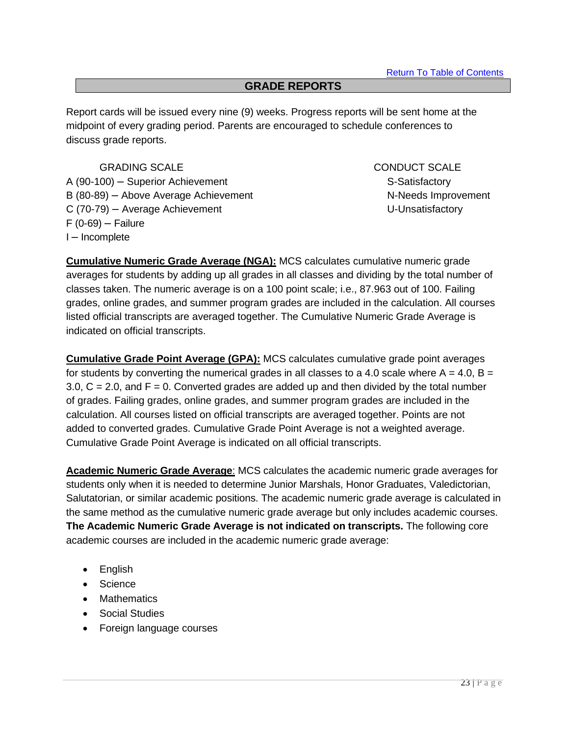[Return To Table of Contents]

## GRADE REPORTS

Report cards will be issued every nine (9) weeks. Progress reports will be sent home at the midpoint of every grading period. Parents are encouraged to schedule conferences to discuss grade reports.

GRADING SCALE

A (90-100) – Superior Achievement
B (80-89) – Above Average Achievement
C (70-79) – Average Achievement
F (0-69) – Failure
I – Incomplete

CONDUCT SCALE

S-Satisfactory
N-Needs Improvement
U-Unsatisfactory

**Cumulative Numeric Grade Average (NGA):** MCS calculates cumulative numeric grade averages for students by adding up all grades in all classes and dividing by the total number of classes taken. The numeric average is on a 100 point scale; i.e., 87.963 out of 100. Failing grades, online grades, and summer program grades are included in the calculation. All courses listed official transcripts are averaged together. The Cumulative Numeric Grade Average is indicated on official transcripts.

**Cumulative Grade Point Average (GPA):** MCS calculates cumulative grade point averages for students by converting the numerical grades in all classes to a 4.0 scale where A = 4.0, B = 3.0, C = 2.0, and F = 0. Converted grades are added up and then divided by the total number of grades. Failing grades, online grades, and summer program grades are included in the calculation. All courses listed on official transcripts are averaged together. Points are not added to converted grades. Cumulative Grade Point Average is not a weighted average. Cumulative Grade Point Average is indicated on all official transcripts.

**Academic Numeric Grade Average**: MCS calculates the academic numeric grade averages for students only when it is needed to determine Junior Marshals, Honor Graduates, Valedictorian, Salutatorian, or similar academic positions. The academic numeric grade average is calculated in the same method as the cumulative numeric grade average but only includes academic courses. **The Academic Numeric Grade Average is not indicated on transcripts.** The following core academic courses are included in the academic numeric grade average:

- English
- Science
- Mathematics
- Social Studies
- Foreign language courses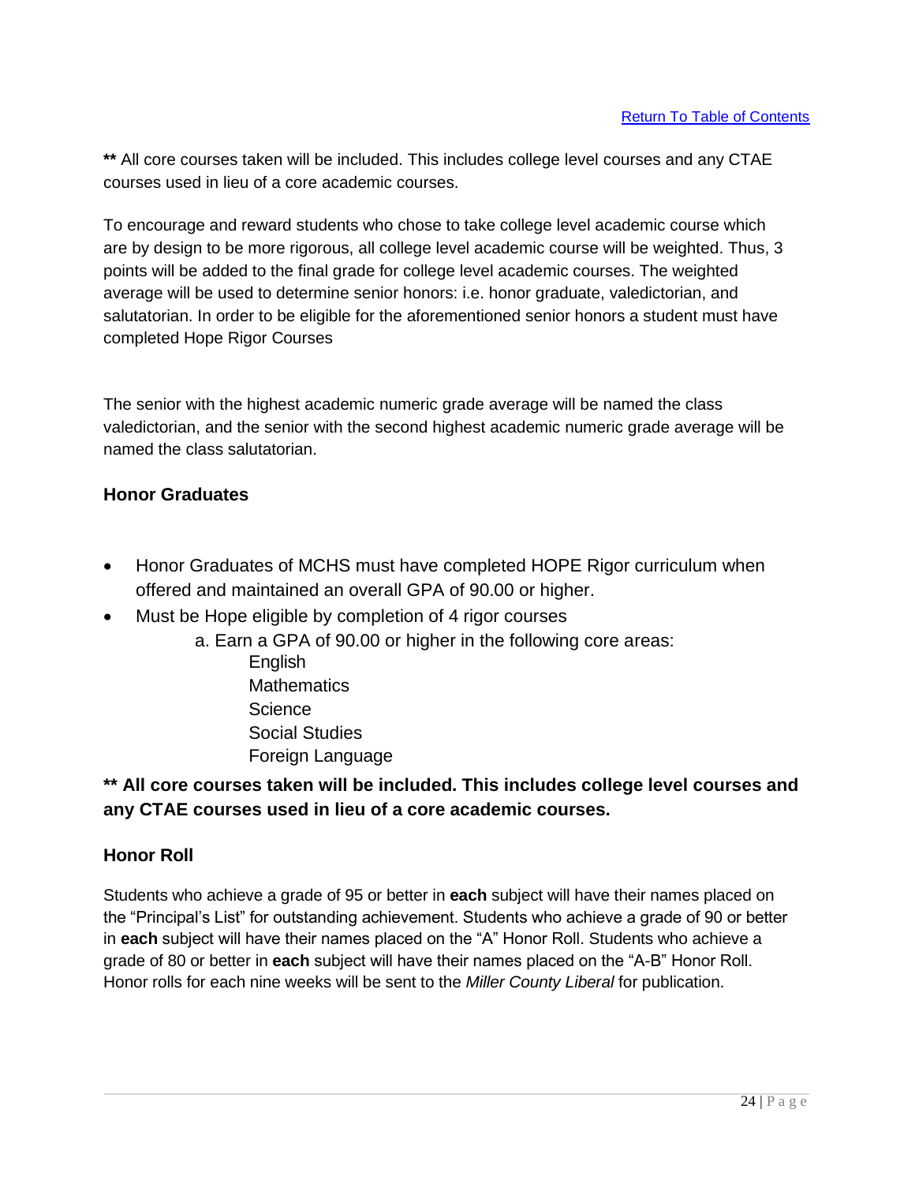[Return To Table of Contents]

** All core courses taken will be included. This includes college level courses and any CTAE courses used in lieu of a core academic courses.

To encourage and reward students who chose to take college level academic course which are by design to be more rigorous, all college level academic course will be weighted. Thus, 3 points will be added to the final grade for college level academic courses. The weighted average will be used to determine senior honors: i.e. honor graduate, valedictorian, and salutatorian. In order to be eligible for the aforementioned senior honors a student must have completed Hope Rigor Courses

The senior with the highest academic numeric grade average will be named the class valedictorian, and the senior with the second highest academic numeric grade average will be named the class salutatorian.

### Honor Graduates

- Honor Graduates of MCHS must have completed HOPE Rigor curriculum when offered and maintained an overall GPA of 90.00 or higher.
- Must be Hope eligible by completion of 4 rigor courses
  - a. Earn a GPA of 90.00 or higher in the following core areas:
    - English
    - Mathematics
    - Science
    - Social Studies
    - Foreign Language

**** All core courses taken will be included. This includes college level courses and any CTAE courses used in lieu of a core academic courses.**

### Honor Roll

Students who achieve a grade of 95 or better in **each** subject will have their names placed on the "Principal's List" for outstanding achievement. Students who achieve a grade of 90 or better in **each** subject will have their names placed on the "A" Honor Roll. Students who achieve a grade of 80 or better in **each** subject will have their names placed on the "A-B" Honor Roll. Honor rolls for each nine weeks will be sent to the *Miller County Liberal* for publication.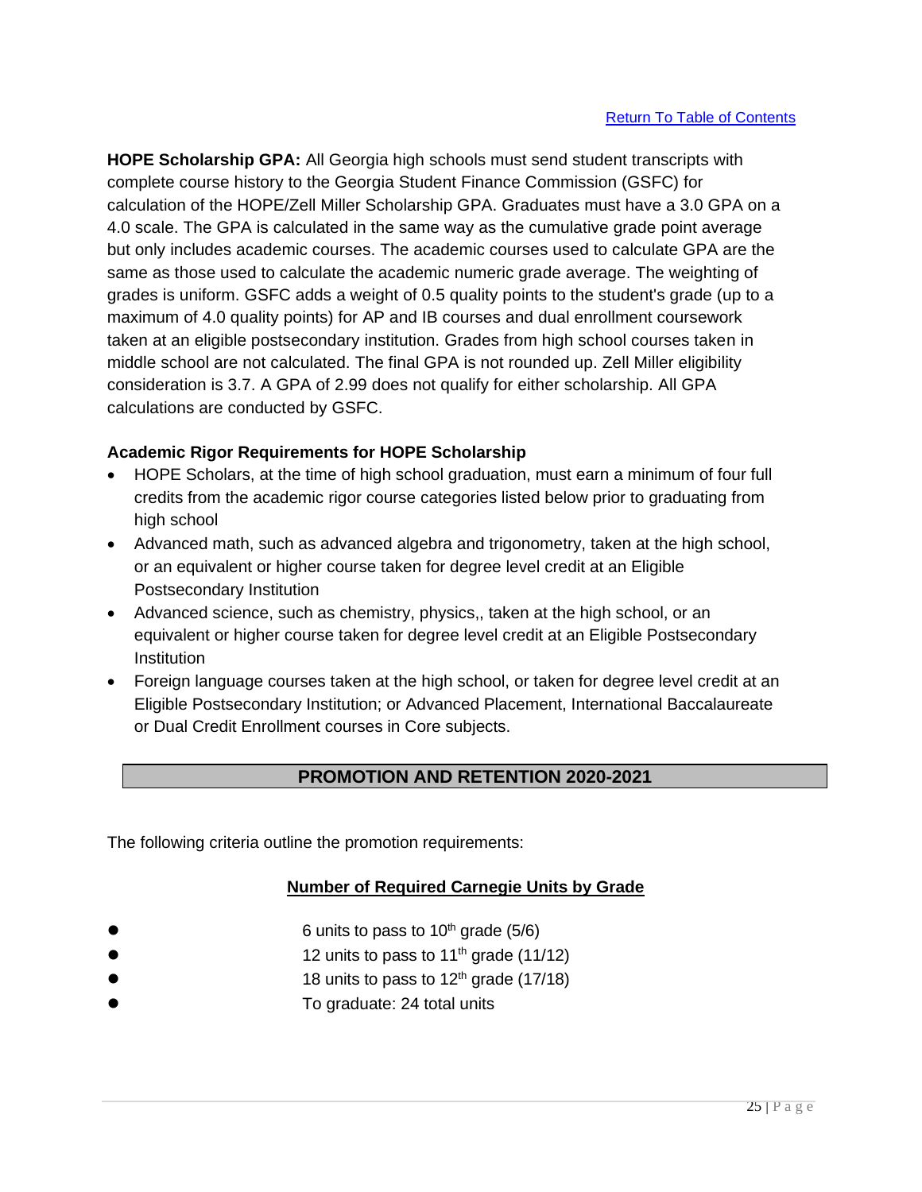[Return To Table of Contents]

**HOPE Scholarship GPA:** All Georgia high schools must send student transcripts with complete course history to the Georgia Student Finance Commission (GSFC) for calculation of the HOPE/Zell Miller Scholarship GPA. Graduates must have a 3.0 GPA on a 4.0 scale. The GPA is calculated in the same way as the cumulative grade point average but only includes academic courses. The academic courses used to calculate GPA are the same as those used to calculate the academic numeric grade average. The weighting of grades is uniform. GSFC adds a weight of 0.5 quality points to the student's grade (up to a maximum of 4.0 quality points) for AP and IB courses and dual enrollment coursework taken at an eligible postsecondary institution. Grades from high school courses taken in middle school are not calculated. The final GPA is not rounded up. Zell Miller eligibility consideration is 3.7. A GPA of 2.99 does not qualify for either scholarship. All GPA calculations are conducted by GSFC.

### Academic Rigor Requirements for HOPE Scholarship

- HOPE Scholars, at the time of high school graduation, must earn a minimum of four full credits from the academic rigor course categories listed below prior to graduating from high school
- Advanced math, such as advanced algebra and trigonometry, taken at the high school, or an equivalent or higher course taken for degree level credit at an Eligible Postsecondary Institution
- Advanced science, such as chemistry, physics,, taken at the high school, or an equivalent or higher course taken for degree level credit at an Eligible Postsecondary Institution
- Foreign language courses taken at the high school, or taken for degree level credit at an Eligible Postsecondary Institution; or Advanced Placement, International Baccalaureate or Dual Credit Enrollment courses in Core subjects.

## PROMOTION AND RETENTION 2020-2021

The following criteria outline the promotion requirements:

**Number of Required Carnegie Units by Grade**

- 6 units to pass to 10th grade (5/6)
- 12 units to pass to 11th grade (11/12)
- 18 units to pass to 12th grade (17/18)
- To graduate: 24 total units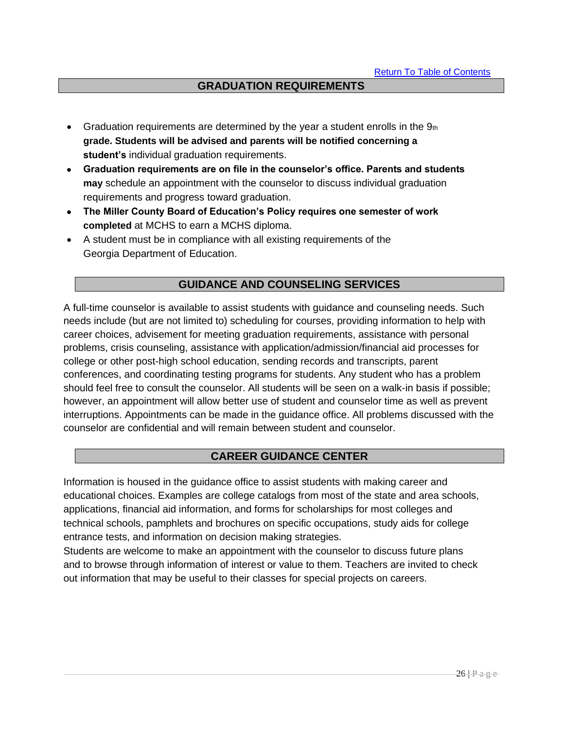[Return To Table of Contents]

## GRADUATION REQUIREMENTS

- Graduation requirements are determined by the year a student enrolls in the 9th **grade. Students will be advised and parents will be notified concerning a student's** individual graduation requirements.
- **Graduation requirements are on file in the counselor's office. Parents and students may** schedule an appointment with the counselor to discuss individual graduation requirements and progress toward graduation.
- **The Miller County Board of Education's Policy requires one semester of work completed** at MCHS to earn a MCHS diploma.
- A student must be in compliance with all existing requirements of the Georgia Department of Education.

## GUIDANCE AND COUNSELING SERVICES

A full-time counselor is available to assist students with guidance and counseling needs. Such needs include (but are not limited to) scheduling for courses, providing information to help with career choices, advisement for meeting graduation requirements, assistance with personal problems, crisis counseling, assistance with application/admission/financial aid processes for college or other post-high school education, sending records and transcripts, parent conferences, and coordinating testing programs for students. Any student who has a problem should feel free to consult the counselor. All students will be seen on a walk-in basis if possible; however, an appointment will allow better use of student and counselor time as well as prevent interruptions. Appointments can be made in the guidance office. All problems discussed with the counselor are confidential and will remain between student and counselor.

## CAREER GUIDANCE CENTER

Information is housed in the guidance office to assist students with making career and educational choices. Examples are college catalogs from most of the state and area schools, applications, financial aid information, and forms for scholarships for most colleges and technical schools, pamphlets and brochures on specific occupations, study aids for college entrance tests, and information on decision making strategies.

Students are welcome to make an appointment with the counselor to discuss future plans and to browse through information of interest or value to them. Teachers are invited to check out information that may be useful to their classes for special projects on careers.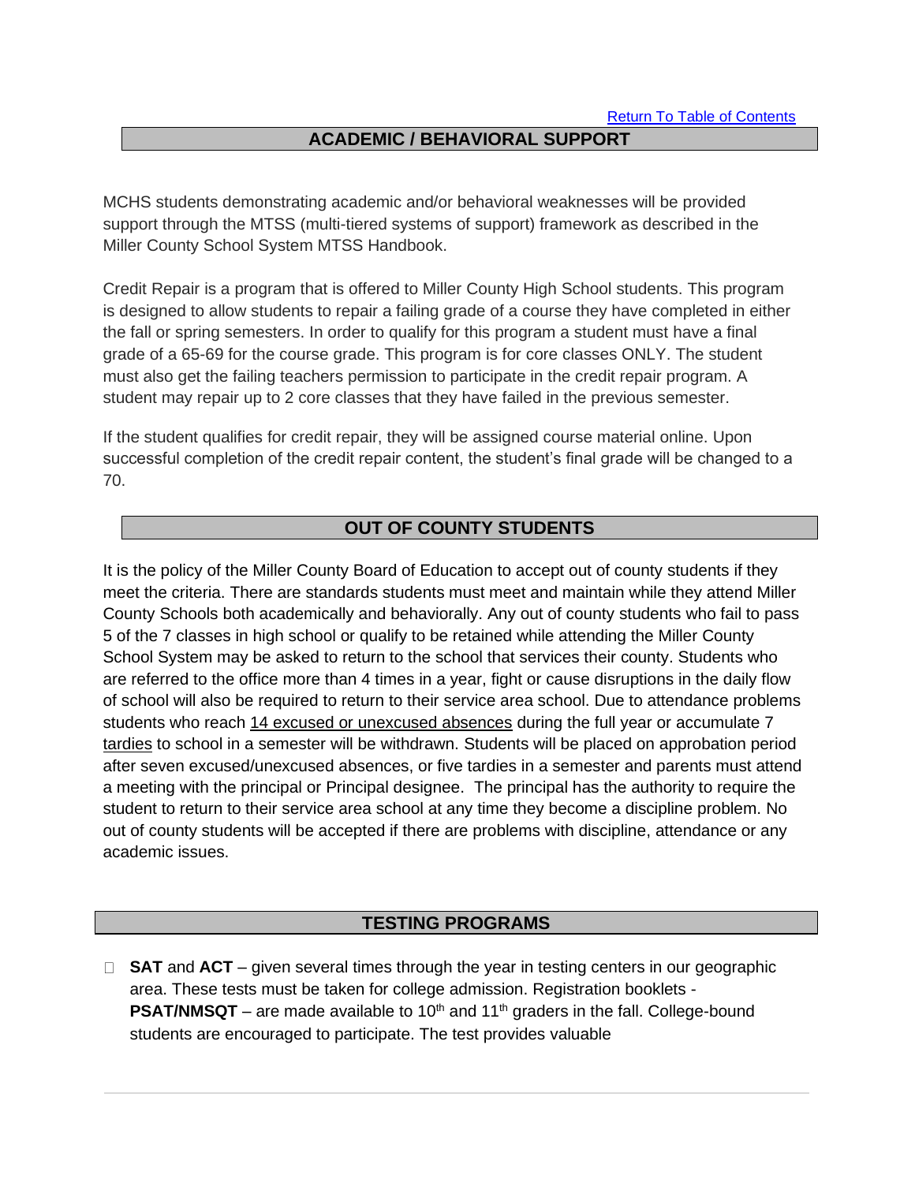[Return To Table of Contents]

## ACADEMIC / BEHAVIORAL SUPPORT

MCHS students demonstrating academic and/or behavioral weaknesses will be provided support through the MTSS (multi-tiered systems of support) framework as described in the Miller County School System MTSS Handbook.

Credit Repair is a program that is offered to Miller County High School students. This program is designed to allow students to repair a failing grade of a course they have completed in either the fall or spring semesters. In order to qualify for this program a student must have a final grade of a 65-69 for the course grade. This program is for core classes ONLY. The student must also get the failing teachers permission to participate in the credit repair program. A student may repair up to 2 core classes that they have failed in the previous semester.

If the student qualifies for credit repair, they will be assigned course material online. Upon successful completion of the credit repair content, the student's final grade will be changed to a 70.

## OUT OF COUNTY STUDENTS

It is the policy of the Miller County Board of Education to accept out of county students if they meet the criteria. There are standards students must meet and maintain while they attend Miller County Schools both academically and behaviorally. Any out of county students who fail to pass 5 of the 7 classes in high school or qualify to be retained while attending the Miller County School System may be asked to return to the school that services their county. Students who are referred to the office more than 4 times in a year, fight or cause disruptions in the daily flow of school will also be required to return to their service area school. Due to attendance problems students who reach <u>14 excused or unexcused absences</u> during the full year or accumulate 7 <u>tardies</u> to school in a semester will be withdrawn. Students will be placed on approbation period after seven excused/unexcused absences, or five tardies in a semester and parents must attend a meeting with the principal or Principal designee. The principal has the authority to require the student to return to their service area school at any time they become a discipline problem. No out of county students will be accepted if there are problems with discipline, attendance or any academic issues.

## TESTING PROGRAMS

- **SAT** and **ACT** – given several times through the year in testing centers in our geographic area. These tests must be taken for college admission. Registration booklets - **PSAT/NMSQT** – are made available to 10th and 11th graders in the fall. College-bound students are encouraged to participate. The test provides valuable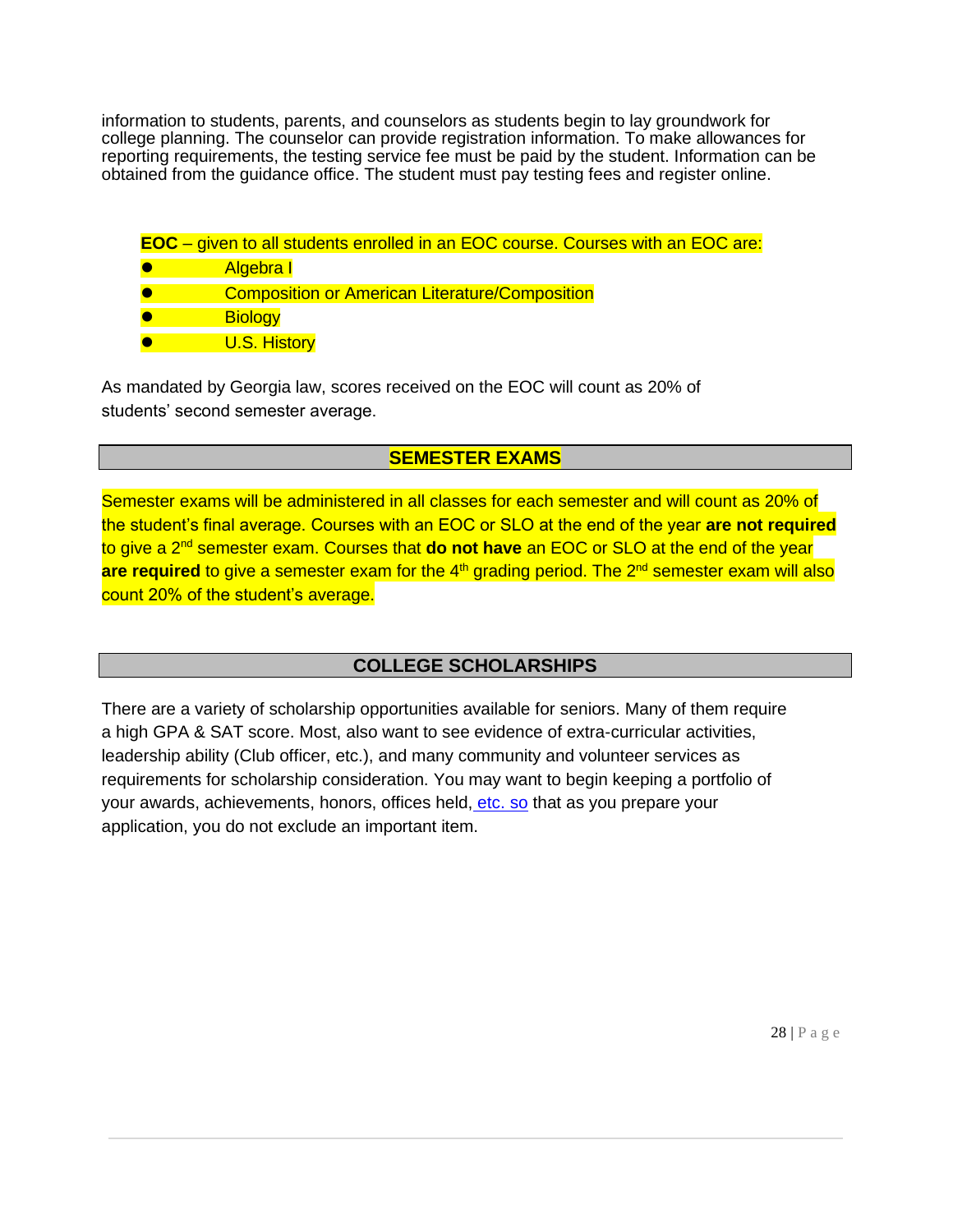information to students, parents, and counselors as students begin to lay groundwork for college planning. The counselor can provide registration information. To make allowances for reporting requirements, the testing service fee must be paid by the student. Information can be obtained from the guidance office. The student must pay testing fees and register online.

**EOC** – given to all students enrolled in an EOC course. Courses with an EOC are:

- Algebra I
- Composition or American Literature/Composition
- Biology
- U.S. History

As mandated by Georgia law, scores received on the EOC will count as 20% of students' second semester average.

## SEMESTER EXAMS

Semester exams will be administered in all classes for each semester and will count as 20% of the student's final average. Courses with an EOC or SLO at the end of the year **are not required** to give a 2nd semester exam. Courses that **do not have** an EOC or SLO at the end of the year **are required** to give a semester exam for the 4th grading period. The 2nd semester exam will also count 20% of the student's average.

## COLLEGE SCHOLARSHIPS

There are a variety of scholarship opportunities available for seniors. Many of them require a high GPA & SAT score. Most, also want to see evidence of extra-curricular activities, leadership ability (Club officer, etc.), and many community and volunteer services as requirements for scholarship consideration. You may want to begin keeping a portfolio of your awards, achievements, honors, offices held, etc. so that as you prepare your application, you do not exclude an important item.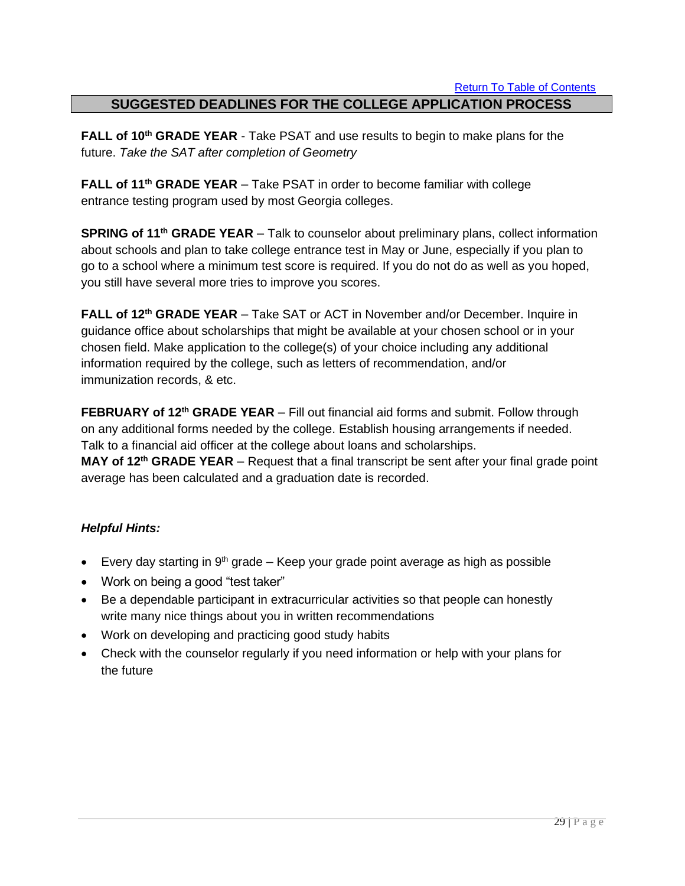[Return To Table of Contents]

## SUGGESTED DEADLINES FOR THE COLLEGE APPLICATION PROCESS

**FALL of 10th GRADE YEAR** - Take PSAT and use results to begin to make plans for the future. *Take the SAT after completion of Geometry*

**FALL of 11th GRADE YEAR** – Take PSAT in order to become familiar with college entrance testing program used by most Georgia colleges.

**SPRING of 11th GRADE YEAR** – Talk to counselor about preliminary plans, collect information about schools and plan to take college entrance test in May or June, especially if you plan to go to a school where a minimum test score is required. If you do not do as well as you hoped, you still have several more tries to improve you scores.

**FALL of 12th GRADE YEAR** – Take SAT or ACT in November and/or December. Inquire in guidance office about scholarships that might be available at your chosen school or in your chosen field. Make application to the college(s) of your choice including any additional information required by the college, such as letters of recommendation, and/or immunization records, & etc.

**FEBRUARY of 12th GRADE YEAR** – Fill out financial aid forms and submit. Follow through on any additional forms needed by the college. Establish housing arrangements if needed. Talk to a financial aid officer at the college about loans and scholarships.

**MAY of 12th GRADE YEAR** – Request that a final transcript be sent after your final grade point average has been calculated and a graduation date is recorded.

***Helpful Hints:***

- Every day starting in 9th grade – Keep your grade point average as high as possible
- Work on being a good "test taker"
- Be a dependable participant in extracurricular activities so that people can honestly write many nice things about you in written recommendations
- Work on developing and practicing good study habits
- Check with the counselor regularly if you need information or help with your plans for the future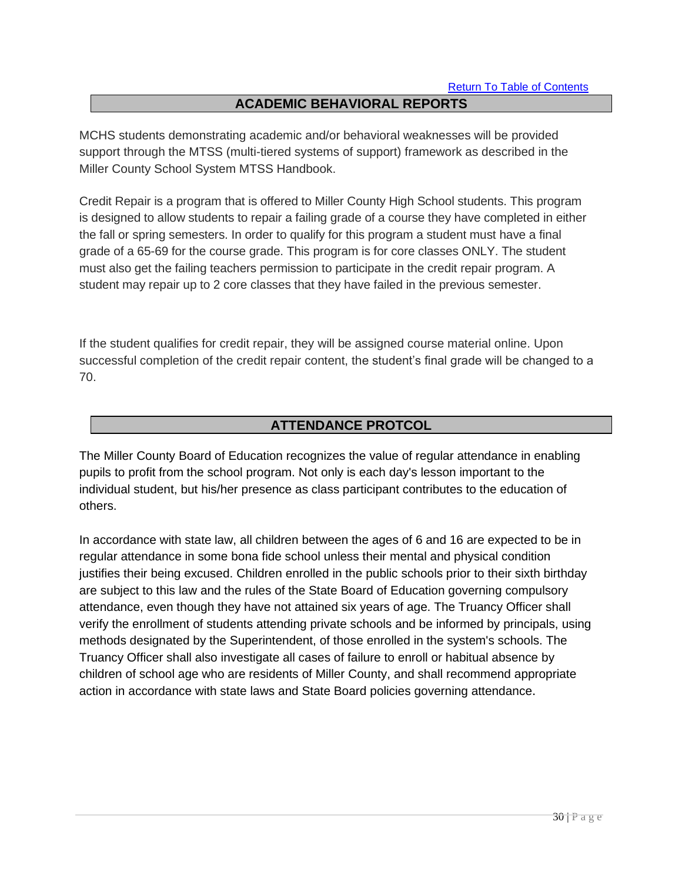[Return To Table of Contents](#)

## ACADEMIC BEHAVIORAL REPORTS

MCHS students demonstrating academic and/or behavioral weaknesses will be provided support through the MTSS (multi-tiered systems of support) framework as described in the Miller County School System MTSS Handbook.

Credit Repair is a program that is offered to Miller County High School students. This program is designed to allow students to repair a failing grade of a course they have completed in either the fall or spring semesters. In order to qualify for this program a student must have a final grade of a 65-69 for the course grade. This program is for core classes ONLY. The student must also get the failing teachers permission to participate in the credit repair program. A student may repair up to 2 core classes that they have failed in the previous semester.

If the student qualifies for credit repair, they will be assigned course material online. Upon successful completion of the credit repair content, the student's final grade will be changed to a 70.

## ATTENDANCE PROTCOL

The Miller County Board of Education recognizes the value of regular attendance in enabling pupils to profit from the school program. Not only is each day's lesson important to the individual student, but his/her presence as class participant contributes to the education of others.

In accordance with state law, all children between the ages of 6 and 16 are expected to be in regular attendance in some bona fide school unless their mental and physical condition justifies their being excused. Children enrolled in the public schools prior to their sixth birthday are subject to this law and the rules of the State Board of Education governing compulsory attendance, even though they have not attained six years of age. The Truancy Officer shall verify the enrollment of students attending private schools and be informed by principals, using methods designated by the Superintendent, of those enrolled in the system's schools. The Truancy Officer shall also investigate all cases of failure to enroll or habitual absence by children of school age who are residents of Miller County, and shall recommend appropriate action in accordance with state laws and State Board policies governing attendance.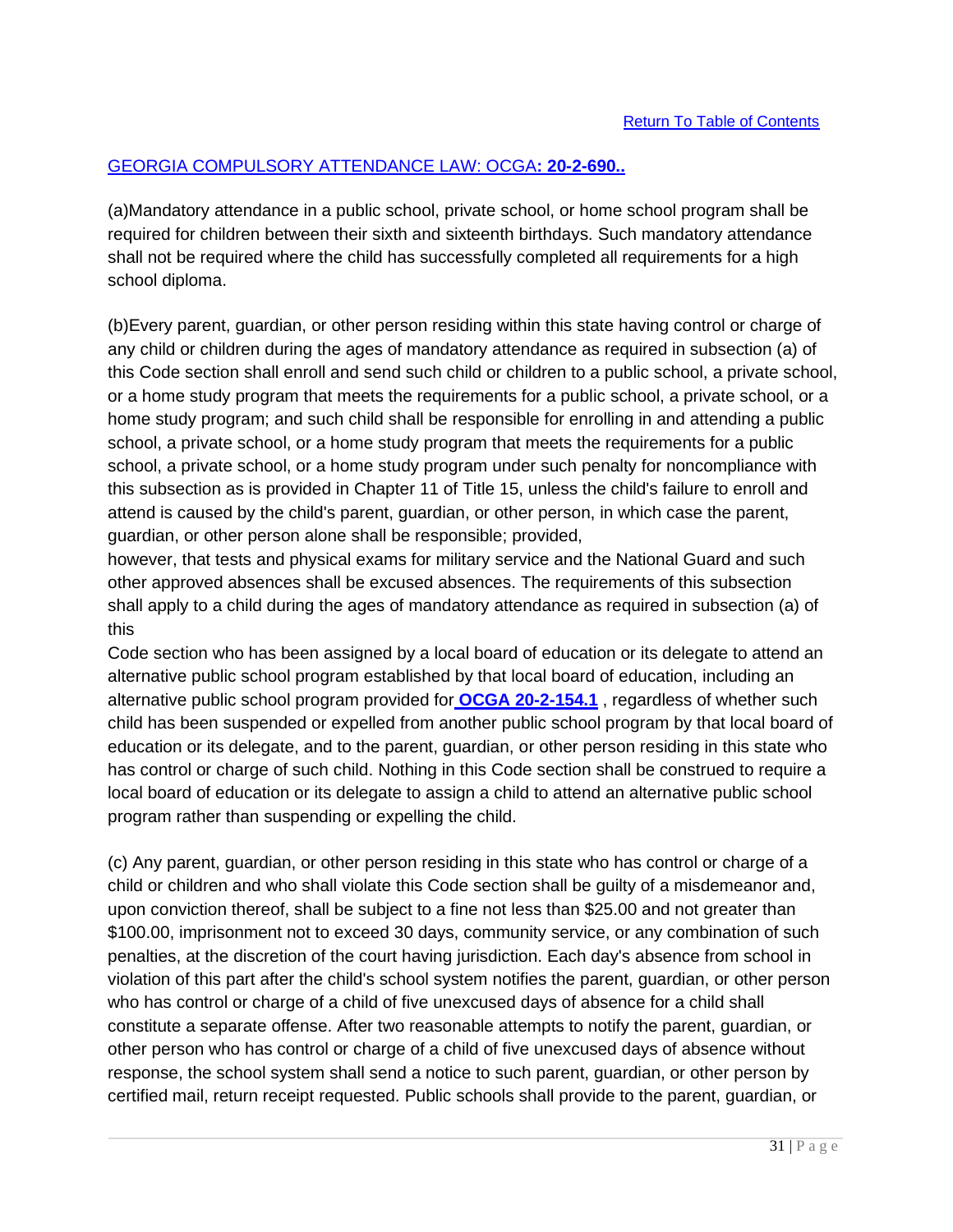Return To Table of Contents

## GEORGIA COMPULSORY ATTENDANCE LAW: OCGA**: 20-2-690..**

(a)Mandatory attendance in a public school, private school, or home school program shall be required for children between their sixth and sixteenth birthdays. Such mandatory attendance shall not be required where the child has successfully completed all requirements for a high school diploma.

(b)Every parent, guardian, or other person residing within this state having control or charge of any child or children during the ages of mandatory attendance as required in subsection (a) of this Code section shall enroll and send such child or children to a public school, a private school, or a home study program that meets the requirements for a public school, a private school, or a home study program; and such child shall be responsible for enrolling in and attending a public school, a private school, or a home study program that meets the requirements for a public school, a private school, or a home study program under such penalty for noncompliance with this subsection as is provided in Chapter 11 of Title 15, unless the child's failure to enroll and attend is caused by the child's parent, guardian, or other person, in which case the parent, guardian, or other person alone shall be responsible; provided,
however, that tests and physical exams for military service and the National Guard and such other approved absences shall be excused absences. The requirements of this subsection shall apply to a child during the ages of mandatory attendance as required in subsection (a) of this
Code section who has been assigned by a local board of education or its delegate to attend an alternative public school program established by that local board of education, including an alternative public school program provided for **OCGA 20-2-154.1** , regardless of whether such child has been suspended or expelled from another public school program by that local board of education or its delegate, and to the parent, guardian, or other person residing in this state who has control or charge of such child. Nothing in this Code section shall be construed to require a local board of education or its delegate to assign a child to attend an alternative public school program rather than suspending or expelling the child.

(c) Any parent, guardian, or other person residing in this state who has control or charge of a child or children and who shall violate this Code section shall be guilty of a misdemeanor and, upon conviction thereof, shall be subject to a fine not less than $25.00 and not greater than $100.00, imprisonment not to exceed 30 days, community service, or any combination of such penalties, at the discretion of the court having jurisdiction. Each day's absence from school in violation of this part after the child's school system notifies the parent, guardian, or other person who has control or charge of a child of five unexcused days of absence for a child shall constitute a separate offense. After two reasonable attempts to notify the parent, guardian, or other person who has control or charge of a child of five unexcused days of absence without response, the school system shall send a notice to such parent, guardian, or other person by certified mail, return receipt requested. Public schools shall provide to the parent, guardian, or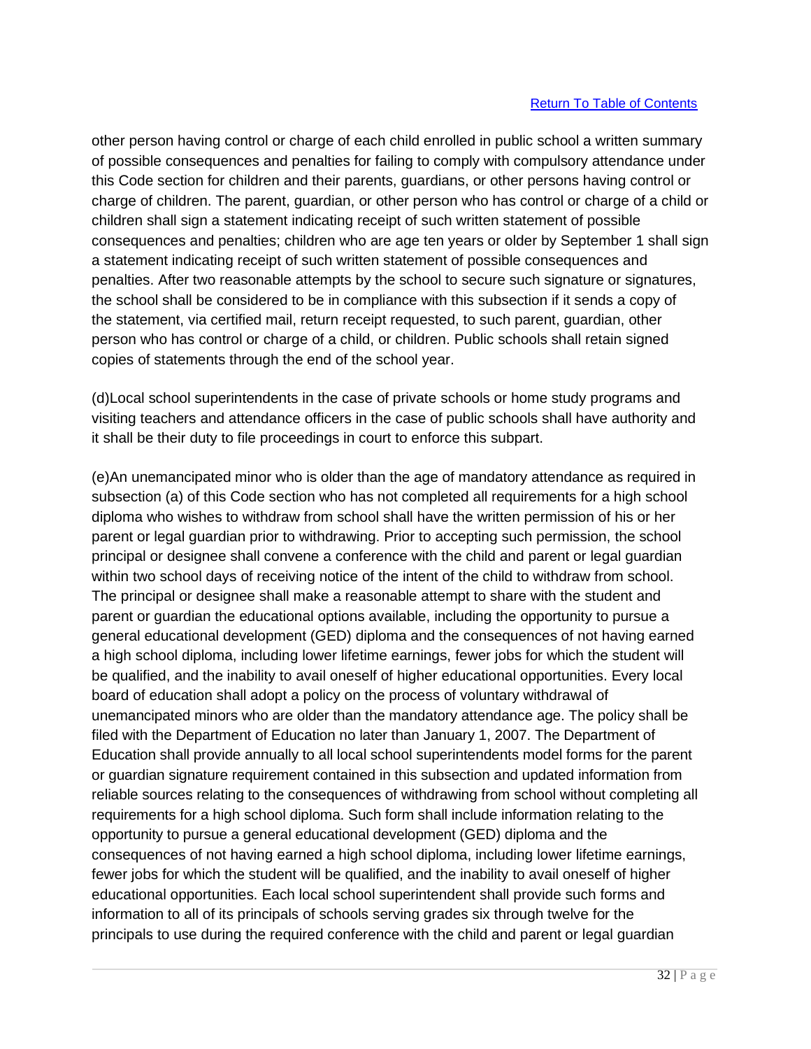other person having control or charge of each child enrolled in public school a written summary of possible consequences and penalties for failing to comply with compulsory attendance under this Code section for children and their parents, guardians, or other persons having control or charge of children. The parent, guardian, or other person who has control or charge of a child or children shall sign a statement indicating receipt of such written statement of possible consequences and penalties; children who are age ten years or older by September 1 shall sign a statement indicating receipt of such written statement of possible consequences and penalties. After two reasonable attempts by the school to secure such signature or signatures, the school shall be considered to be in compliance with this subsection if it sends a copy of the statement, via certified mail, return receipt requested, to such parent, guardian, other person who has control or charge of a child, or children. Public schools shall retain signed copies of statements through the end of the school year.

(d)Local school superintendents in the case of private schools or home study programs and visiting teachers and attendance officers in the case of public schools shall have authority and it shall be their duty to file proceedings in court to enforce this subpart.

(e)An unemancipated minor who is older than the age of mandatory attendance as required in subsection (a) of this Code section who has not completed all requirements for a high school diploma who wishes to withdraw from school shall have the written permission of his or her parent or legal guardian prior to withdrawing. Prior to accepting such permission, the school principal or designee shall convene a conference with the child and parent or legal guardian within two school days of receiving notice of the intent of the child to withdraw from school. The principal or designee shall make a reasonable attempt to share with the student and parent or guardian the educational options available, including the opportunity to pursue a general educational development (GED) diploma and the consequences of not having earned a high school diploma, including lower lifetime earnings, fewer jobs for which the student will be qualified, and the inability to avail oneself of higher educational opportunities. Every local board of education shall adopt a policy on the process of voluntary withdrawal of unemancipated minors who are older than the mandatory attendance age. The policy shall be filed with the Department of Education no later than January 1, 2007. The Department of Education shall provide annually to all local school superintendents model forms for the parent or guardian signature requirement contained in this subsection and updated information from reliable sources relating to the consequences of withdrawing from school without completing all requirements for a high school diploma. Such form shall include information relating to the opportunity to pursue a general educational development (GED) diploma and the consequences of not having earned a high school diploma, including lower lifetime earnings, fewer jobs for which the student will be qualified, and the inability to avail oneself of higher educational opportunities. Each local school superintendent shall provide such forms and information to all of its principals of schools serving grades six through twelve for the principals to use during the required conference with the child and parent or legal guardian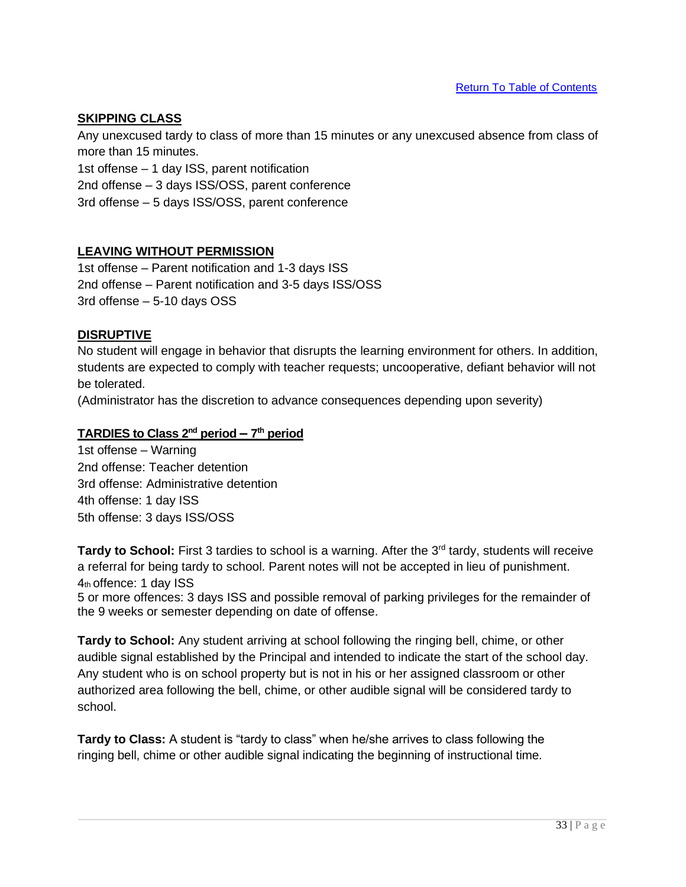[Return To Table of Contents]

## SKIPPING CLASS

Any unexcused tardy to class of more than 15 minutes or any unexcused absence from class of more than 15 minutes.

1st offense – 1 day ISS, parent notification
2nd offense – 3 days ISS/OSS, parent conference
3rd offense – 5 days ISS/OSS, parent conference

## LEAVING WITHOUT PERMISSION

1st offense – Parent notification and 1-3 days ISS
2nd offense – Parent notification and 3-5 days ISS/OSS
3rd offense – 5-10 days OSS

## DISRUPTIVE

No student will engage in behavior that disrupts the learning environment for others. In addition, students are expected to comply with teacher requests; uncooperative, defiant behavior will not be tolerated.

(Administrator has the discretion to advance consequences depending upon severity)

## TARDIES to Class 2nd period – 7th period

1st offense – Warning
2nd offense: Teacher detention
3rd offense: Administrative detention
4th offense: 1 day ISS
5th offense: 3 days ISS/OSS

**Tardy to School:** First 3 tardies to school is a warning. After the 3rd tardy, students will receive a referral for being tardy to school. Parent notes will not be accepted in lieu of punishment.
4th offence: 1 day ISS
5 or more offences: 3 days ISS and possible removal of parking privileges for the remainder of the 9 weeks or semester depending on date of offense.

**Tardy to School:** Any student arriving at school following the ringing bell, chime, or other audible signal established by the Principal and intended to indicate the start of the school day. Any student who is on school property but is not in his or her assigned classroom or other authorized area following the bell, chime, or other audible signal will be considered tardy to school.

**Tardy to Class:** A student is "tardy to class" when he/she arrives to class following the ringing bell, chime or other audible signal indicating the beginning of instructional time.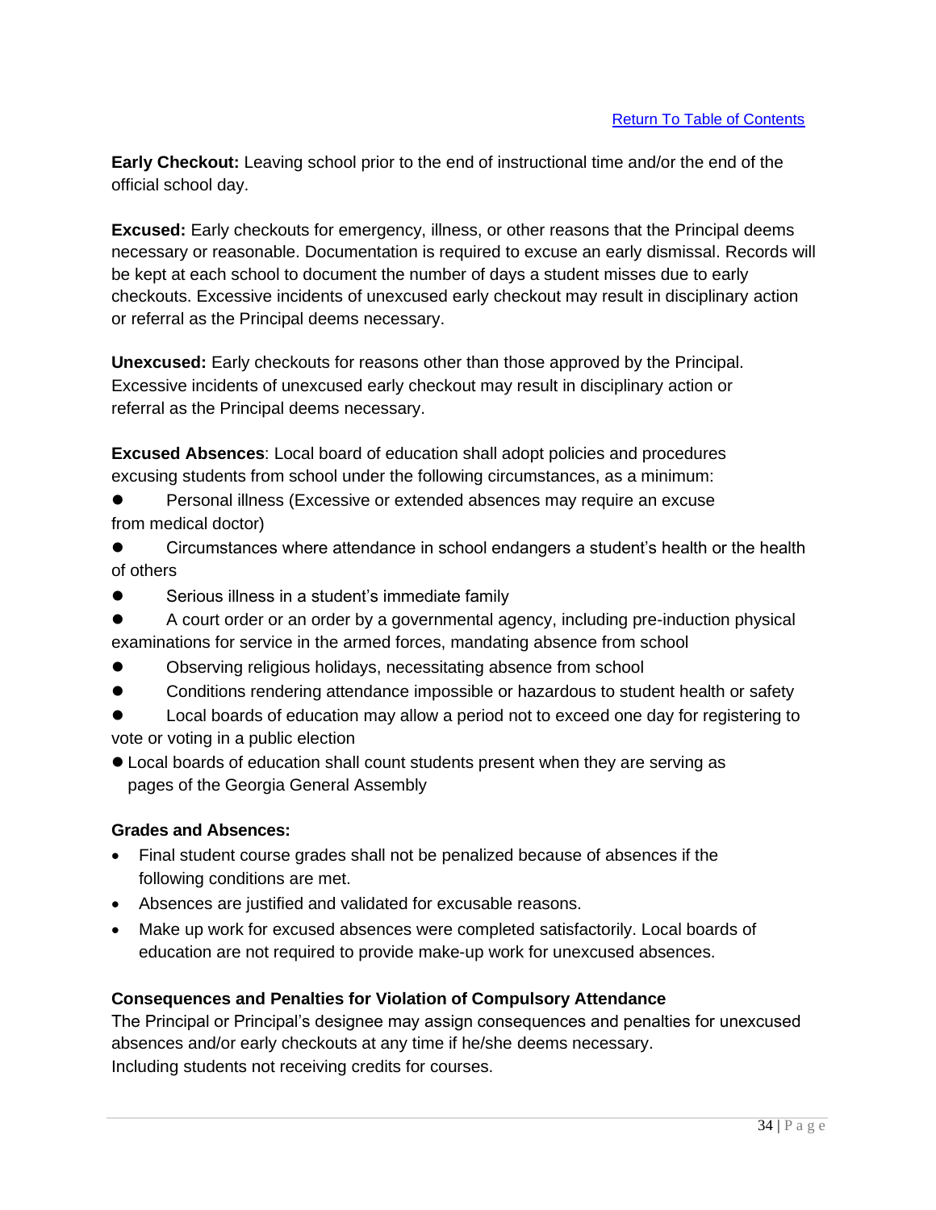[Return To Table of Contents]

**Early Checkout:** Leaving school prior to the end of instructional time and/or the end of the official school day.

**Excused:** Early checkouts for emergency, illness, or other reasons that the Principal deems necessary or reasonable. Documentation is required to excuse an early dismissal. Records will be kept at each school to document the number of days a student misses due to early checkouts. Excessive incidents of unexcused early checkout may result in disciplinary action or referral as the Principal deems necessary.

**Unexcused:** Early checkouts for reasons other than those approved by the Principal. Excessive incidents of unexcused early checkout may result in disciplinary action or referral as the Principal deems necessary.

**Excused Absences**: Local board of education shall adopt policies and procedures excusing students from school under the following circumstances, as a minimum:

- Personal illness (Excessive or extended absences may require an excuse from medical doctor)
- Circumstances where attendance in school endangers a student's health or the health of others
- Serious illness in a student's immediate family
- A court order or an order by a governmental agency, including pre-induction physical examinations for service in the armed forces, mandating absence from school
- Observing religious holidays, necessitating absence from school
- Conditions rendering attendance impossible or hazardous to student health or safety
- Local boards of education may allow a period not to exceed one day for registering to vote or voting in a public election
- Local boards of education shall count students present when they are serving as pages of the Georgia General Assembly

**Grades and Absences:**

- Final student course grades shall not be penalized because of absences if the following conditions are met.
- Absences are justified and validated for excusable reasons.
- Make up work for excused absences were completed satisfactorily. Local boards of education are not required to provide make-up work for unexcused absences.

**Consequences and Penalties for Violation of Compulsory Attendance**

The Principal or Principal's designee may assign consequences and penalties for unexcused absences and/or early checkouts at any time if he/she deems necessary.
Including students not receiving credits for courses.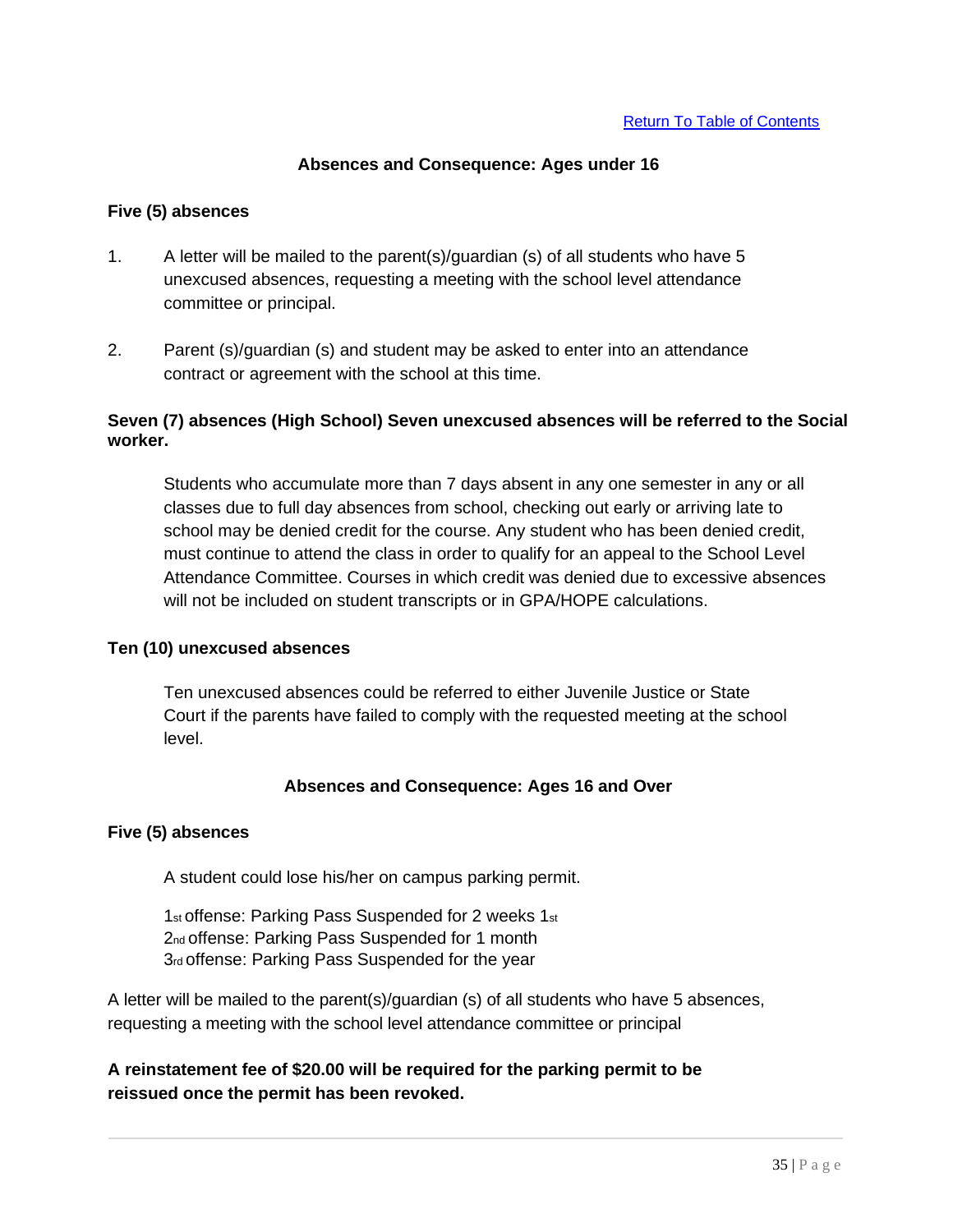[Return To Table of Contents]

## Absences and Consequence: Ages under 16

**Five (5) absences**

1. A letter will be mailed to the parent(s)/guardian (s) of all students who have 5 unexcused absences, requesting a meeting with the school level attendance committee or principal.

2. Parent (s)/guardian (s) and student may be asked to enter into an attendance contract or agreement with the school at this time.

**Seven (7) absences (High School) Seven unexcused absences will be referred to the Social worker.**

Students who accumulate more than 7 days absent in any one semester in any or all classes due to full day absences from school, checking out early or arriving late to school may be denied credit for the course. Any student who has been denied credit, must continue to attend the class in order to qualify for an appeal to the School Level Attendance Committee. Courses in which credit was denied due to excessive absences will not be included on student transcripts or in GPA/HOPE calculations.

**Ten (10) unexcused absences**

Ten unexcused absences could be referred to either Juvenile Justice or State Court if the parents have failed to comply with the requested meeting at the school level.

## Absences and Consequence: Ages 16 and Over

**Five (5) absences**

A student could lose his/her on campus parking permit.

1st offense: Parking Pass Suspended for 2 weeks 1st
2nd offense: Parking Pass Suspended for 1 month
3rd offense: Parking Pass Suspended for the year

A letter will be mailed to the parent(s)/guardian (s) of all students who have 5 absences, requesting a meeting with the school level attendance committee or principal

**A reinstatement fee of $20.00 will be required for the parking permit to be reissued once the permit has been revoked.**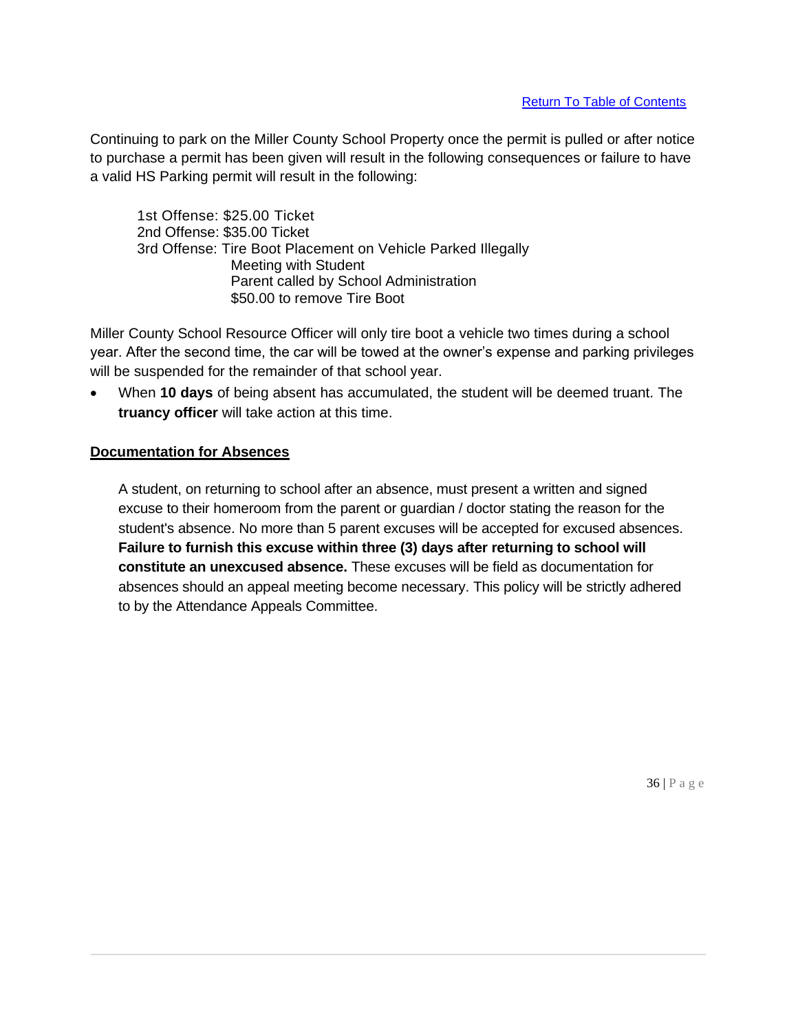[Return To Table of Contents]

Continuing to park on the Miller County School Property once the permit is pulled or after notice to purchase a permit has been given will result in the following consequences or failure to have a valid HS Parking permit will result in the following:

1st Offense: $25.00 Ticket
2nd Offense: $35.00 Ticket
3rd Offense: Tire Boot Placement on Vehicle Parked Illegally
Meeting with Student
Parent called by School Administration
$50.00 to remove Tire Boot

Miller County School Resource Officer will only tire boot a vehicle two times during a school year. After the second time, the car will be towed at the owner's expense and parking privileges will be suspended for the remainder of that school year.

- When **10 days** of being absent has accumulated, the student will be deemed truant. The **truancy officer** will take action at this time.

## Documentation for Absences

A student, on returning to school after an absence, must present a written and signed excuse to their homeroom from the parent or guardian / doctor stating the reason for the student's absence. No more than 5 parent excuses will be accepted for excused absences. **Failure to furnish this excuse within three (3) days after returning to school will constitute an unexcused absence.** These excuses will be field as documentation for absences should an appeal meeting become necessary. This policy will be strictly adhered to by the Attendance Appeals Committee.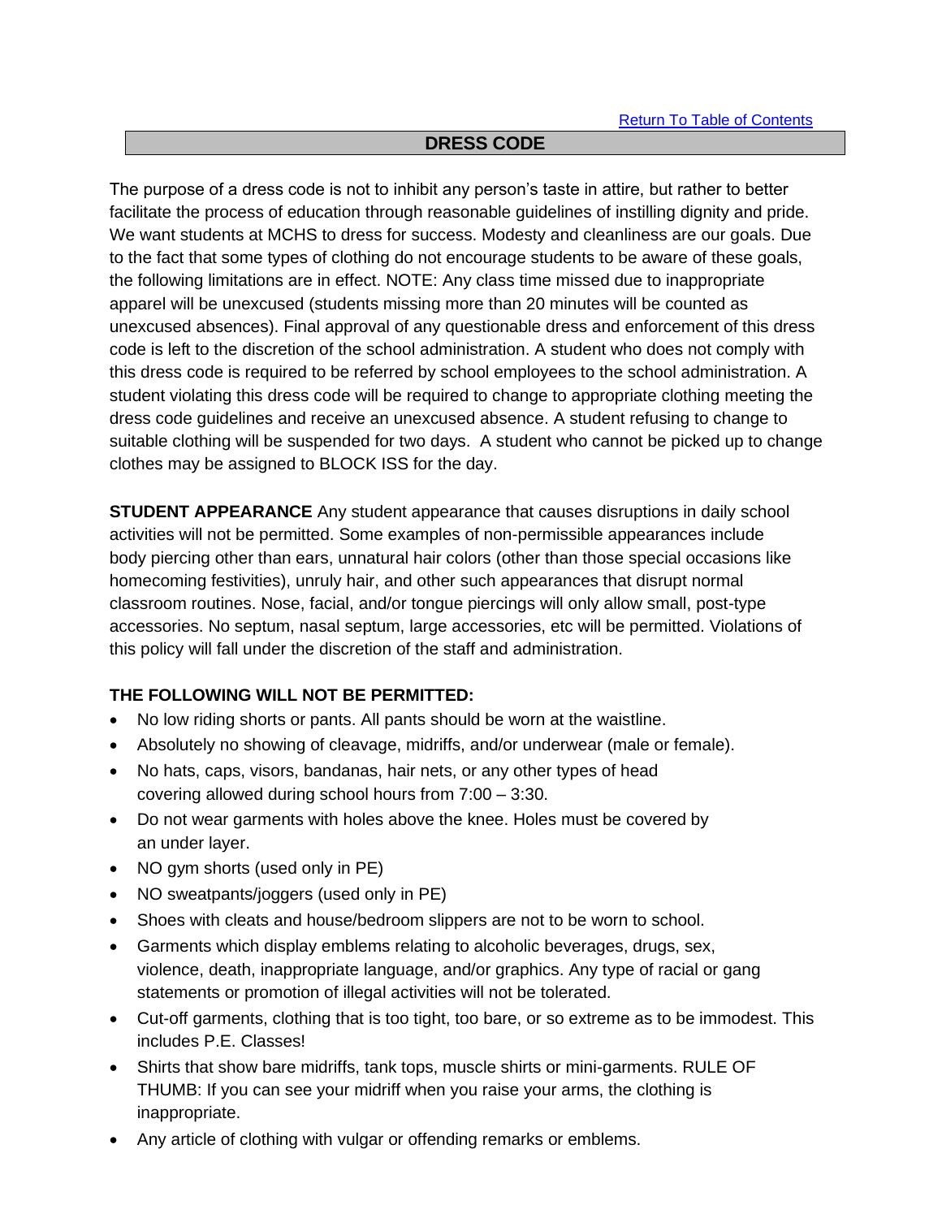[Return To Table of Contents]

## DRESS CODE

The purpose of a dress code is not to inhibit any person's taste in attire, but rather to better facilitate the process of education through reasonable guidelines of instilling dignity and pride. We want students at MCHS to dress for success. Modesty and cleanliness are our goals. Due to the fact that some types of clothing do not encourage students to be aware of these goals, the following limitations are in effect. NOTE: Any class time missed due to inappropriate apparel will be unexcused (students missing more than 20 minutes will be counted as unexcused absences). Final approval of any questionable dress and enforcement of this dress code is left to the discretion of the school administration. A student who does not comply with this dress code is required to be referred by school employees to the school administration. A student violating this dress code will be required to change to appropriate clothing meeting the dress code guidelines and receive an unexcused absence. A student refusing to change to suitable clothing will be suspended for two days. A student who cannot be picked up to change clothes may be assigned to BLOCK ISS for the day.

**STUDENT APPEARANCE** Any student appearance that causes disruptions in daily school activities will not be permitted. Some examples of non-permissible appearances include body piercing other than ears, unnatural hair colors (other than those special occasions like homecoming festivities), unruly hair, and other such appearances that disrupt normal classroom routines. Nose, facial, and/or tongue piercings will only allow small, post-type accessories. No septum, nasal septum, large accessories, etc will be permitted. Violations of this policy will fall under the discretion of the staff and administration.

**THE FOLLOWING WILL NOT BE PERMITTED:**

- No low riding shorts or pants. All pants should be worn at the waistline.
- Absolutely no showing of cleavage, midriffs, and/or underwear (male or female).
- No hats, caps, visors, bandanas, hair nets, or any other types of head covering allowed during school hours from 7:00 – 3:30.
- Do not wear garments with holes above the knee. Holes must be covered by an under layer.
- NO gym shorts (used only in PE)
- NO sweatpants/joggers (used only in PE)
- Shoes with cleats and house/bedroom slippers are not to be worn to school.
- Garments which display emblems relating to alcoholic beverages, drugs, sex, violence, death, inappropriate language, and/or graphics. Any type of racial or gang statements or promotion of illegal activities will not be tolerated.
- Cut-off garments, clothing that is too tight, too bare, or so extreme as to be immodest. This includes P.E. Classes!
- Shirts that show bare midriffs, tank tops, muscle shirts or mini-garments. RULE OF THUMB: If you can see your midriff when you raise your arms, the clothing is inappropriate.
- Any article of clothing with vulgar or offending remarks or emblems.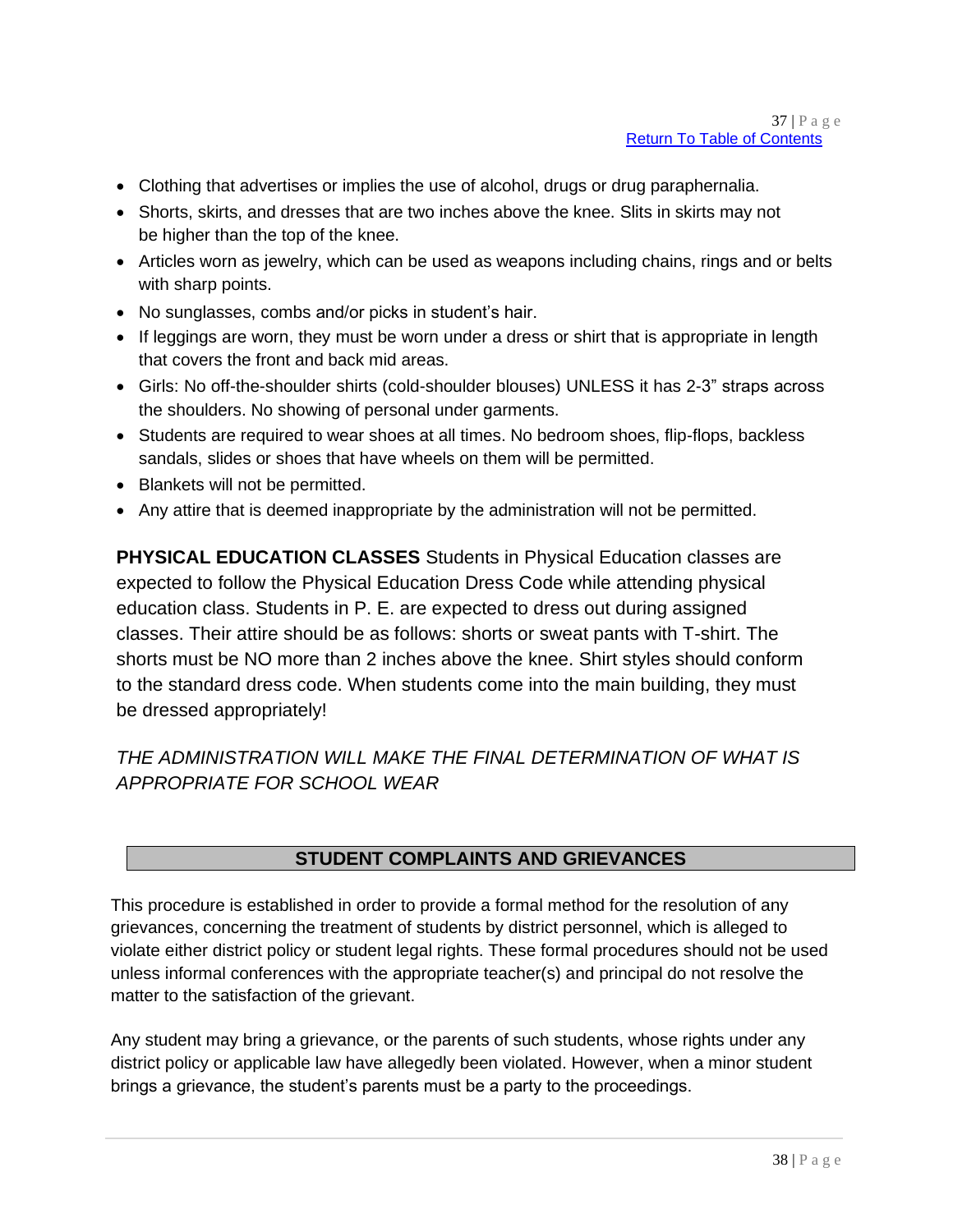- Clothing that advertises or implies the use of alcohol, drugs or drug paraphernalia.
- Shorts, skirts, and dresses that are two inches above the knee. Slits in skirts may not be higher than the top of the knee.
- Articles worn as jewelry, which can be used as weapons including chains, rings and or belts with sharp points.
- No sunglasses, combs and/or picks in student's hair.
- If leggings are worn, they must be worn under a dress or shirt that is appropriate in length that covers the front and back mid areas.
- Girls: No off-the-shoulder shirts (cold-shoulder blouses) UNLESS it has 2-3" straps across the shoulders. No showing of personal under garments.
- Students are required to wear shoes at all times. No bedroom shoes, flip-flops, backless sandals, slides or shoes that have wheels on them will be permitted.
- Blankets will not be permitted.
- Any attire that is deemed inappropriate by the administration will not be permitted.

**PHYSICAL EDUCATION CLASSES** Students in Physical Education classes are expected to follow the Physical Education Dress Code while attending physical education class. Students in P. E. are expected to dress out during assigned classes. Their attire should be as follows: shorts or sweat pants with T-shirt. The shorts must be NO more than 2 inches above the knee. Shirt styles should conform to the standard dress code. When students come into the main building, they must be dressed appropriately!

*THE ADMINISTRATION WILL MAKE THE FINAL DETERMINATION OF WHAT IS APPROPRIATE FOR SCHOOL WEAR*

## STUDENT COMPLAINTS AND GRIEVANCES

This procedure is established in order to provide a formal method for the resolution of any grievances, concerning the treatment of students by district personnel, which is alleged to violate either district policy or student legal rights. These formal procedures should not be used unless informal conferences with the appropriate teacher(s) and principal do not resolve the matter to the satisfaction of the grievant.

Any student may bring a grievance, or the parents of such students, whose rights under any district policy or applicable law have allegedly been violated. However, when a minor student brings a grievance, the student's parents must be a party to the proceedings.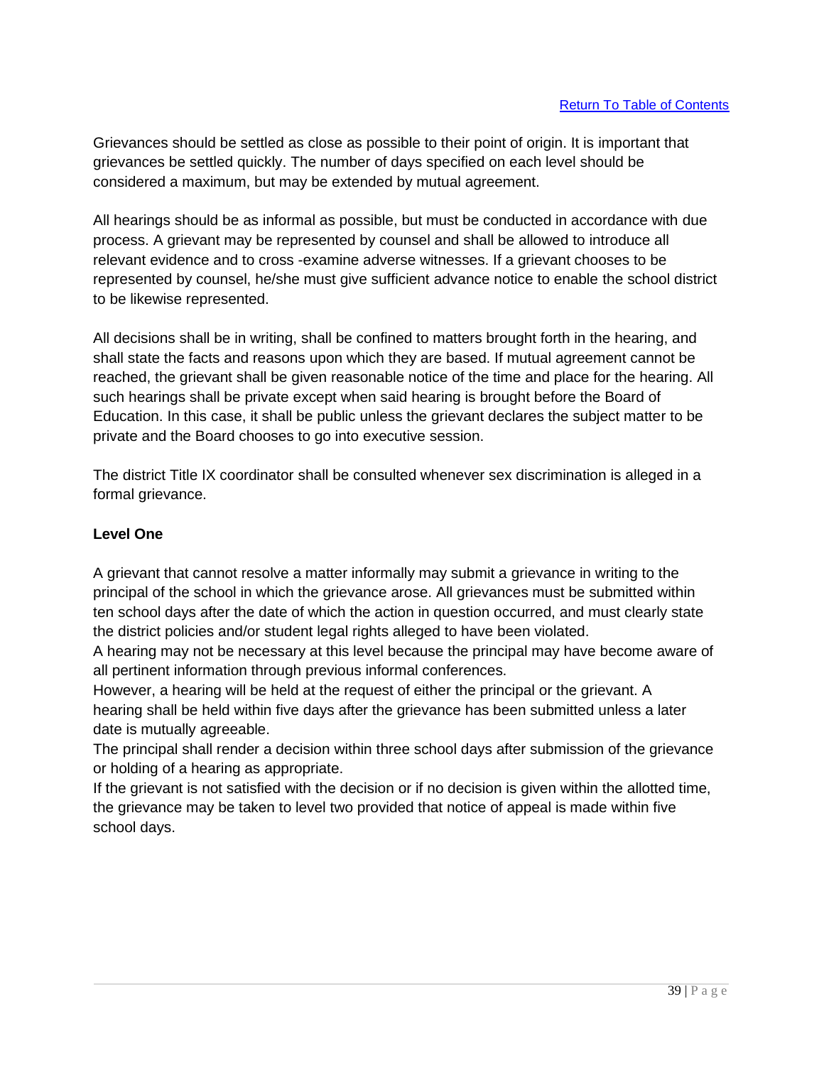Grievances should be settled as close as possible to their point of origin. It is important that grievances be settled quickly. The number of days specified on each level should be considered a maximum, but may be extended by mutual agreement.

All hearings should be as informal as possible, but must be conducted in accordance with due process. A grievant may be represented by counsel and shall be allowed to introduce all relevant evidence and to cross -examine adverse witnesses. If a grievant chooses to be represented by counsel, he/she must give sufficient advance notice to enable the school district to be likewise represented.

All decisions shall be in writing, shall be confined to matters brought forth in the hearing, and shall state the facts and reasons upon which they are based. If mutual agreement cannot be reached, the grievant shall be given reasonable notice of the time and place for the hearing. All such hearings shall be private except when said hearing is brought before the Board of Education. In this case, it shall be public unless the grievant declares the subject matter to be private and the Board chooses to go into executive session.

The district Title IX coordinator shall be consulted whenever sex discrimination is alleged in a formal grievance.

**Level One**

A grievant that cannot resolve a matter informally may submit a grievance in writing to the principal of the school in which the grievance arose. All grievances must be submitted within ten school days after the date of which the action in question occurred, and must clearly state the district policies and/or student legal rights alleged to have been violated.
A hearing may not be necessary at this level because the principal may have become aware of all pertinent information through previous informal conferences.
However, a hearing will be held at the request of either the principal or the grievant. A hearing shall be held within five days after the grievance has been submitted unless a later date is mutually agreeable.
The principal shall render a decision within three school days after submission of the grievance or holding of a hearing as appropriate.
If the grievant is not satisfied with the decision or if no decision is given within the allotted time, the grievance may be taken to level two provided that notice of appeal is made within five school days.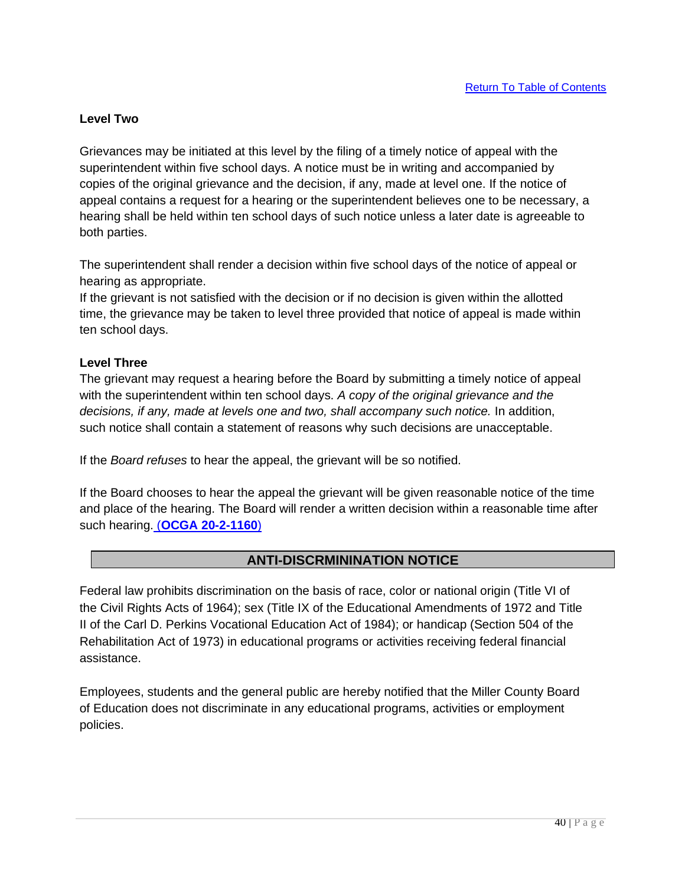[Return To Table of Contents](#)

**Level Two**

Grievances may be initiated at this level by the filing of a timely notice of appeal with the superintendent within five school days. A notice must be in writing and accompanied by copies of the original grievance and the decision, if any, made at level one. If the notice of appeal contains a request for a hearing or the superintendent believes one to be necessary, a hearing shall be held within ten school days of such notice unless a later date is agreeable to both parties.

The superintendent shall render a decision within five school days of the notice of appeal or hearing as appropriate.
If the grievant is not satisfied with the decision or if no decision is given within the allotted time, the grievance may be taken to level three provided that notice of appeal is made within ten school days.

**Level Three**
The grievant may request a hearing before the Board by submitting a timely notice of appeal with the superintendent within ten school days. *A copy of the original grievance and the decisions, if any, made at levels one and two, shall accompany such notice.* In addition, such notice shall contain a statement of reasons why such decisions are unacceptable.

If the *Board refuses* to hear the appeal, the grievant will be so notified.

If the Board chooses to hear the appeal the grievant will be given reasonable notice of the time and place of the hearing. The Board will render a written decision within a reasonable time after such hearing. (**OCGA 20-2-1160**)

## ANTI-DISCRMININATION NOTICE

Federal law prohibits discrimination on the basis of race, color or national origin (Title VI of the Civil Rights Acts of 1964); sex (Title IX of the Educational Amendments of 1972 and Title II of the Carl D. Perkins Vocational Education Act of 1984); or handicap (Section 504 of the Rehabilitation Act of 1973) in educational programs or activities receiving federal financial assistance.

Employees, students and the general public are hereby notified that the Miller County Board of Education does not discriminate in any educational programs, activities or employment policies.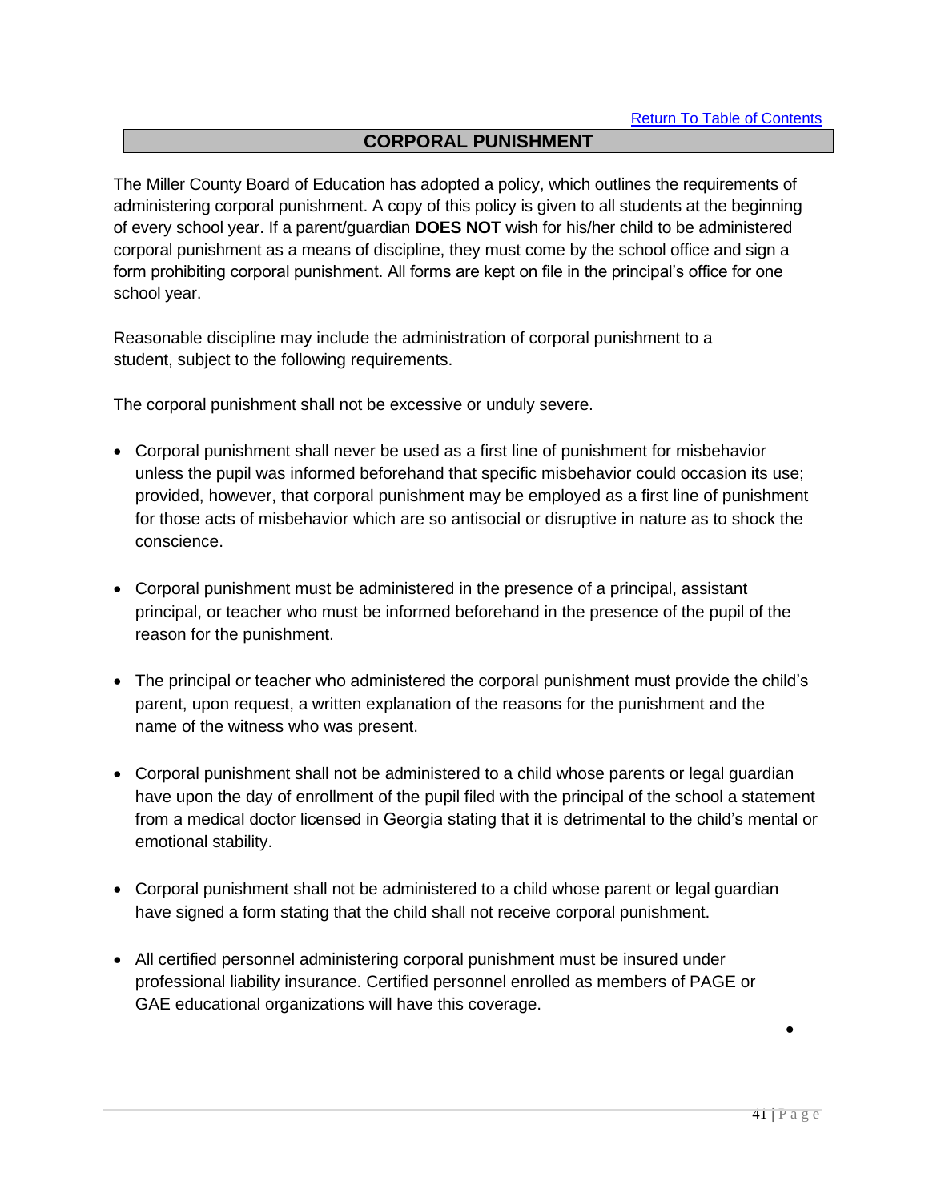[Return To Table of Contents]

## CORPORAL PUNISHMENT

The Miller County Board of Education has adopted a policy, which outlines the requirements of administering corporal punishment. A copy of this policy is given to all students at the beginning of every school year. If a parent/guardian **DOES NOT** wish for his/her child to be administered corporal punishment as a means of discipline, they must come by the school office and sign a form prohibiting corporal punishment. All forms are kept on file in the principal's office for one school year.

Reasonable discipline may include the administration of corporal punishment to a student, subject to the following requirements.

The corporal punishment shall not be excessive or unduly severe.

- Corporal punishment shall never be used as a first line of punishment for misbehavior unless the pupil was informed beforehand that specific misbehavior could occasion its use; provided, however, that corporal punishment may be employed as a first line of punishment for those acts of misbehavior which are so antisocial or disruptive in nature as to shock the conscience.
- Corporal punishment must be administered in the presence of a principal, assistant principal, or teacher who must be informed beforehand in the presence of the pupil of the reason for the punishment.
- The principal or teacher who administered the corporal punishment must provide the child's parent, upon request, a written explanation of the reasons for the punishment and the name of the witness who was present.
- Corporal punishment shall not be administered to a child whose parents or legal guardian have upon the day of enrollment of the pupil filed with the principal of the school a statement from a medical doctor licensed in Georgia stating that it is detrimental to the child's mental or emotional stability.
- Corporal punishment shall not be administered to a child whose parent or legal guardian have signed a form stating that the child shall not receive corporal punishment.
- All certified personnel administering corporal punishment must be insured under professional liability insurance. Certified personnel enrolled as members of PAGE or GAE educational organizations will have this coverage.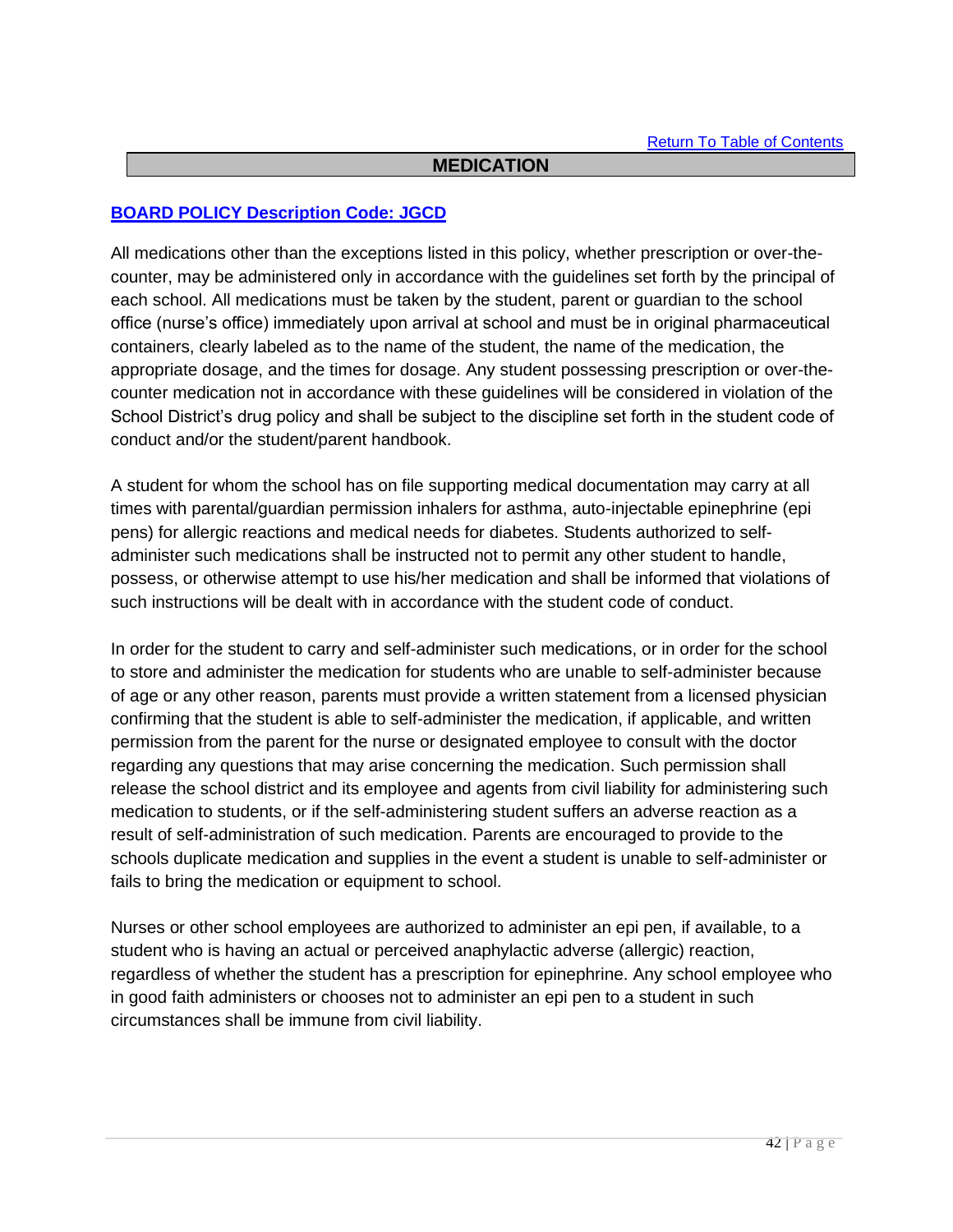Return To Table of Contents

## MEDICATION

**BOARD POLICY Description Code: JGCD**

All medications other than the exceptions listed in this policy, whether prescription or over-the-counter, may be administered only in accordance with the guidelines set forth by the principal of each school. All medications must be taken by the student, parent or guardian to the school office (nurse's office) immediately upon arrival at school and must be in original pharmaceutical containers, clearly labeled as to the name of the student, the name of the medication, the appropriate dosage, and the times for dosage. Any student possessing prescription or over-the-counter medication not in accordance with these guidelines will be considered in violation of the School District's drug policy and shall be subject to the discipline set forth in the student code of conduct and/or the student/parent handbook.

A student for whom the school has on file supporting medical documentation may carry at all times with parental/guardian permission inhalers for asthma, auto-injectable epinephrine (epi pens) for allergic reactions and medical needs for diabetes. Students authorized to self-administer such medications shall be instructed not to permit any other student to handle, possess, or otherwise attempt to use his/her medication and shall be informed that violations of such instructions will be dealt with in accordance with the student code of conduct.

In order for the student to carry and self-administer such medications, or in order for the school to store and administer the medication for students who are unable to self-administer because of age or any other reason, parents must provide a written statement from a licensed physician confirming that the student is able to self-administer the medication, if applicable, and written permission from the parent for the nurse or designated employee to consult with the doctor regarding any questions that may arise concerning the medication. Such permission shall release the school district and its employee and agents from civil liability for administering such medication to students, or if the self-administering student suffers an adverse reaction as a result of self-administration of such medication. Parents are encouraged to provide to the schools duplicate medication and supplies in the event a student is unable to self-administer or fails to bring the medication or equipment to school.

Nurses or other school employees are authorized to administer an epi pen, if available, to a student who is having an actual or perceived anaphylactic adverse (allergic) reaction, regardless of whether the student has a prescription for epinephrine. Any school employee who in good faith administers or chooses not to administer an epi pen to a student in such circumstances shall be immune from civil liability.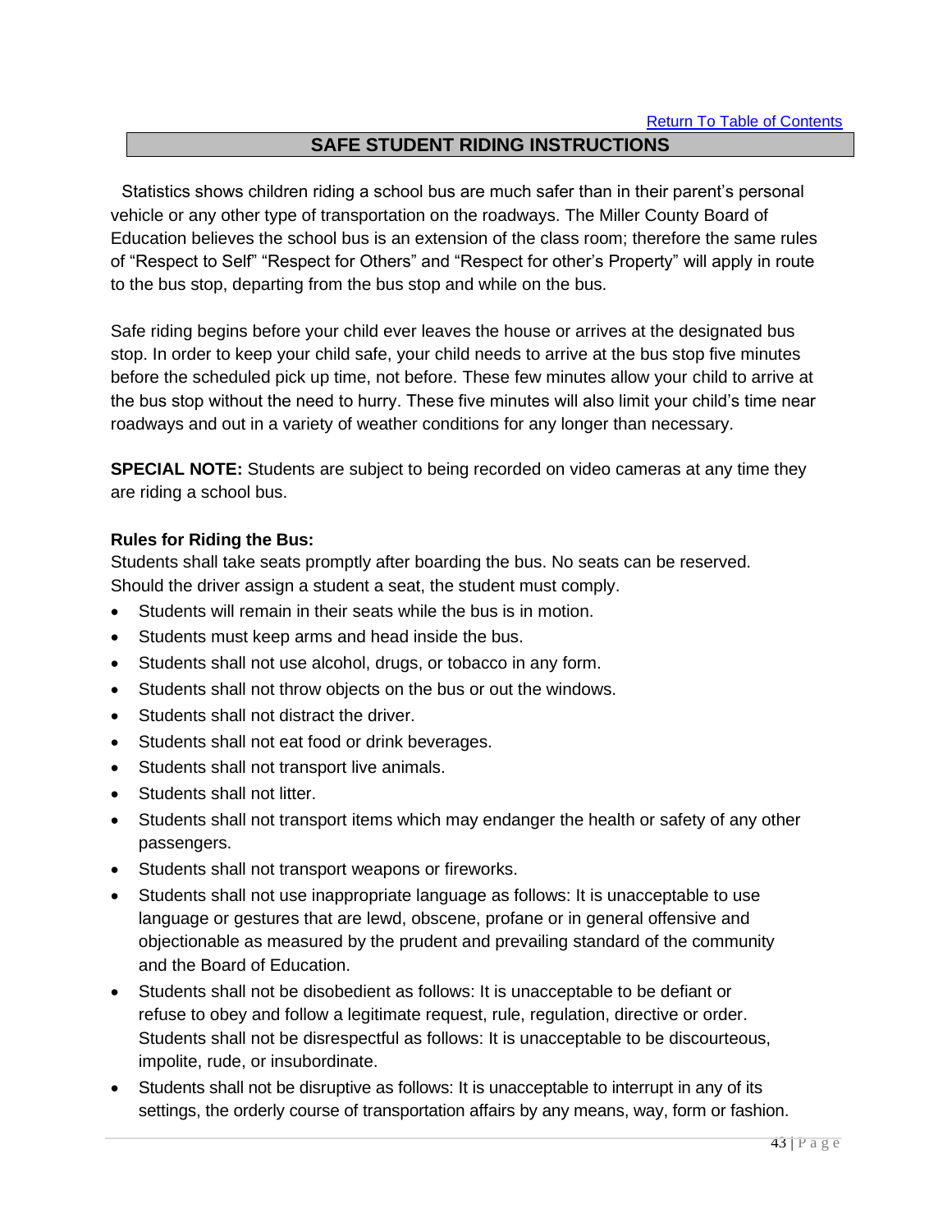[Return To Table of Contents]

## SAFE STUDENT RIDING INSTRUCTIONS

Statistics shows children riding a school bus are much safer than in their parent's personal vehicle or any other type of transportation on the roadways. The Miller County Board of Education believes the school bus is an extension of the class room; therefore the same rules of "Respect to Self" "Respect for Others" and "Respect for other's Property" will apply in route to the bus stop, departing from the bus stop and while on the bus.

Safe riding begins before your child ever leaves the house or arrives at the designated bus stop. In order to keep your child safe, your child needs to arrive at the bus stop five minutes before the scheduled pick up time, not before. These few minutes allow your child to arrive at the bus stop without the need to hurry. These five minutes will also limit your child's time near roadways and out in a variety of weather conditions for any longer than necessary.

**SPECIAL NOTE:** Students are subject to being recorded on video cameras at any time they are riding a school bus.

**Rules for Riding the Bus:**

Students shall take seats promptly after boarding the bus. No seats can be reserved. Should the driver assign a student a seat, the student must comply.

- Students will remain in their seats while the bus is in motion.
- Students must keep arms and head inside the bus.
- Students shall not use alcohol, drugs, or tobacco in any form.
- Students shall not throw objects on the bus or out the windows.
- Students shall not distract the driver.
- Students shall not eat food or drink beverages.
- Students shall not transport live animals.
- Students shall not litter.
- Students shall not transport items which may endanger the health or safety of any other passengers.
- Students shall not transport weapons or fireworks.
- Students shall not use inappropriate language as follows: It is unacceptable to use language or gestures that are lewd, obscene, profane or in general offensive and objectionable as measured by the prudent and prevailing standard of the community and the Board of Education.
- Students shall not be disobedient as follows: It is unacceptable to be defiant or refuse to obey and follow a legitimate request, rule, regulation, directive or order. Students shall not be disrespectful as follows: It is unacceptable to be discourteous, impolite, rude, or insubordinate.
- Students shall not be disruptive as follows: It is unacceptable to interrupt in any of its settings, the orderly course of transportation affairs by any means, way, form or fashion.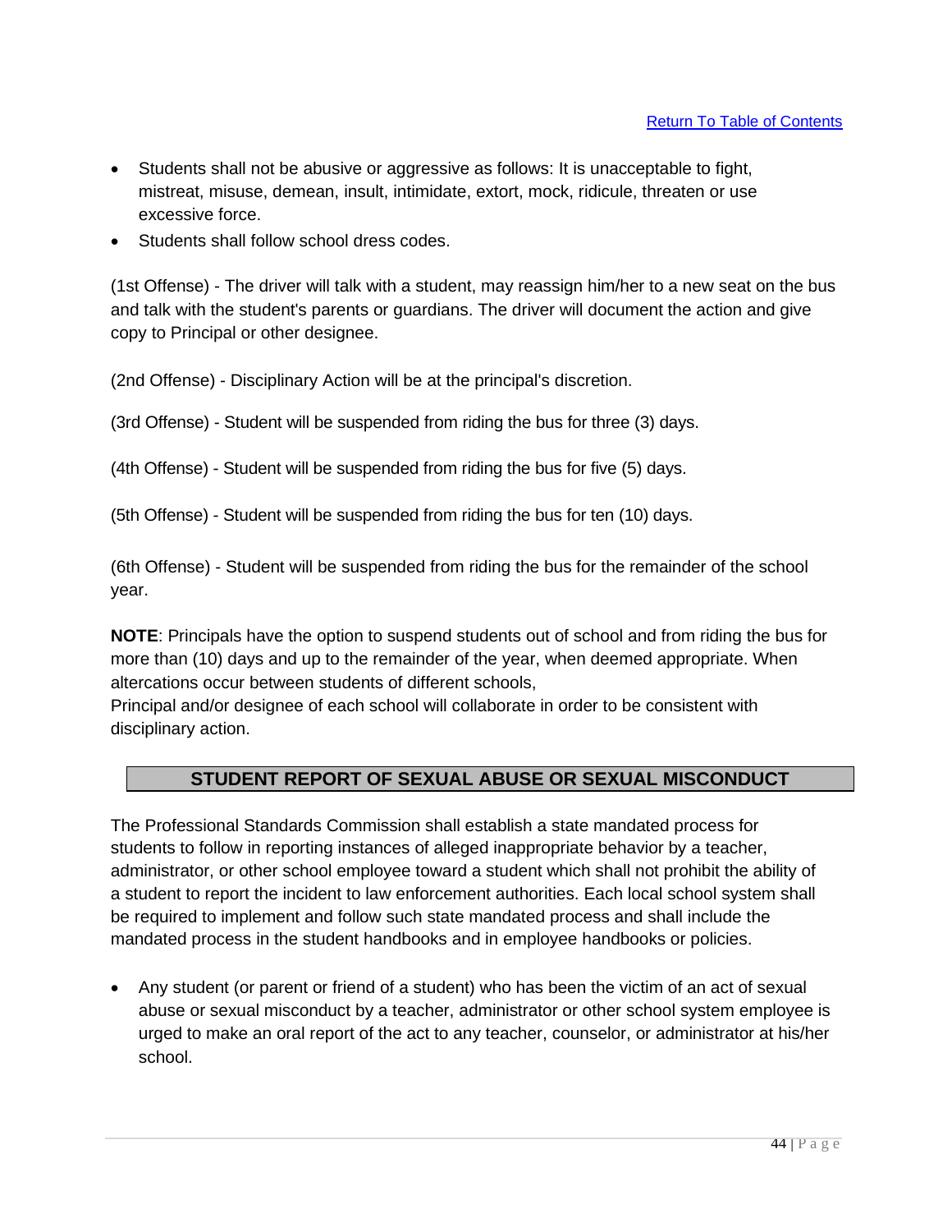[Return To Table of Contents]

- Students shall not be abusive or aggressive as follows: It is unacceptable to fight, mistreat, misuse, demean, insult, intimidate, extort, mock, ridicule, threaten or use excessive force.
- Students shall follow school dress codes.

(1st Offense) - The driver will talk with a student, may reassign him/her to a new seat on the bus and talk with the student's parents or guardians. The driver will document the action and give copy to Principal or other designee.

(2nd Offense) - Disciplinary Action will be at the principal's discretion.

(3rd Offense) - Student will be suspended from riding the bus for three (3) days.

(4th Offense) - Student will be suspended from riding the bus for five (5) days.

(5th Offense) - Student will be suspended from riding the bus for ten (10) days.

(6th Offense) - Student will be suspended from riding the bus for the remainder of the school year.

**NOTE**: Principals have the option to suspend students out of school and from riding the bus for more than (10) days and up to the remainder of the year, when deemed appropriate. When altercations occur between students of different schools,
Principal and/or designee of each school will collaborate in order to be consistent with disciplinary action.

## STUDENT REPORT OF SEXUAL ABUSE OR SEXUAL MISCONDUCT

The Professional Standards Commission shall establish a state mandated process for students to follow in reporting instances of alleged inappropriate behavior by a teacher, administrator, or other school employee toward a student which shall not prohibit the ability of a student to report the incident to law enforcement authorities. Each local school system shall be required to implement and follow such state mandated process and shall include the mandated process in the student handbooks and in employee handbooks or policies.

- Any student (or parent or friend of a student) who has been the victim of an act of sexual abuse or sexual misconduct by a teacher, administrator or other school system employee is urged to make an oral report of the act to any teacher, counselor, or administrator at his/her school.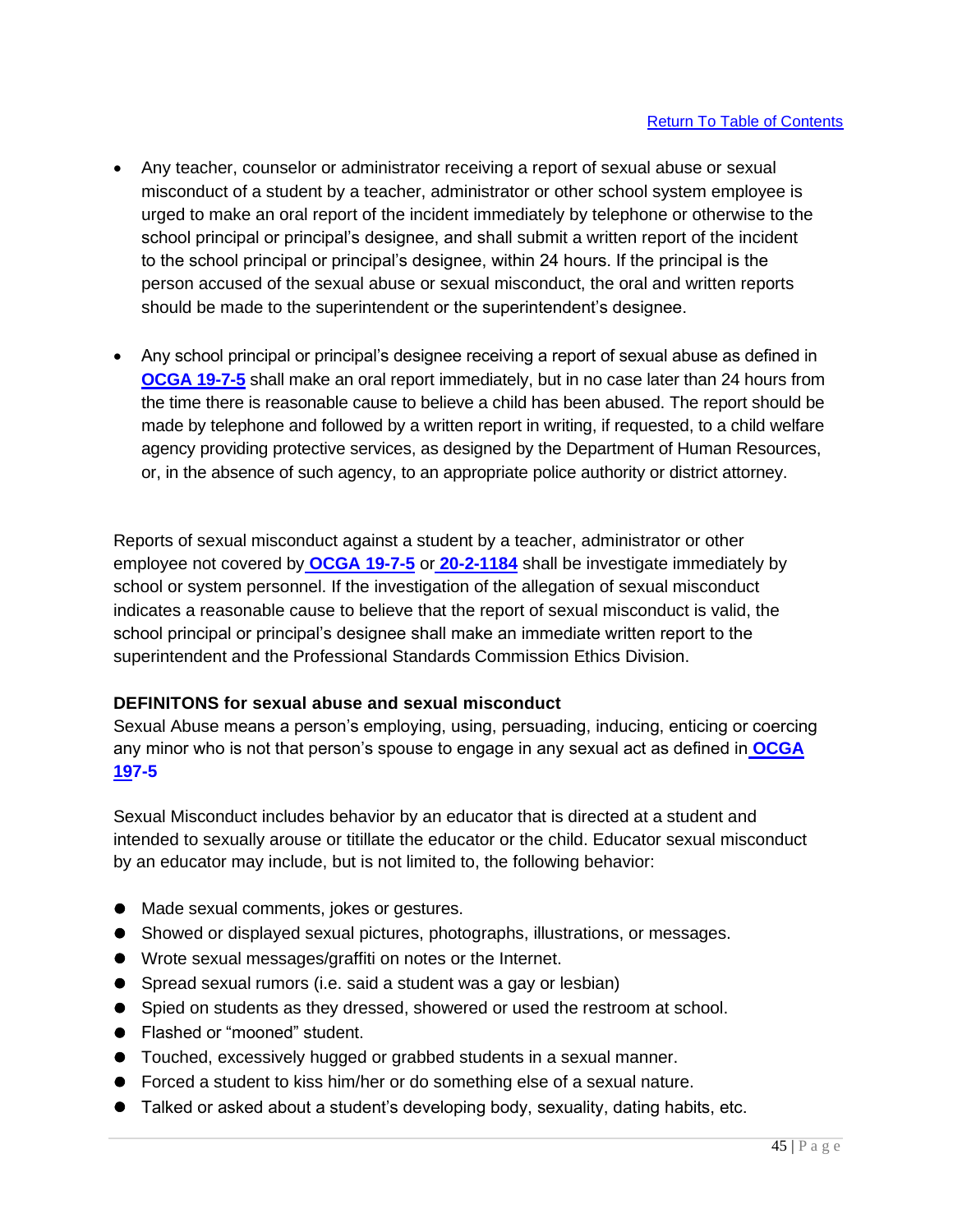[Return To Table of Contents]

- Any teacher, counselor or administrator receiving a report of sexual abuse or sexual misconduct of a student by a teacher, administrator or other school system employee is urged to make an oral report of the incident immediately by telephone or otherwise to the school principal or principal's designee, and shall submit a written report of the incident to the school principal or principal's designee, within 24 hours. If the principal is the person accused of the sexual abuse or sexual misconduct, the oral and written reports should be made to the superintendent or the superintendent's designee.

- Any school principal or principal's designee receiving a report of sexual abuse as defined in **OCGA 19-7-5** shall make an oral report immediately, but in no case later than 24 hours from the time there is reasonable cause to believe a child has been abused. The report should be made by telephone and followed by a written report in writing, if requested, to a child welfare agency providing protective services, as designed by the Department of Human Resources, or, in the absence of such agency, to an appropriate police authority or district attorney.

Reports of sexual misconduct against a student by a teacher, administrator or other employee not covered by **OCGA 19-7-5** or **20-2-1184** shall be investigate immediately by school or system personnel. If the investigation of the allegation of sexual misconduct indicates a reasonable cause to believe that the report of sexual misconduct is valid, the school principal or principal's designee shall make an immediate written report to the superintendent and the Professional Standards Commission Ethics Division.

**DEFINITONS for sexual abuse and sexual misconduct**

Sexual Abuse means a person's employing, using, persuading, inducing, enticing or coercing any minor who is not that person's spouse to engage in any sexual act as defined in **OCGA 197-5**

Sexual Misconduct includes behavior by an educator that is directed at a student and intended to sexually arouse or titillate the educator or the child. Educator sexual misconduct by an educator may include, but is not limited to, the following behavior:

- Made sexual comments, jokes or gestures.
- Showed or displayed sexual pictures, photographs, illustrations, or messages.
- Wrote sexual messages/graffiti on notes or the Internet.
- Spread sexual rumors (i.e. said a student was a gay or lesbian)
- Spied on students as they dressed, showered or used the restroom at school.
- Flashed or "mooned" student.
- Touched, excessively hugged or grabbed students in a sexual manner.
- Forced a student to kiss him/her or do something else of a sexual nature.
- Talked or asked about a student's developing body, sexuality, dating habits, etc.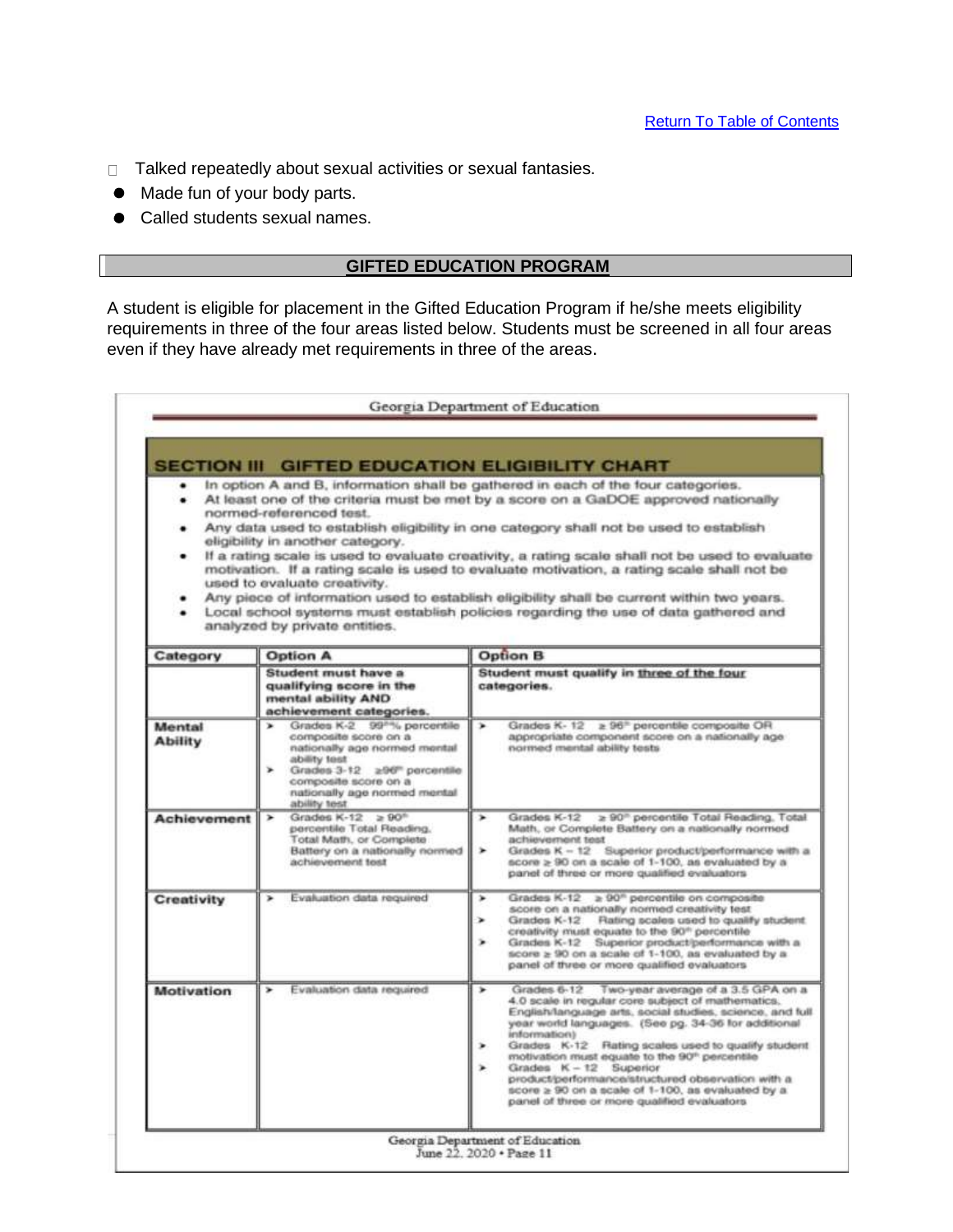- Talked repeatedly about sexual activities or sexual fantasies.
- Made fun of your body parts.
- Called students sexual names.

## GIFTED EDUCATION PROGRAM

A student is eligible for placement in the Gifted Education Program if he/she meets eligibility requirements in three of the four areas listed below. Students must be screened in all four areas even if they have already met requirements in three of the areas.

Georgia Department of Education

### SECTION III GIFTED EDUCATION ELIGIBILITY CHART

- In option A and B, information shall be gathered in each of the four categories.
- At least one of the criteria must be met by a score on a GaDOE approved nationally normed-referenced test.
- Any data used to establish eligibility in one category shall not be used to establish eligibility in another category.
- If a rating scale is used to evaluate creativity, a rating scale shall not be used to evaluate motivation. If a rating scale is used to evaluate motivation, a rating scale shall not be used to evaluate creativity.
- Any piece of information used to establish eligibility shall be current within two years.
- Local school systems must establish policies regarding the use of data gathered and analyzed by private entities.

| Category | Option A | Option B |
|---|---|---|
| | **Student must have a qualifying score in the mental ability AND achievement categories.** | **Student must qualify in three of the four categories.** |
| **Mental Ability** | ➢ Grades K-2 99th% percentile composite score on a nationally age normed mental ability test<br>➢ Grades 3-12 ≥96th percentile composite score on a nationally age normed mental ability test | ➢ Grades K-12 ≥ 96th percentile composite OR appropriate component score on a nationally age normed mental ability tests |
| **Achievement** | ➢ Grades K-12 ≥ 90th percentile Total Reading, Total Math, or Complete Battery on a nationally normed achievement test | ➢ Grades K-12 ≥ 90th percentile Total Reading, Total Math, or Complete Battery on a nationally normed achievement test<br>➢ Grades K – 12 Superior product/performance with a score ≥ 90 on a scale of 1-100, as evaluated by a panel of three or more qualified evaluators |
| **Creativity** | ➢ Evaluation data required | ➢ Grades K-12 ≥ 90th percentile on composite score on a nationally normed creativity test<br>➢ Grades K-12 Rating scales used to qualify student creativity must equate to the 90th percentile<br>➢ Grades K-12 Superior product/performance with a score ≥ 90 on a scale of 1-100, as evaluated by a panel of three or more qualified evaluators |
| **Motivation** | ➢ Evaluation data required | ➢ Grades 6-12 Two-year average of a 3.5 GPA on a 4.0 scale in regular core subject of mathematics, English/language arts, social studies, science, and full year world languages. (See pg. 34-36 for additional information)<br>➢ Grades K-12 Rating scales used to qualify student motivation must equate to the 90th percentile<br>➢ Grades K – 12 Superior product/performance/structured observation with a score ≥ 90 on a scale of 1-100, as evaluated by a panel of three or more qualified evaluators |

Georgia Department of Education
June 22, 2020 • Page 11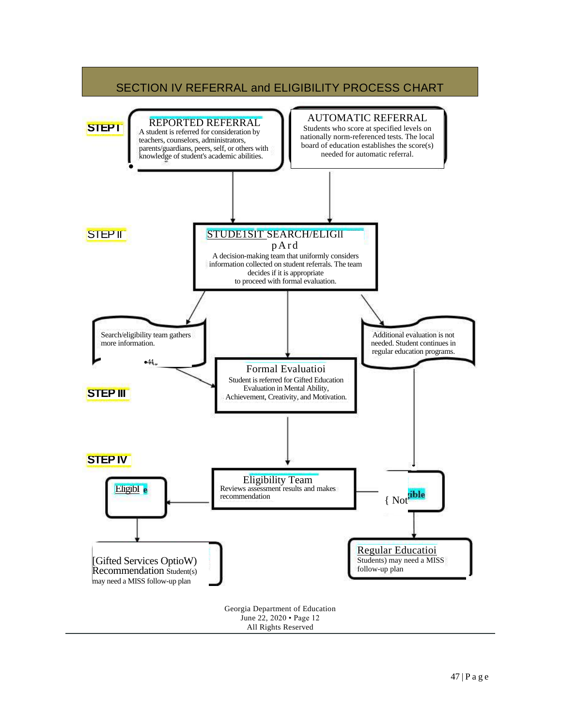# SECTION IV REFERRAL and ELIGIBILITY PROCESS CHART

**STEP I**

**REPORTED REFERRAL**
A student is referred for consideration by teachers, counselors, administrators, parents/guardians, peers, self, or others with knowledge of student's academic abilities.

**AUTOMATIC REFERRAL**
Students who score at specified levels on nationally norm-referenced tests. The local board of education establishes the score(s) needed for automatic referral.

**STEP II**

**STUDE1SIT SEARCH/ELIGIl pArd**
A decision-making team that uniformly considers information collected on student referrals. The team decides if it is appropriate to proceed with formal evaluation.

Search/eligibility team gathers more information.

Additional evaluation is not needed. Student continues in regular education programs.

**STEP III**

**Formal Evaluatioi**
Student is referred for Gifted Education Evaluation in Mental Ability, Achievement, Creativity, and Motivation.

**STEP IV**

**Eligibility Team**
Reviews assessment results and makes recommendation

Eligibl e

{ Not ible

[Gifted Services OptioW) Recommendation Student(s) may need a MISS follow-up plan

**Regular Educatioi**
Students) may need a MISS follow-up plan

Georgia Department of Education
June 22, 2020 • Page 12
All Rights Reserved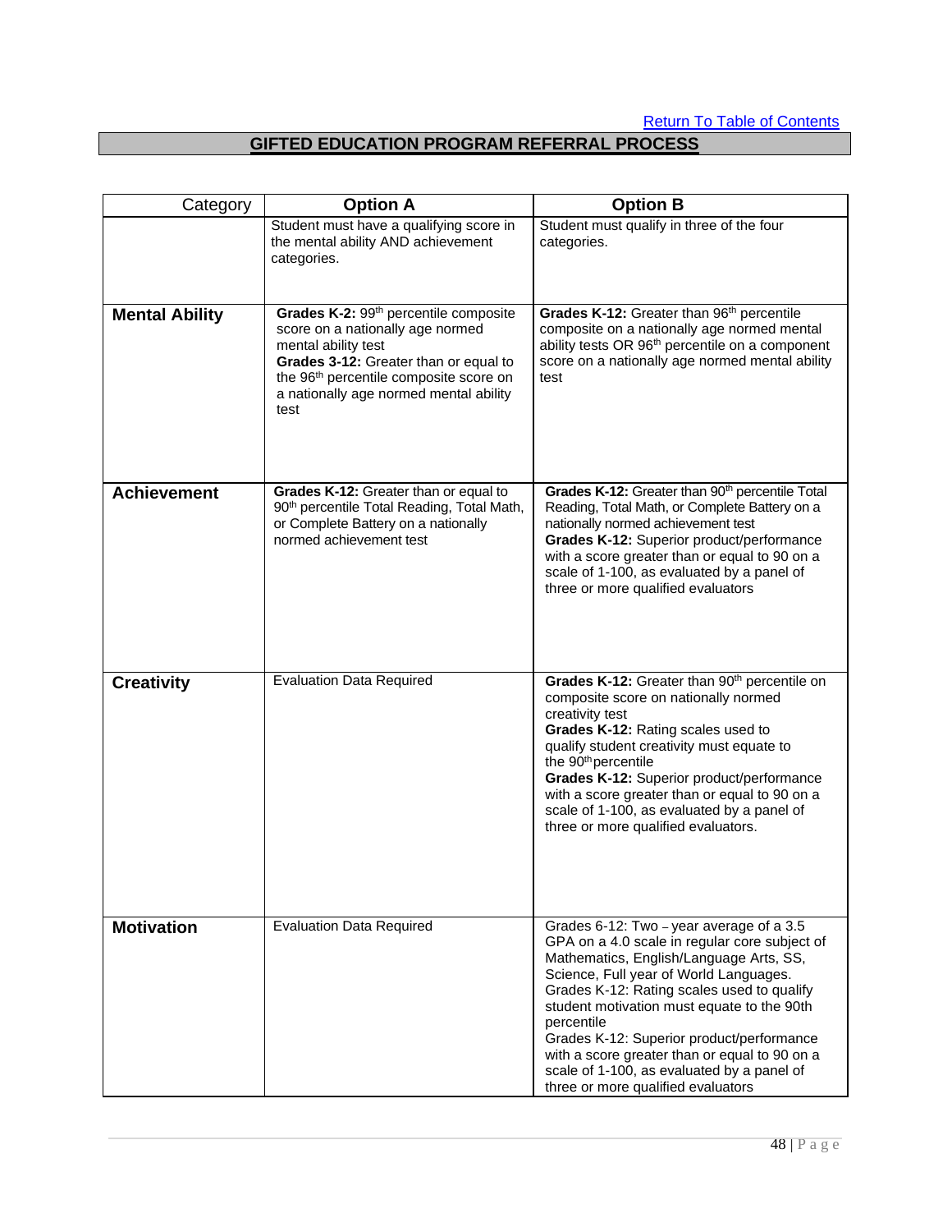[Return To Table of Contents](#)

## GIFTED EDUCATION PROGRAM REFERRAL PROCESS

| Category | Option A | Option B |
|---|---|---|
| | Student must have a qualifying score in the mental ability AND achievement categories. | Student must qualify in three of the four categories. |
| **Mental Ability** | **Grades K-2:** 99th percentile composite score on a nationally age normed mental ability test<br>**Grades 3-12:** Greater than or equal to the 96th percentile composite score on a nationally age normed mental ability test | **Grades K-12:** Greater than 96th percentile composite on a nationally age normed mental ability tests OR 96th percentile on a component score on a nationally age normed mental ability test |
| **Achievement** | **Grades K-12:** Greater than or equal to 90th percentile Total Reading, Total Math, or Complete Battery on a nationally normed achievement test | **Grades K-12:** Greater than 90th percentile Total Reading, Total Math, or Complete Battery on a nationally normed achievement test<br>**Grades K-12:** Superior product/performance with a score greater than or equal to 90 on a scale of 1-100, as evaluated by a panel of three or more qualified evaluators |
| **Creativity** | Evaluation Data Required | **Grades K-12:** Greater than 90th percentile on composite score on nationally normed creativity test<br>**Grades K-12:** Rating scales used to qualify student creativity must equate to the 90th percentile<br>**Grades K-12:** Superior product/performance with a score greater than or equal to 90 on a scale of 1-100, as evaluated by a panel of three or more qualified evaluators. |
| **Motivation** | Evaluation Data Required | Grades 6-12: Two – year average of a 3.5 GPA on a 4.0 scale in regular core subject of Mathematics, English/Language Arts, SS, Science, Full year of World Languages.<br>Grades K-12: Rating scales used to qualify student motivation must equate to the 90th percentile<br>Grades K-12: Superior product/performance with a score greater than or equal to 90 on a scale of 1-100, as evaluated by a panel of three or more qualified evaluators |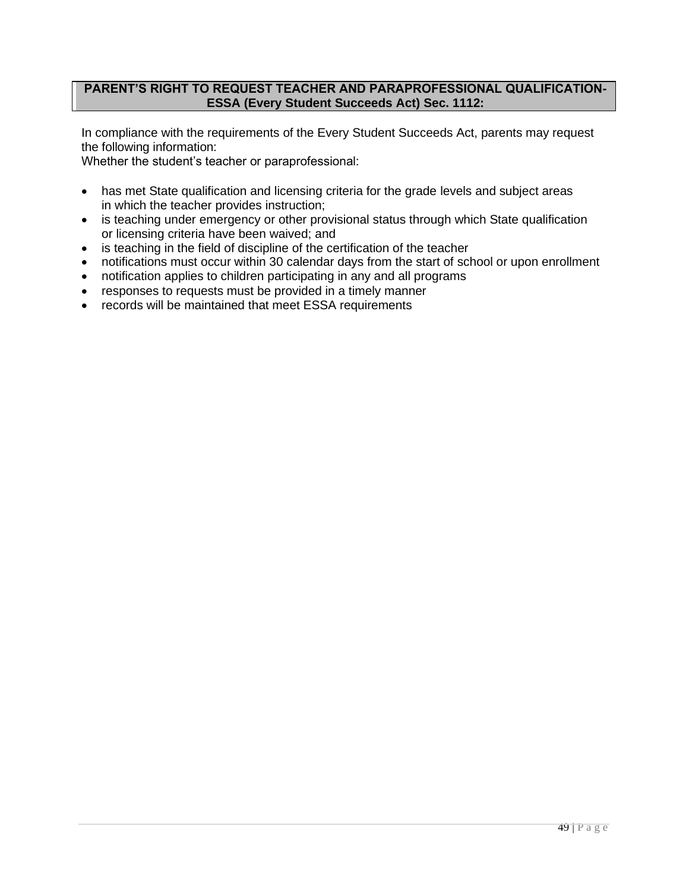## PARENT'S RIGHT TO REQUEST TEACHER AND PARAPROFESSIONAL QUALIFICATION- ESSA (Every Student Succeeds Act) Sec. 1112:

In compliance with the requirements of the Every Student Succeeds Act, parents may request the following information:
Whether the student's teacher or paraprofessional:

- has met State qualification and licensing criteria for the grade levels and subject areas in which the teacher provides instruction;
- is teaching under emergency or other provisional status through which State qualification or licensing criteria have been waived; and
- is teaching in the field of discipline of the certification of the teacher
- notifications must occur within 30 calendar days from the start of school or upon enrollment
- notification applies to children participating in any and all programs
- responses to requests must be provided in a timely manner
- records will be maintained that meet ESSA requirements